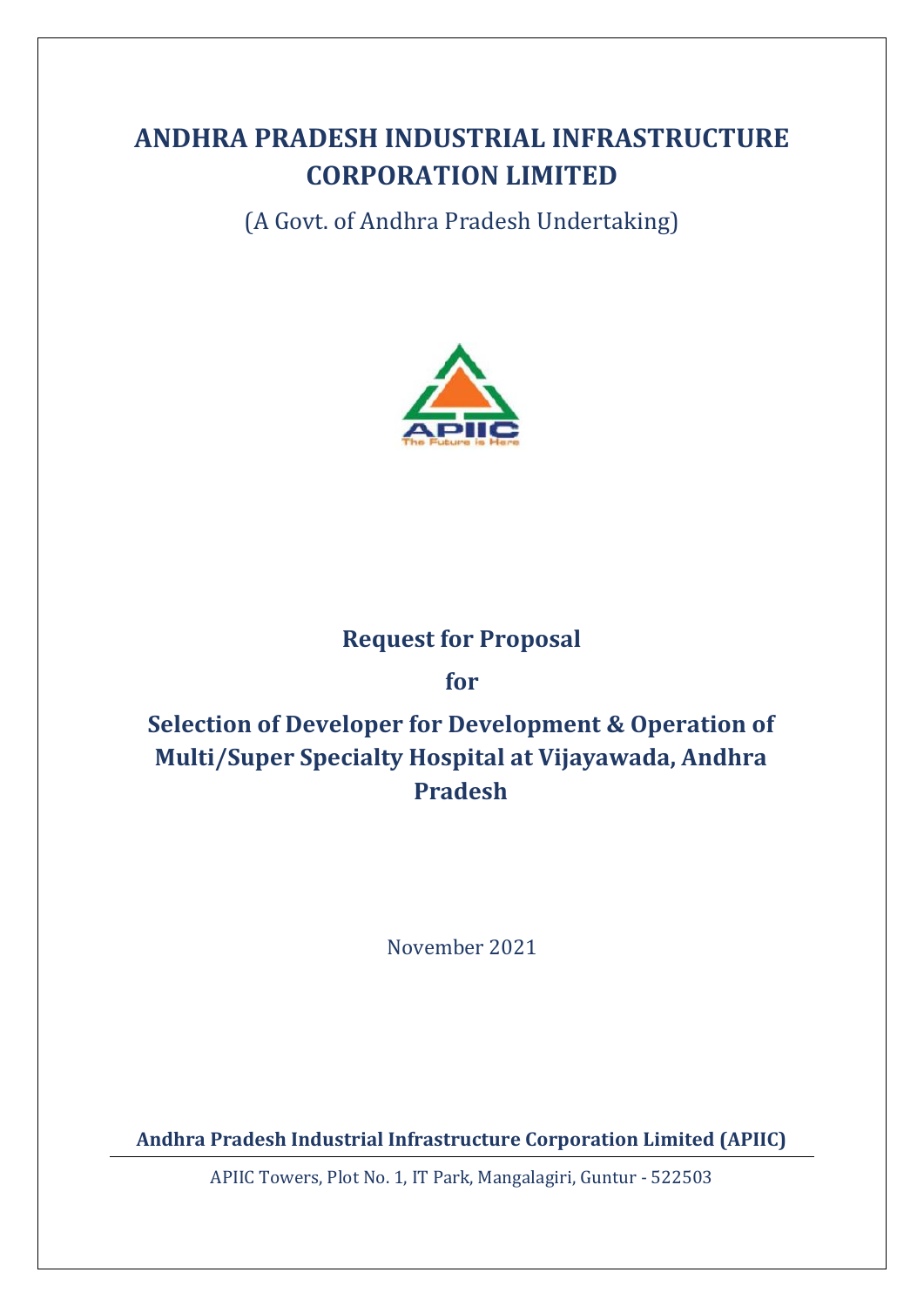# ANDHRA PRADESH INDUSTRIAL INFRASTRUCTURE CORPORATION LIMITED

(A Govt. of Andhra Pradesh Undertaking)

APIIC
The Future is Here

## Request for Proposal

## for

## Selection of Developer for Development & Operation of Multi/Super Specialty Hospital at Vijayawada, Andhra Pradesh

November 2021

**Andhra Pradesh Industrial Infrastructure Corporation Limited (APIIC)**

APIIC Towers, Plot No. 1, IT Park, Mangalagiri, Guntur - 522503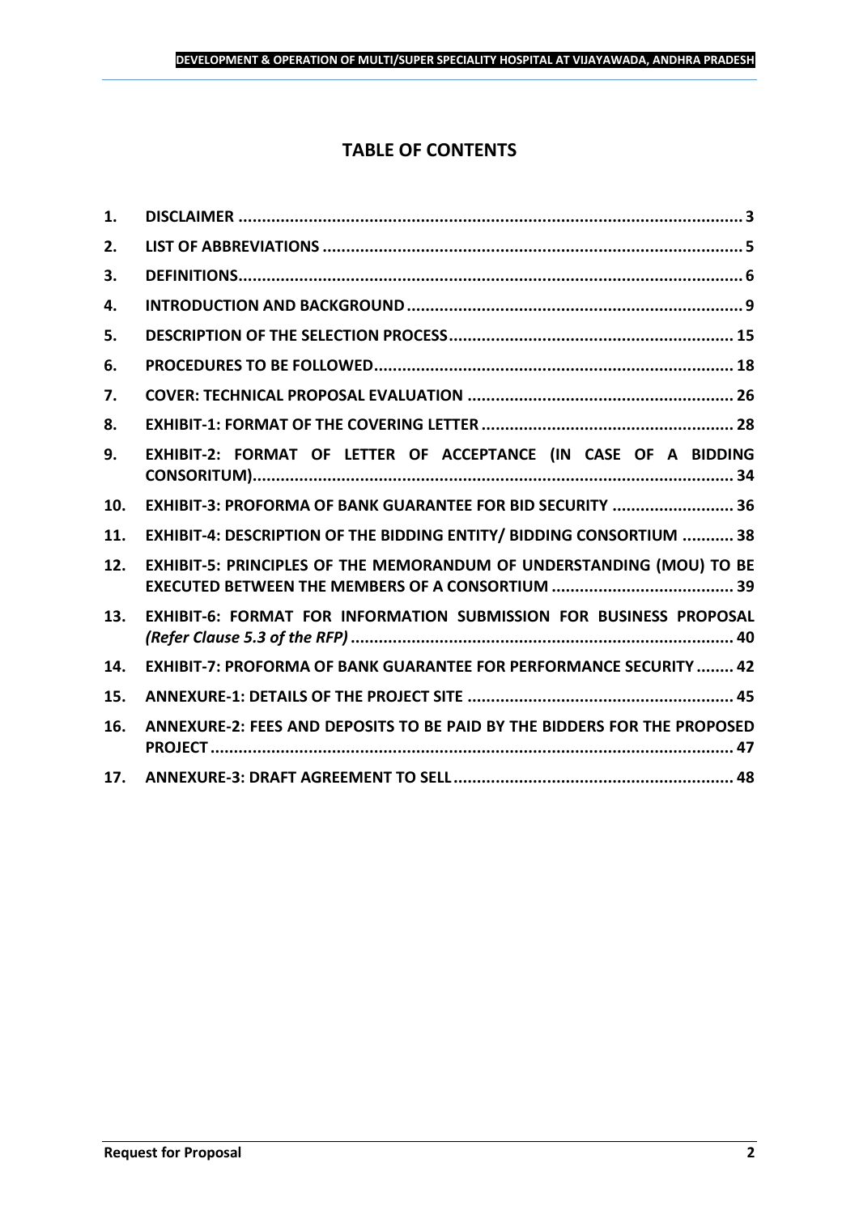# TABLE OF CONTENTS

| | | |
|---|---|---|
| 1. | **DISCLAIMER** | **3** |
| 2. | **LIST OF ABBREVIATIONS** | **5** |
| 3. | **DEFINITIONS** | **6** |
| 4. | **INTRODUCTION AND BACKGROUND** | **9** |
| 5. | **DESCRIPTION OF THE SELECTION PROCESS** | **15** |
| 6. | **PROCEDURES TO BE FOLLOWED** | **18** |
| 7. | **COVER: TECHNICAL PROPOSAL EVALUATION** | **26** |
| 8. | **EXHIBIT-1: FORMAT OF THE COVERING LETTER** | **28** |
| 9. | **EXHIBIT-2: FORMAT OF LETTER OF ACCEPTANCE (IN CASE OF A BIDDING CONSORITUM)** | **34** |
| 10. | **EXHIBIT-3: PROFORMA OF BANK GUARANTEE FOR BID SECURITY** | **36** |
| 11. | **EXHIBIT-4: DESCRIPTION OF THE BIDDING ENTITY/ BIDDING CONSORTIUM** | **38** |
| 12. | **EXHIBIT-5: PRINCIPLES OF THE MEMORANDUM OF UNDERSTANDING (MOU) TO BE EXECUTED BETWEEN THE MEMBERS OF A CONSORTIUM** | **39** |
| 13. | **EXHIBIT-6: FORMAT FOR INFORMATION SUBMISSION FOR BUSINESS PROPOSAL** ***(Refer Clause 5.3 of the RFP)*** | **40** |
| 14. | **EXHIBIT-7: PROFORMA OF BANK GUARANTEE FOR PERFORMANCE SECURITY** | **42** |
| 15. | **ANNEXURE-1: DETAILS OF THE PROJECT SITE** | **45** |
| 16. | **ANNEXURE-2: FEES AND DEPOSITS TO BE PAID BY THE BIDDERS FOR THE PROPOSED PROJECT** | **47** |
| 17. | **ANNEXURE-3: DRAFT AGREEMENT TO SELL** | **48** |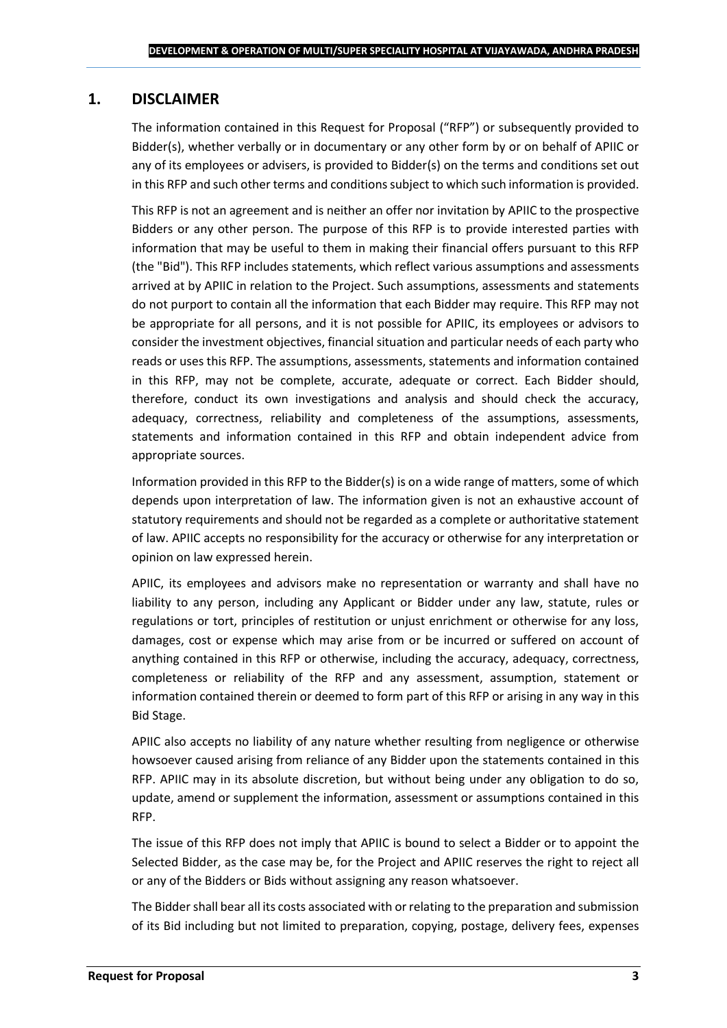## 1. DISCLAIMER

The information contained in this Request for Proposal ("RFP") or subsequently provided to Bidder(s), whether verbally or in documentary or any other form by or on behalf of APIIC or any of its employees or advisers, is provided to Bidder(s) on the terms and conditions set out in this RFP and such other terms and conditions subject to which such information is provided.

This RFP is not an agreement and is neither an offer nor invitation by APIIC to the prospective Bidders or any other person. The purpose of this RFP is to provide interested parties with information that may be useful to them in making their financial offers pursuant to this RFP (the "Bid"). This RFP includes statements, which reflect various assumptions and assessments arrived at by APIIC in relation to the Project. Such assumptions, assessments and statements do not purport to contain all the information that each Bidder may require. This RFP may not be appropriate for all persons, and it is not possible for APIIC, its employees or advisors to consider the investment objectives, financial situation and particular needs of each party who reads or uses this RFP. The assumptions, assessments, statements and information contained in this RFP, may not be complete, accurate, adequate or correct. Each Bidder should, therefore, conduct its own investigations and analysis and should check the accuracy, adequacy, correctness, reliability and completeness of the assumptions, assessments, statements and information contained in this RFP and obtain independent advice from appropriate sources.

Information provided in this RFP to the Bidder(s) is on a wide range of matters, some of which depends upon interpretation of law. The information given is not an exhaustive account of statutory requirements and should not be regarded as a complete or authoritative statement of law. APIIC accepts no responsibility for the accuracy or otherwise for any interpretation or opinion on law expressed herein.

APIIC, its employees and advisors make no representation or warranty and shall have no liability to any person, including any Applicant or Bidder under any law, statute, rules or regulations or tort, principles of restitution or unjust enrichment or otherwise for any loss, damages, cost or expense which may arise from or be incurred or suffered on account of anything contained in this RFP or otherwise, including the accuracy, adequacy, correctness, completeness or reliability of the RFP and any assessment, assumption, statement or information contained therein or deemed to form part of this RFP or arising in any way in this Bid Stage.

APIIC also accepts no liability of any nature whether resulting from negligence or otherwise howsoever caused arising from reliance of any Bidder upon the statements contained in this RFP. APIIC may in its absolute discretion, but without being under any obligation to do so, update, amend or supplement the information, assessment or assumptions contained in this RFP.

The issue of this RFP does not imply that APIIC is bound to select a Bidder or to appoint the Selected Bidder, as the case may be, for the Project and APIIC reserves the right to reject all or any of the Bidders or Bids without assigning any reason whatsoever.

The Bidder shall bear all its costs associated with or relating to the preparation and submission of its Bid including but not limited to preparation, copying, postage, delivery fees, expenses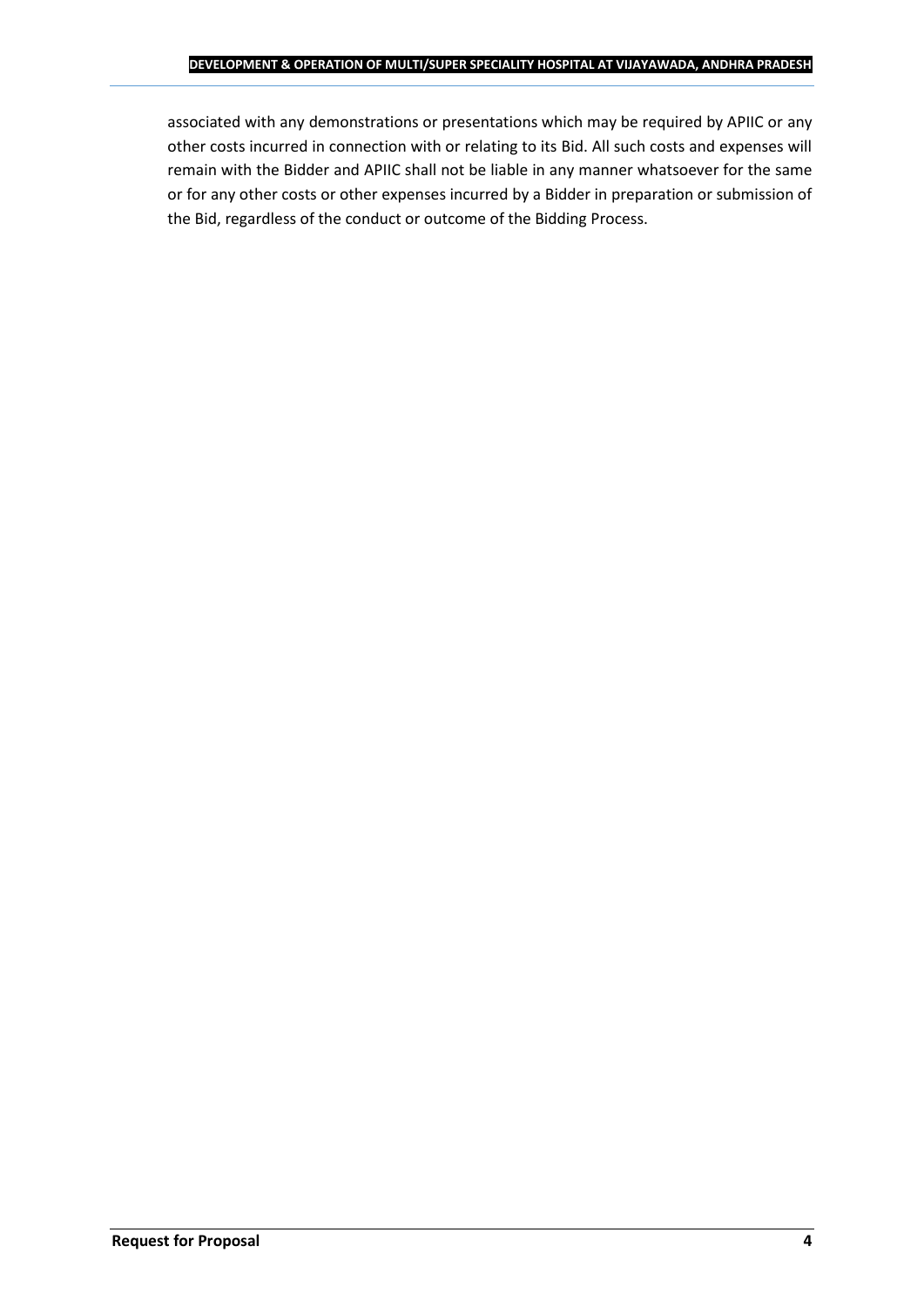associated with any demonstrations or presentations which may be required by APIIC or any other costs incurred in connection with or relating to its Bid. All such costs and expenses will remain with the Bidder and APIIC shall not be liable in any manner whatsoever for the same or for any other costs or other expenses incurred by a Bidder in preparation or submission of the Bid, regardless of the conduct or outcome of the Bidding Process.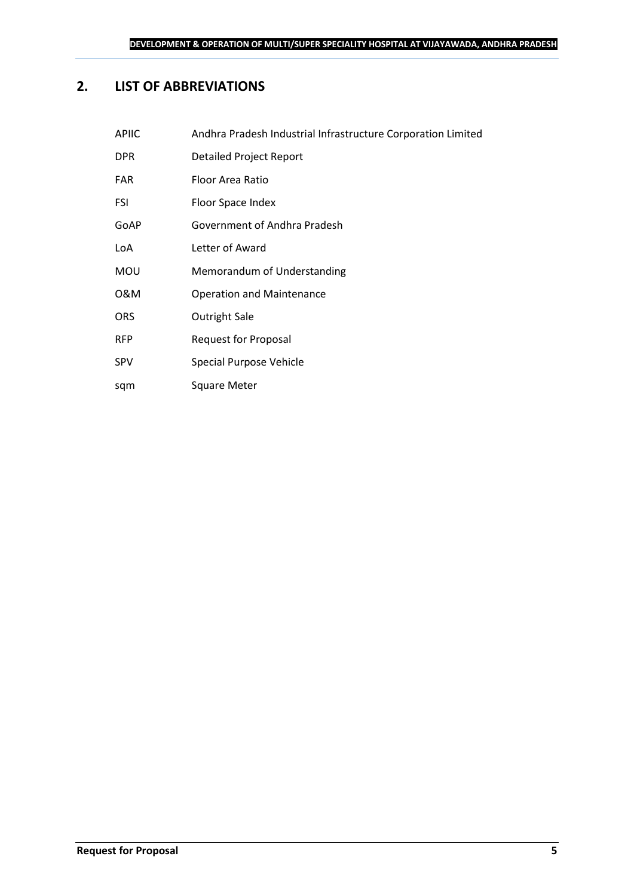## 2. LIST OF ABBREVIATIONS

| | |
|---|---|
| APIIC | Andhra Pradesh Industrial Infrastructure Corporation Limited |
| DPR | Detailed Project Report |
| FAR | Floor Area Ratio |
| FSI | Floor Space Index |
| GoAP | Government of Andhra Pradesh |
| LoA | Letter of Award |
| MOU | Memorandum of Understanding |
| O&M | Operation and Maintenance |
| ORS | Outright Sale |
| RFP | Request for Proposal |
| SPV | Special Purpose Vehicle |
| sqm | Square Meter |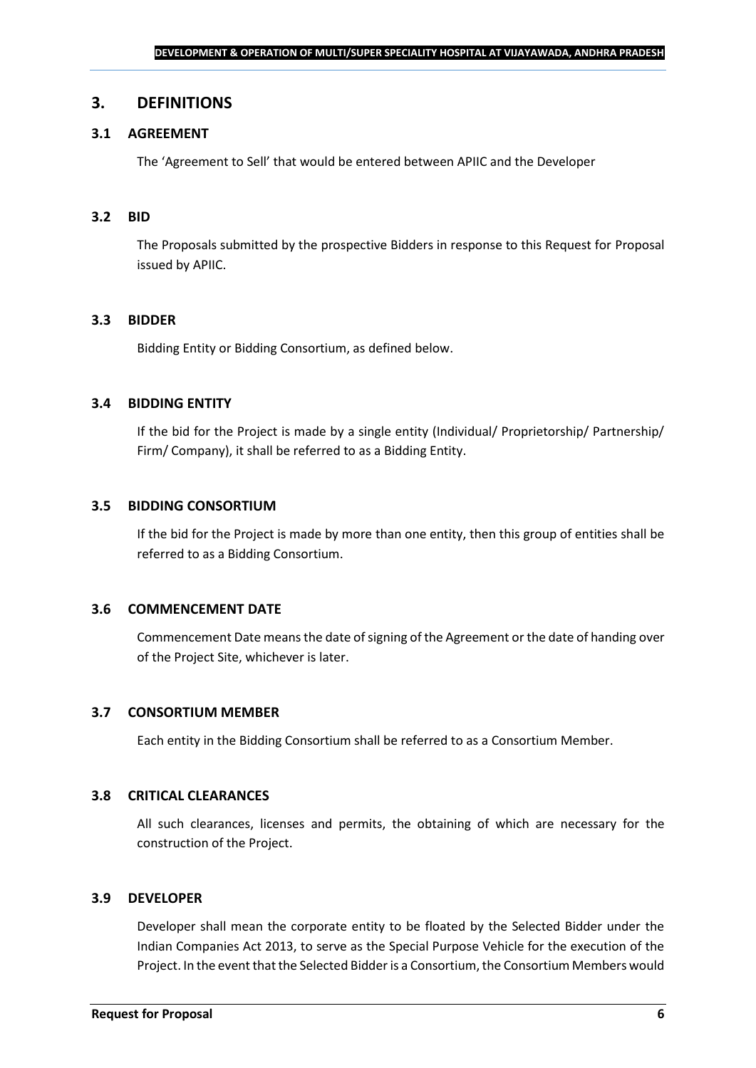## 3. DEFINITIONS

### 3.1 AGREEMENT

The 'Agreement to Sell' that would be entered between APIIC and the Developer

### 3.2 BID

The Proposals submitted by the prospective Bidders in response to this Request for Proposal issued by APIIC.

### 3.3 BIDDER

Bidding Entity or Bidding Consortium, as defined below.

### 3.4 BIDDING ENTITY

If the bid for the Project is made by a single entity (Individual/ Proprietorship/ Partnership/ Firm/ Company), it shall be referred to as a Bidding Entity.

### 3.5 BIDDING CONSORTIUM

If the bid for the Project is made by more than one entity, then this group of entities shall be referred to as a Bidding Consortium.

### 3.6 COMMENCEMENT DATE

Commencement Date means the date of signing of the Agreement or the date of handing over of the Project Site, whichever is later.

### 3.7 CONSORTIUM MEMBER

Each entity in the Bidding Consortium shall be referred to as a Consortium Member.

### 3.8 CRITICAL CLEARANCES

All such clearances, licenses and permits, the obtaining of which are necessary for the construction of the Project.

### 3.9 DEVELOPER

Developer shall mean the corporate entity to be floated by the Selected Bidder under the Indian Companies Act 2013, to serve as the Special Purpose Vehicle for the execution of the Project. In the event that the Selected Bidder is a Consortium, the Consortium Members would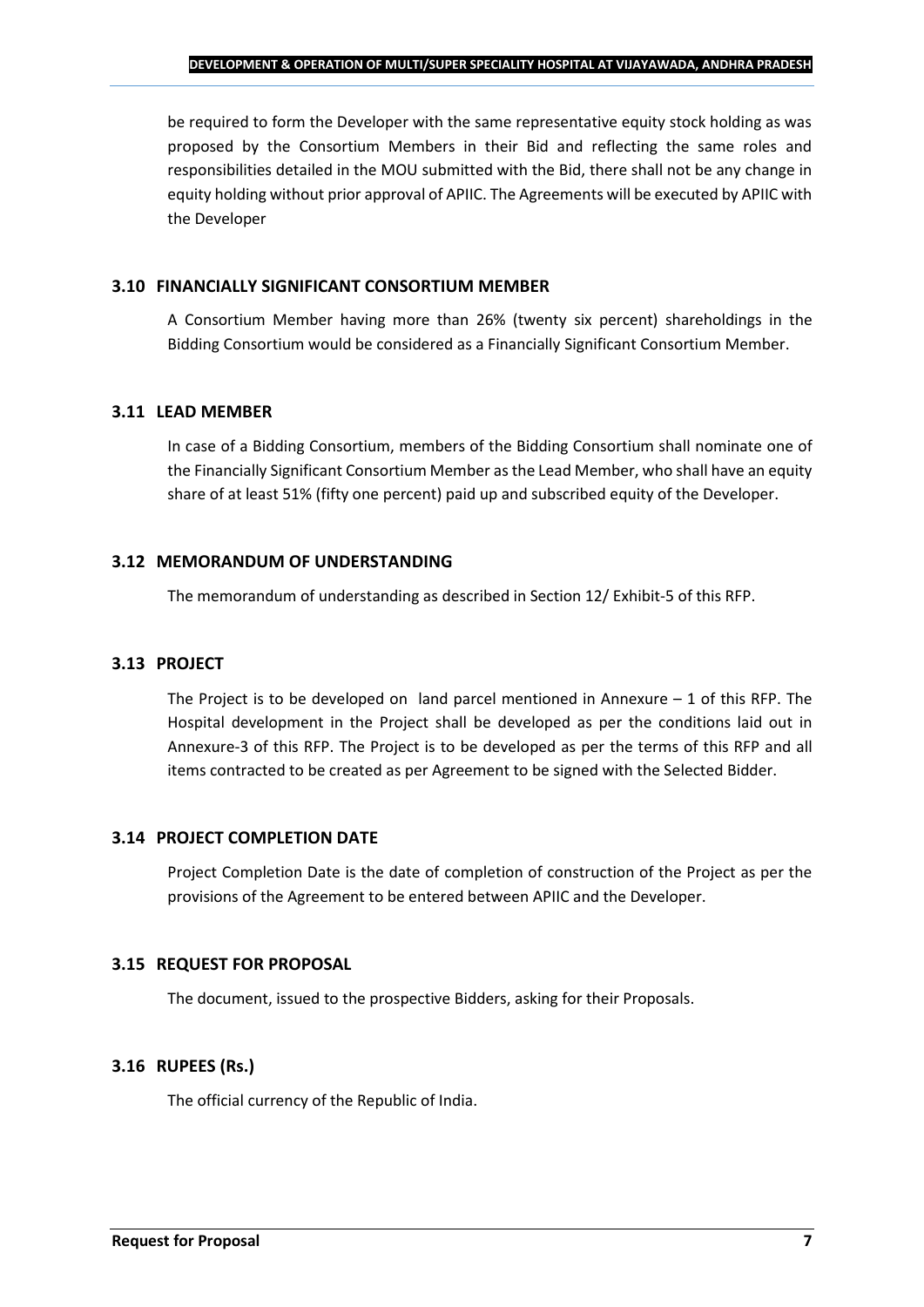be required to form the Developer with the same representative equity stock holding as was proposed by the Consortium Members in their Bid and reflecting the same roles and responsibilities detailed in the MOU submitted with the Bid, there shall not be any change in equity holding without prior approval of APIIC. The Agreements will be executed by APIIC with the Developer

### 3.10 FINANCIALLY SIGNIFICANT CONSORTIUM MEMBER

A Consortium Member having more than 26% (twenty six percent) shareholdings in the Bidding Consortium would be considered as a Financially Significant Consortium Member.

### 3.11 LEAD MEMBER

In case of a Bidding Consortium, members of the Bidding Consortium shall nominate one of the Financially Significant Consortium Member as the Lead Member, who shall have an equity share of at least 51% (fifty one percent) paid up and subscribed equity of the Developer.

### 3.12 MEMORANDUM OF UNDERSTANDING

The memorandum of understanding as described in Section 12/ Exhibit-5 of this RFP.

### 3.13 PROJECT

The Project is to be developed on land parcel mentioned in Annexure – 1 of this RFP. The Hospital development in the Project shall be developed as per the conditions laid out in Annexure-3 of this RFP. The Project is to be developed as per the terms of this RFP and all items contracted to be created as per Agreement to be signed with the Selected Bidder.

### 3.14 PROJECT COMPLETION DATE

Project Completion Date is the date of completion of construction of the Project as per the provisions of the Agreement to be entered between APIIC and the Developer.

### 3.15 REQUEST FOR PROPOSAL

The document, issued to the prospective Bidders, asking for their Proposals.

### 3.16 RUPEES (Rs.)

The official currency of the Republic of India.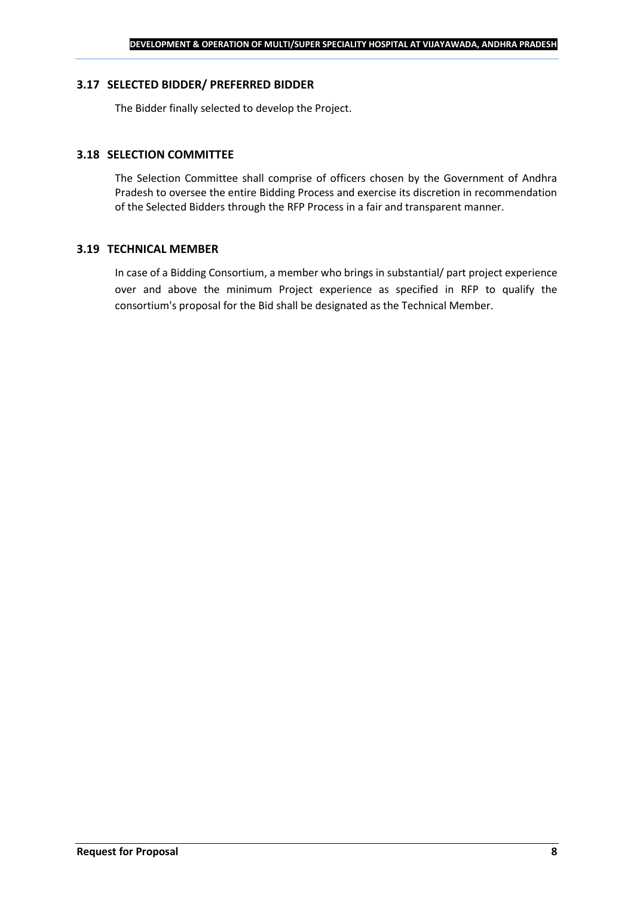### 3.17 SELECTED BIDDER/ PREFERRED BIDDER

The Bidder finally selected to develop the Project.

### 3.18 SELECTION COMMITTEE

The Selection Committee shall comprise of officers chosen by the Government of Andhra Pradesh to oversee the entire Bidding Process and exercise its discretion in recommendation of the Selected Bidders through the RFP Process in a fair and transparent manner.

### 3.19 TECHNICAL MEMBER

In case of a Bidding Consortium, a member who brings in substantial/ part project experience over and above the minimum Project experience as specified in RFP to qualify the consortium's proposal for the Bid shall be designated as the Technical Member.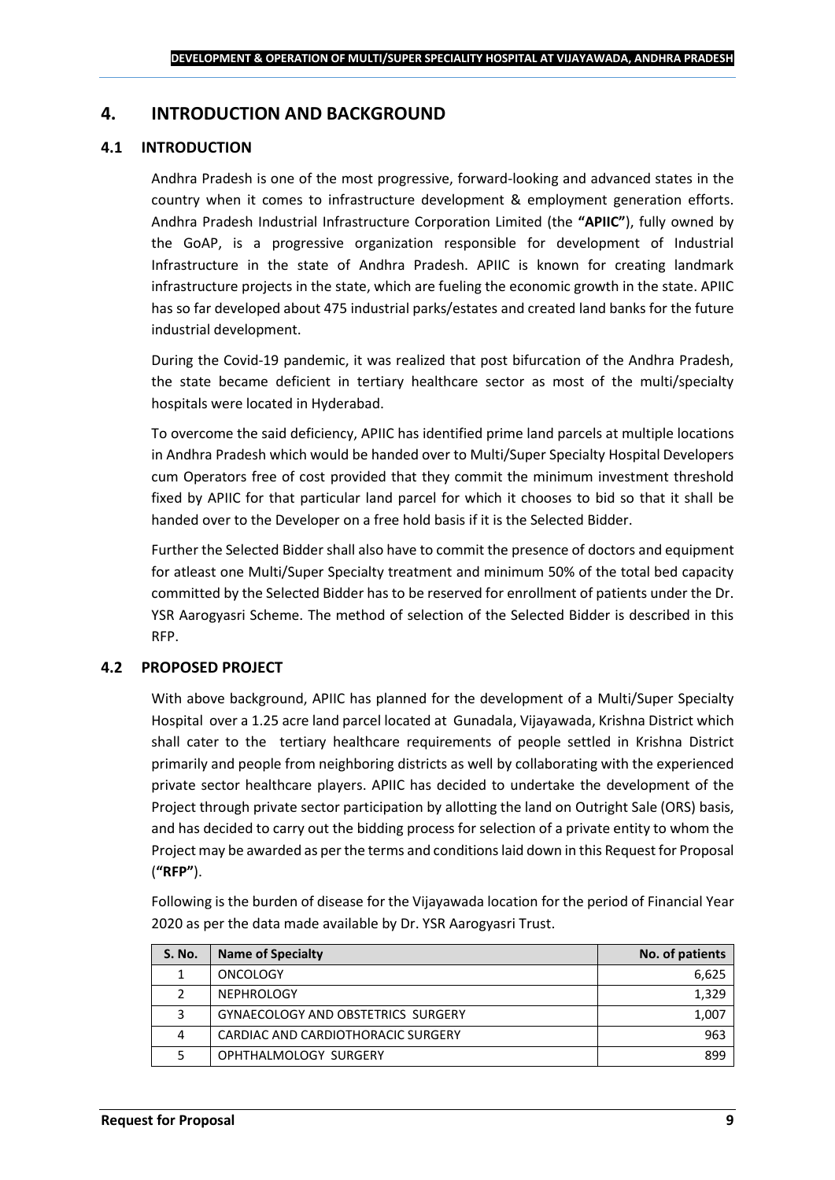# 4. INTRODUCTION AND BACKGROUND

## 4.1 INTRODUCTION

Andhra Pradesh is one of the most progressive, forward-looking and advanced states in the country when it comes to infrastructure development & employment generation efforts. Andhra Pradesh Industrial Infrastructure Corporation Limited (the **"APIIC"**), fully owned by the GoAP, is a progressive organization responsible for development of Industrial Infrastructure in the state of Andhra Pradesh. APIIC is known for creating landmark infrastructure projects in the state, which are fueling the economic growth in the state. APIIC has so far developed about 475 industrial parks/estates and created land banks for the future industrial development.

During the Covid-19 pandemic, it was realized that post bifurcation of the Andhra Pradesh, the state became deficient in tertiary healthcare sector as most of the multi/specialty hospitals were located in Hyderabad.

To overcome the said deficiency, APIIC has identified prime land parcels at multiple locations in Andhra Pradesh which would be handed over to Multi/Super Specialty Hospital Developers cum Operators free of cost provided that they commit the minimum investment threshold fixed by APIIC for that particular land parcel for which it chooses to bid so that it shall be handed over to the Developer on a free hold basis if it is the Selected Bidder.

Further the Selected Bidder shall also have to commit the presence of doctors and equipment for atleast one Multi/Super Specialty treatment and minimum 50% of the total bed capacity committed by the Selected Bidder has to be reserved for enrollment of patients under the Dr. YSR Aarogyasri Scheme. The method of selection of the Selected Bidder is described in this RFP.

## 4.2 PROPOSED PROJECT

With above background, APIIC has planned for the development of a Multi/Super Specialty Hospital over a 1.25 acre land parcel located at Gunadala, Vijayawada, Krishna District which shall cater to the tertiary healthcare requirements of people settled in Krishna District primarily and people from neighboring districts as well by collaborating with the experienced private sector healthcare players. APIIC has decided to undertake the development of the Project through private sector participation by allotting the land on Outright Sale (ORS) basis, and has decided to carry out the bidding process for selection of a private entity to whom the Project may be awarded as per the terms and conditions laid down in this Request for Proposal (**"RFP"**).

Following is the burden of disease for the Vijayawada location for the period of Financial Year 2020 as per the data made available by Dr. YSR Aarogyasri Trust.

| S. No. | Name of Specialty | No. of patients |
|---|---|---|
| 1 | ONCOLOGY | 6,625 |
| 2 | NEPHROLOGY | 1,329 |
| 3 | GYNAECOLOGY AND OBSTETRICS SURGERY | 1,007 |
| 4 | CARDIAC AND CARDIOTHORACIC SURGERY | 963 |
| 5 | OPHTHALMOLOGY SURGERY | 899 |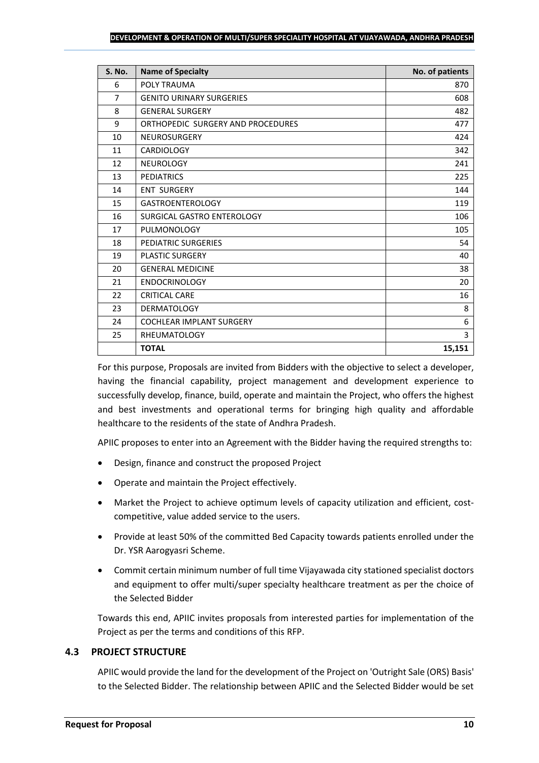| S. No. | Name of Specialty | No. of patients |
|---|---|---|
| 6 | POLY TRAUMA | 870 |
| 7 | GENITO URINARY SURGERIES | 608 |
| 8 | GENERAL SURGERY | 482 |
| 9 | ORTHOPEDIC SURGERY AND PROCEDURES | 477 |
| 10 | NEUROSURGERY | 424 |
| 11 | CARDIOLOGY | 342 |
| 12 | NEUROLOGY | 241 |
| 13 | PEDIATRICS | 225 |
| 14 | ENT SURGERY | 144 |
| 15 | GASTROENTEROLOGY | 119 |
| 16 | SURGICAL GASTRO ENTEROLOGY | 106 |
| 17 | PULMONOLOGY | 105 |
| 18 | PEDIATRIC SURGERIES | 54 |
| 19 | PLASTIC SURGERY | 40 |
| 20 | GENERAL MEDICINE | 38 |
| 21 | ENDOCRINOLOGY | 20 |
| 22 | CRITICAL CARE | 16 |
| 23 | DERMATOLOGY | 8 |
| 24 | COCHLEAR IMPLANT SURGERY | 6 |
| 25 | RHEUMATOLOGY | 3 |
| | **TOTAL** | **15,151** |

For this purpose, Proposals are invited from Bidders with the objective to select a developer, having the financial capability, project management and development experience to successfully develop, finance, build, operate and maintain the Project, who offers the highest and best investments and operational terms for bringing high quality and affordable healthcare to the residents of the state of Andhra Pradesh.

APIIC proposes to enter into an Agreement with the Bidder having the required strengths to:

- Design, finance and construct the proposed Project
- Operate and maintain the Project effectively.
- Market the Project to achieve optimum levels of capacity utilization and efficient, cost-competitive, value added service to the users.
- Provide at least 50% of the committed Bed Capacity towards patients enrolled under the Dr. YSR Aarogyasri Scheme.
- Commit certain minimum number of full time Vijayawada city stationed specialist doctors and equipment to offer multi/super specialty healthcare treatment as per the choice of the Selected Bidder

Towards this end, APIIC invites proposals from interested parties for implementation of the Project as per the terms and conditions of this RFP.

### 4.3 PROJECT STRUCTURE

APIIC would provide the land for the development of the Project on 'Outright Sale (ORS) Basis' to the Selected Bidder. The relationship between APIIC and the Selected Bidder would be set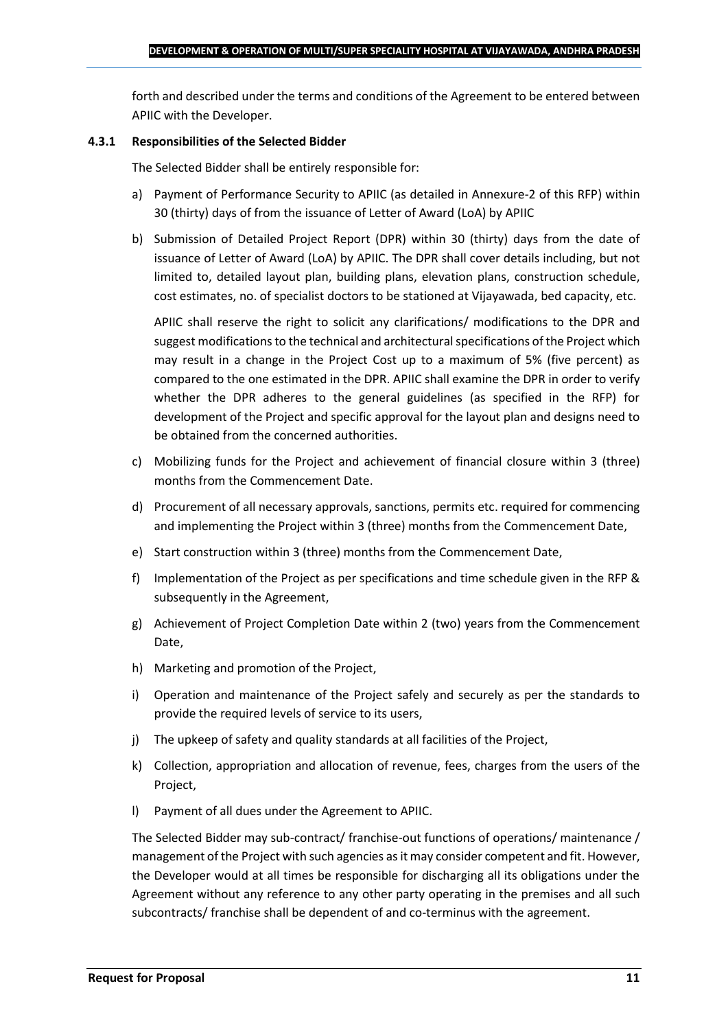forth and described under the terms and conditions of the Agreement to be entered between APIIC with the Developer.

#### 4.3.1 Responsibilities of the Selected Bidder

The Selected Bidder shall be entirely responsible for:

a) Payment of Performance Security to APIIC (as detailed in Annexure-2 of this RFP) within 30 (thirty) days of from the issuance of Letter of Award (LoA) by APIIC

b) Submission of Detailed Project Report (DPR) within 30 (thirty) days from the date of issuance of Letter of Award (LoA) by APIIC. The DPR shall cover details including, but not limited to, detailed layout plan, building plans, elevation plans, construction schedule, cost estimates, no. of specialist doctors to be stationed at Vijayawada, bed capacity, etc.

   APIIC shall reserve the right to solicit any clarifications/ modifications to the DPR and suggest modifications to the technical and architectural specifications of the Project which may result in a change in the Project Cost up to a maximum of 5% (five percent) as compared to the one estimated in the DPR. APIIC shall examine the DPR in order to verify whether the DPR adheres to the general guidelines (as specified in the RFP) for development of the Project and specific approval for the layout plan and designs need to be obtained from the concerned authorities.

c) Mobilizing funds for the Project and achievement of financial closure within 3 (three) months from the Commencement Date.

d) Procurement of all necessary approvals, sanctions, permits etc. required for commencing and implementing the Project within 3 (three) months from the Commencement Date,

e) Start construction within 3 (three) months from the Commencement Date,

f) Implementation of the Project as per specifications and time schedule given in the RFP & subsequently in the Agreement,

g) Achievement of Project Completion Date within 2 (two) years from the Commencement Date,

h) Marketing and promotion of the Project,

i) Operation and maintenance of the Project safely and securely as per the standards to provide the required levels of service to its users,

j) The upkeep of safety and quality standards at all facilities of the Project,

k) Collection, appropriation and allocation of revenue, fees, charges from the users of the Project,

l) Payment of all dues under the Agreement to APIIC.

The Selected Bidder may sub-contract/ franchise-out functions of operations/ maintenance / management of the Project with such agencies as it may consider competent and fit. However, the Developer would at all times be responsible for discharging all its obligations under the Agreement without any reference to any other party operating in the premises and all such subcontracts/ franchise shall be dependent of and co-terminus with the agreement.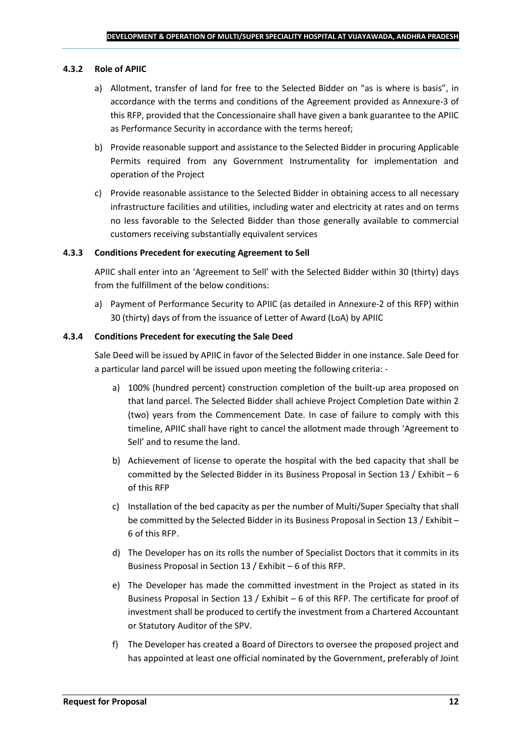#### 4.3.2 Role of APIIC

a) Allotment, transfer of land for free to the Selected Bidder on "as is where is basis", in accordance with the terms and conditions of the Agreement provided as Annexure-3 of this RFP, provided that the Concessionaire shall have given a bank guarantee to the APIIC as Performance Security in accordance with the terms hereof;

b) Provide reasonable support and assistance to the Selected Bidder in procuring Applicable Permits required from any Government Instrumentality for implementation and operation of the Project

c) Provide reasonable assistance to the Selected Bidder in obtaining access to all necessary infrastructure facilities and utilities, including water and electricity at rates and on terms no less favorable to the Selected Bidder than those generally available to commercial customers receiving substantially equivalent services

#### 4.3.3 Conditions Precedent for executing Agreement to Sell

APIIC shall enter into an 'Agreement to Sell' with the Selected Bidder within 30 (thirty) days from the fulfillment of the below conditions:

a) Payment of Performance Security to APIIC (as detailed in Annexure-2 of this RFP) within 30 (thirty) days of from the issuance of Letter of Award (LoA) by APIIC

#### 4.3.4 Conditions Precedent for executing the Sale Deed

Sale Deed will be issued by APIIC in favor of the Selected Bidder in one instance. Sale Deed for a particular land parcel will be issued upon meeting the following criteria: -

a) 100% (hundred percent) construction completion of the built-up area proposed on that land parcel. The Selected Bidder shall achieve Project Completion Date within 2 (two) years from the Commencement Date. In case of failure to comply with this timeline, APIIC shall have right to cancel the allotment made through 'Agreement to Sell' and to resume the land.

b) Achievement of license to operate the hospital with the bed capacity that shall be committed by the Selected Bidder in its Business Proposal in Section 13 / Exhibit – 6 of this RFP

c) Installation of the bed capacity as per the number of Multi/Super Specialty that shall be committed by the Selected Bidder in its Business Proposal in Section 13 / Exhibit – 6 of this RFP.

d) The Developer has on its rolls the number of Specialist Doctors that it commits in its Business Proposal in Section 13 / Exhibit – 6 of this RFP.

e) The Developer has made the committed investment in the Project as stated in its Business Proposal in Section 13 / Exhibit – 6 of this RFP. The certificate for proof of investment shall be produced to certify the investment from a Chartered Accountant or Statutory Auditor of the SPV.

f) The Developer has created a Board of Directors to oversee the proposed project and has appointed at least one official nominated by the Government, preferably of Joint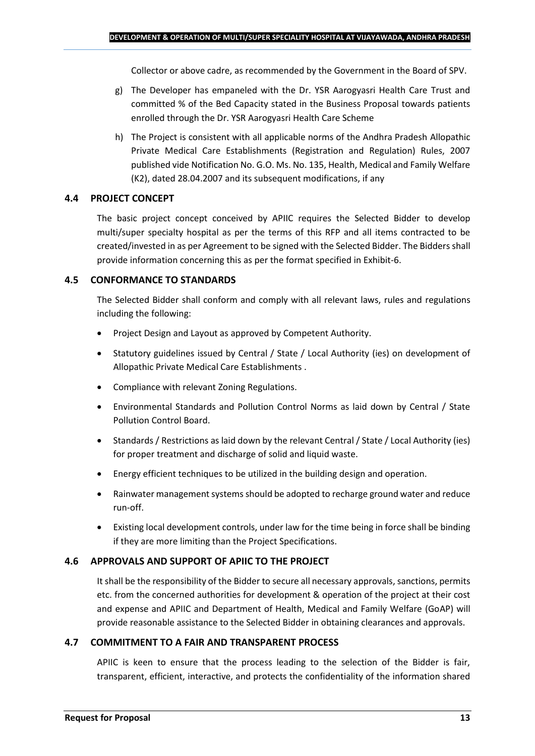Collector or above cadre, as recommended by the Government in the Board of SPV.

g) The Developer has empaneled with the Dr. YSR Aarogyasri Health Care Trust and committed % of the Bed Capacity stated in the Business Proposal towards patients enrolled through the Dr. YSR Aarogyasri Health Care Scheme

h) The Project is consistent with all applicable norms of the Andhra Pradesh Allopathic Private Medical Care Establishments (Registration and Regulation) Rules, 2007 published vide Notification No. G.O. Ms. No. 135, Health, Medical and Family Welfare (K2), dated 28.04.2007 and its subsequent modifications, if any

### 4.4 PROJECT CONCEPT

The basic project concept conceived by APIIC requires the Selected Bidder to develop multi/super specialty hospital as per the terms of this RFP and all items contracted to be created/invested in as per Agreement to be signed with the Selected Bidder. The Bidders shall provide information concerning this as per the format specified in Exhibit-6.

### 4.5 CONFORMANCE TO STANDARDS

The Selected Bidder shall conform and comply with all relevant laws, rules and regulations including the following:

- Project Design and Layout as approved by Competent Authority.
- Statutory guidelines issued by Central / State / Local Authority (ies) on development of Allopathic Private Medical Care Establishments .
- Compliance with relevant Zoning Regulations.
- Environmental Standards and Pollution Control Norms as laid down by Central / State Pollution Control Board.
- Standards / Restrictions as laid down by the relevant Central / State / Local Authority (ies) for proper treatment and discharge of solid and liquid waste.
- Energy efficient techniques to be utilized in the building design and operation.
- Rainwater management systems should be adopted to recharge ground water and reduce run-off.
- Existing local development controls, under law for the time being in force shall be binding if they are more limiting than the Project Specifications.

### 4.6 APPROVALS AND SUPPORT OF APIIC TO THE PROJECT

It shall be the responsibility of the Bidder to secure all necessary approvals, sanctions, permits etc. from the concerned authorities for development & operation of the project at their cost and expense and APIIC and Department of Health, Medical and Family Welfare (GoAP) will provide reasonable assistance to the Selected Bidder in obtaining clearances and approvals.

### 4.7 COMMITMENT TO A FAIR AND TRANSPARENT PROCESS

APIIC is keen to ensure that the process leading to the selection of the Bidder is fair, transparent, efficient, interactive, and protects the confidentiality of the information shared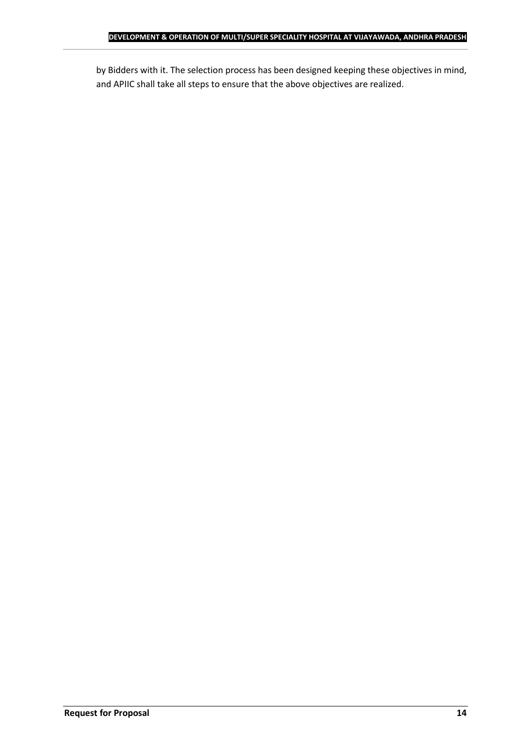by Bidders with it. The selection process has been designed keeping these objectives in mind, and APIIC shall take all steps to ensure that the above objectives are realized.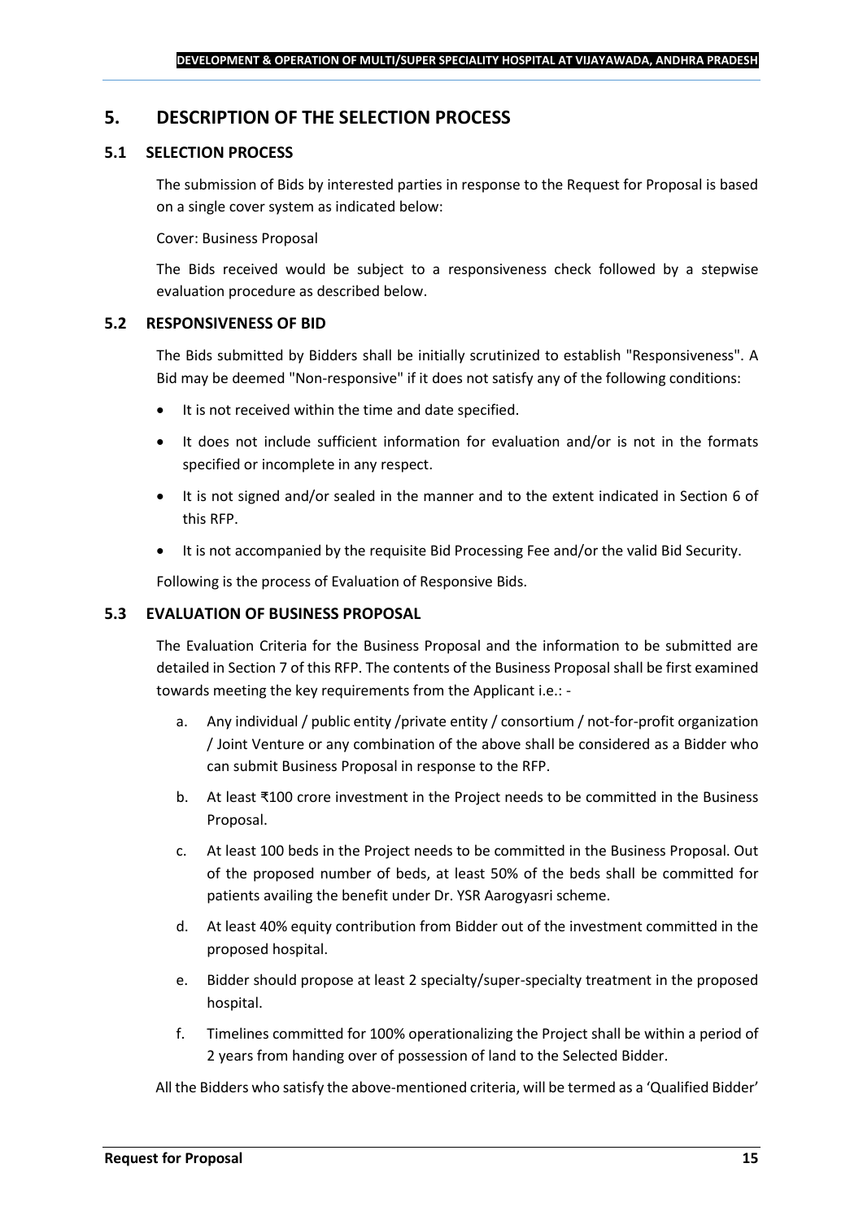## 5. DESCRIPTION OF THE SELECTION PROCESS

### 5.1 SELECTION PROCESS

The submission of Bids by interested parties in response to the Request for Proposal is based on a single cover system as indicated below:

Cover: Business Proposal

The Bids received would be subject to a responsiveness check followed by a stepwise evaluation procedure as described below.

### 5.2 RESPONSIVENESS OF BID

The Bids submitted by Bidders shall be initially scrutinized to establish "Responsiveness". A Bid may be deemed "Non-responsive" if it does not satisfy any of the following conditions:

- It is not received within the time and date specified.
- It does not include sufficient information for evaluation and/or is not in the formats specified or incomplete in any respect.
- It is not signed and/or sealed in the manner and to the extent indicated in Section 6 of this RFP.
- It is not accompanied by the requisite Bid Processing Fee and/or the valid Bid Security.

Following is the process of Evaluation of Responsive Bids.

### 5.3 EVALUATION OF BUSINESS PROPOSAL

The Evaluation Criteria for the Business Proposal and the information to be submitted are detailed in Section 7 of this RFP. The contents of the Business Proposal shall be first examined towards meeting the key requirements from the Applicant i.e.: -

a. Any individual / public entity /private entity / consortium / not-for-profit organization / Joint Venture or any combination of the above shall be considered as a Bidder who can submit Business Proposal in response to the RFP.

b. At least ₹100 crore investment in the Project needs to be committed in the Business Proposal.

c. At least 100 beds in the Project needs to be committed in the Business Proposal. Out of the proposed number of beds, at least 50% of the beds shall be committed for patients availing the benefit under Dr. YSR Aarogyasri scheme.

d. At least 40% equity contribution from Bidder out of the investment committed in the proposed hospital.

e. Bidder should propose at least 2 specialty/super-specialty treatment in the proposed hospital.

f. Timelines committed for 100% operationalizing the Project shall be within a period of 2 years from handing over of possession of land to the Selected Bidder.

All the Bidders who satisfy the above-mentioned criteria, will be termed as a 'Qualified Bidder'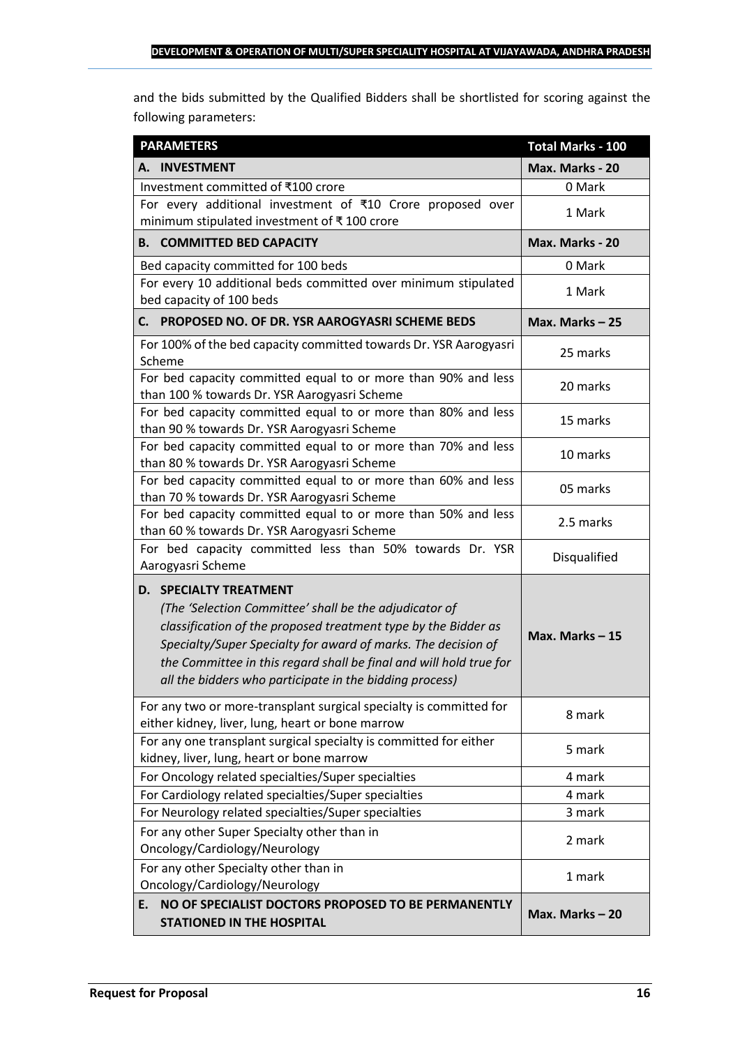and the bids submitted by the Qualified Bidders shall be shortlisted for scoring against the following parameters:

| PARAMETERS | Total Marks - 100 |
|---|---|
| **A. INVESTMENT** | **Max. Marks - 20** |
| Investment committed of ₹100 crore | 0 Mark |
| For every additional investment of ₹10 Crore proposed over minimum stipulated investment of ₹ 100 crore | 1 Mark |
| **B. COMMITTED BED CAPACITY** | **Max. Marks - 20** |
| Bed capacity committed for 100 beds | 0 Mark |
| For every 10 additional beds committed over minimum stipulated bed capacity of 100 beds | 1 Mark |
| **C. PROPOSED NO. OF DR. YSR AAROGYASRI SCHEME BEDS** | **Max. Marks – 25** |
| For 100% of the bed capacity committed towards Dr. YSR Aarogyasri Scheme | 25 marks |
| For bed capacity committed equal to or more than 90% and less than 100 % towards Dr. YSR Aarogyasri Scheme | 20 marks |
| For bed capacity committed equal to or more than 80% and less than 90 % towards Dr. YSR Aarogyasri Scheme | 15 marks |
| For bed capacity committed equal to or more than 70% and less than 80 % towards Dr. YSR Aarogyasri Scheme | 10 marks |
| For bed capacity committed equal to or more than 60% and less than 70 % towards Dr. YSR Aarogyasri Scheme | 05 marks |
| For bed capacity committed equal to or more than 50% and less than 60 % towards Dr. YSR Aarogyasri Scheme | 2.5 marks |
| For bed capacity committed less than 50% towards Dr. YSR Aarogyasri Scheme | Disqualified |
| **D. SPECIALTY TREATMENT** *(The 'Selection Committee' shall be the adjudicator of classification of the proposed treatment type by the Bidder as Specialty/Super Specialty for award of marks. The decision of the Committee in this regard shall be final and will hold true for all the bidders who participate in the bidding process)* | **Max. Marks – 15** |
| For any two or more-transplant surgical specialty is committed for either kidney, liver, lung, heart or bone marrow | 8 mark |
| For any one transplant surgical specialty is committed for either kidney, liver, lung, heart or bone marrow | 5 mark |
| For Oncology related specialties/Super specialties | 4 mark |
| For Cardiology related specialties/Super specialties | 4 mark |
| For Neurology related specialties/Super specialties | 3 mark |
| For any other Super Specialty other than in Oncology/Cardiology/Neurology | 2 mark |
| For any other Specialty other than in Oncology/Cardiology/Neurology | 1 mark |
| **E. NO OF SPECIALIST DOCTORS PROPOSED TO BE PERMANENTLY STATIONED IN THE HOSPITAL** | **Max. Marks – 20** |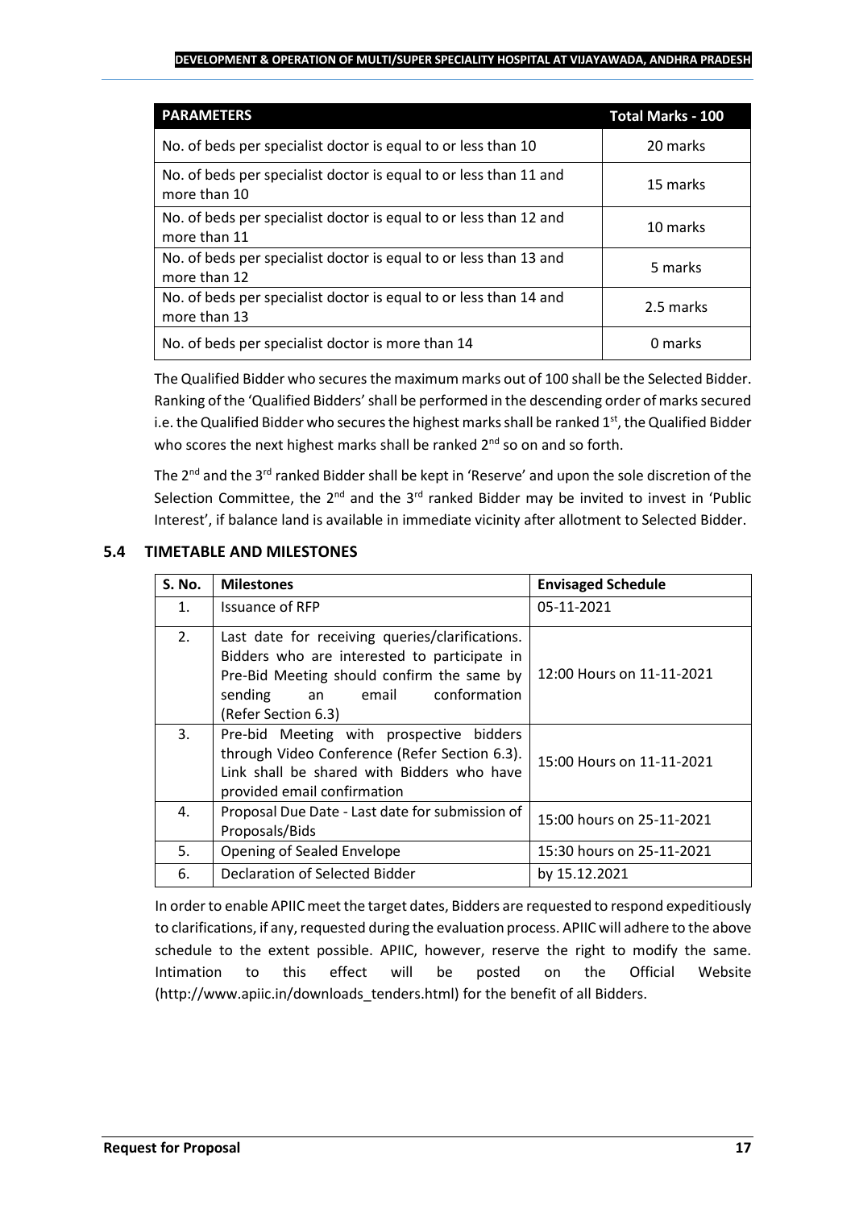| PARAMETERS | Total Marks - 100 |
|---|---|
| No. of beds per specialist doctor is equal to or less than 10 | 20 marks |
| No. of beds per specialist doctor is equal to or less than 11 and more than 10 | 15 marks |
| No. of beds per specialist doctor is equal to or less than 12 and more than 11 | 10 marks |
| No. of beds per specialist doctor is equal to or less than 13 and more than 12 | 5 marks |
| No. of beds per specialist doctor is equal to or less than 14 and more than 13 | 2.5 marks |
| No. of beds per specialist doctor is more than 14 | 0 marks |

The Qualified Bidder who secures the maximum marks out of 100 shall be the Selected Bidder. Ranking of the 'Qualified Bidders' shall be performed in the descending order of marks secured i.e. the Qualified Bidder who secures the highest marks shall be ranked 1st, the Qualified Bidder who scores the next highest marks shall be ranked 2nd so on and so forth.

The 2nd and the 3rd ranked Bidder shall be kept in 'Reserve' and upon the sole discretion of the Selection Committee, the 2nd and the 3rd ranked Bidder may be invited to invest in 'Public Interest', if balance land is available in immediate vicinity after allotment to Selected Bidder.

## 5.4 TIMETABLE AND MILESTONES

| S. No. | Milestones | Envisaged Schedule |
|---|---|---|
| 1. | Issuance of RFP | 05-11-2021 |
| 2. | Last date for receiving queries/clarifications. Bidders who are interested to participate in Pre-Bid Meeting should confirm the same by sending an email conformation (Refer Section 6.3) | 12:00 Hours on 11-11-2021 |
| 3. | Pre-bid Meeting with prospective bidders through Video Conference (Refer Section 6.3). Link shall be shared with Bidders who have provided email confirmation | 15:00 Hours on 11-11-2021 |
| 4. | Proposal Due Date - Last date for submission of Proposals/Bids | 15:00 hours on 25-11-2021 |
| 5. | Opening of Sealed Envelope | 15:30 hours on 25-11-2021 |
| 6. | Declaration of Selected Bidder | by 15.12.2021 |

In order to enable APIIC meet the target dates, Bidders are requested to respond expeditiously to clarifications, if any, requested during the evaluation process. APIIC will adhere to the above schedule to the extent possible. APIIC, however, reserve the right to modify the same. Intimation to this effect will be posted on the Official Website (http://www.apiic.in/downloads_tenders.html) for the benefit of all Bidders.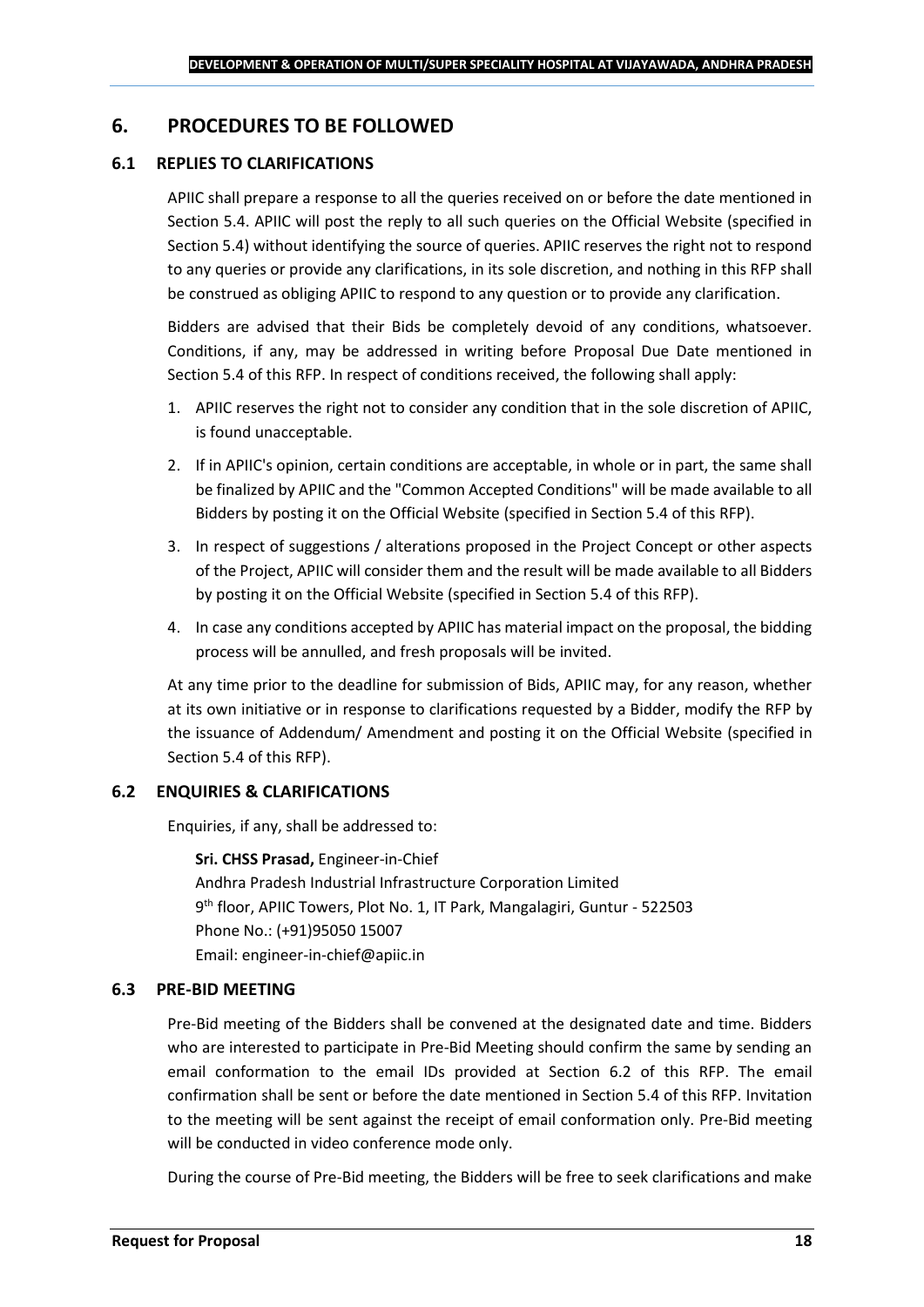# 6. PROCEDURES TO BE FOLLOWED

## 6.1 REPLIES TO CLARIFICATIONS

APIIC shall prepare a response to all the queries received on or before the date mentioned in Section 5.4. APIIC will post the reply to all such queries on the Official Website (specified in Section 5.4) without identifying the source of queries. APIIC reserves the right not to respond to any queries or provide any clarifications, in its sole discretion, and nothing in this RFP shall be construed as obliging APIIC to respond to any question or to provide any clarification.

Bidders are advised that their Bids be completely devoid of any conditions, whatsoever. Conditions, if any, may be addressed in writing before Proposal Due Date mentioned in Section 5.4 of this RFP. In respect of conditions received, the following shall apply:

1. APIIC reserves the right not to consider any condition that in the sole discretion of APIIC, is found unacceptable.
2. If in APIIC's opinion, certain conditions are acceptable, in whole or in part, the same shall be finalized by APIIC and the "Common Accepted Conditions" will be made available to all Bidders by posting it on the Official Website (specified in Section 5.4 of this RFP).
3. In respect of suggestions / alterations proposed in the Project Concept or other aspects of the Project, APIIC will consider them and the result will be made available to all Bidders by posting it on the Official Website (specified in Section 5.4 of this RFP).
4. In case any conditions accepted by APIIC has material impact on the proposal, the bidding process will be annulled, and fresh proposals will be invited.

At any time prior to the deadline for submission of Bids, APIIC may, for any reason, whether at its own initiative or in response to clarifications requested by a Bidder, modify the RFP by the issuance of Addendum/ Amendment and posting it on the Official Website (specified in Section 5.4 of this RFP).

## 6.2 ENQUIRIES & CLARIFICATIONS

Enquiries, if any, shall be addressed to:

**Sri. CHSS Prasad,** Engineer-in-Chief
Andhra Pradesh Industrial Infrastructure Corporation Limited
9th floor, APIIC Towers, Plot No. 1, IT Park, Mangalagiri, Guntur - 522503
Phone No.: (+91)95050 15007
Email: engineer-in-chief@apiic.in

## 6.3 PRE-BID MEETING

Pre-Bid meeting of the Bidders shall be convened at the designated date and time. Bidders who are interested to participate in Pre-Bid Meeting should confirm the same by sending an email conformation to the email IDs provided at Section 6.2 of this RFP. The email confirmation shall be sent or before the date mentioned in Section 5.4 of this RFP. Invitation to the meeting will be sent against the receipt of email conformation only. Pre-Bid meeting will be conducted in video conference mode only.

During the course of Pre-Bid meeting, the Bidders will be free to seek clarifications and make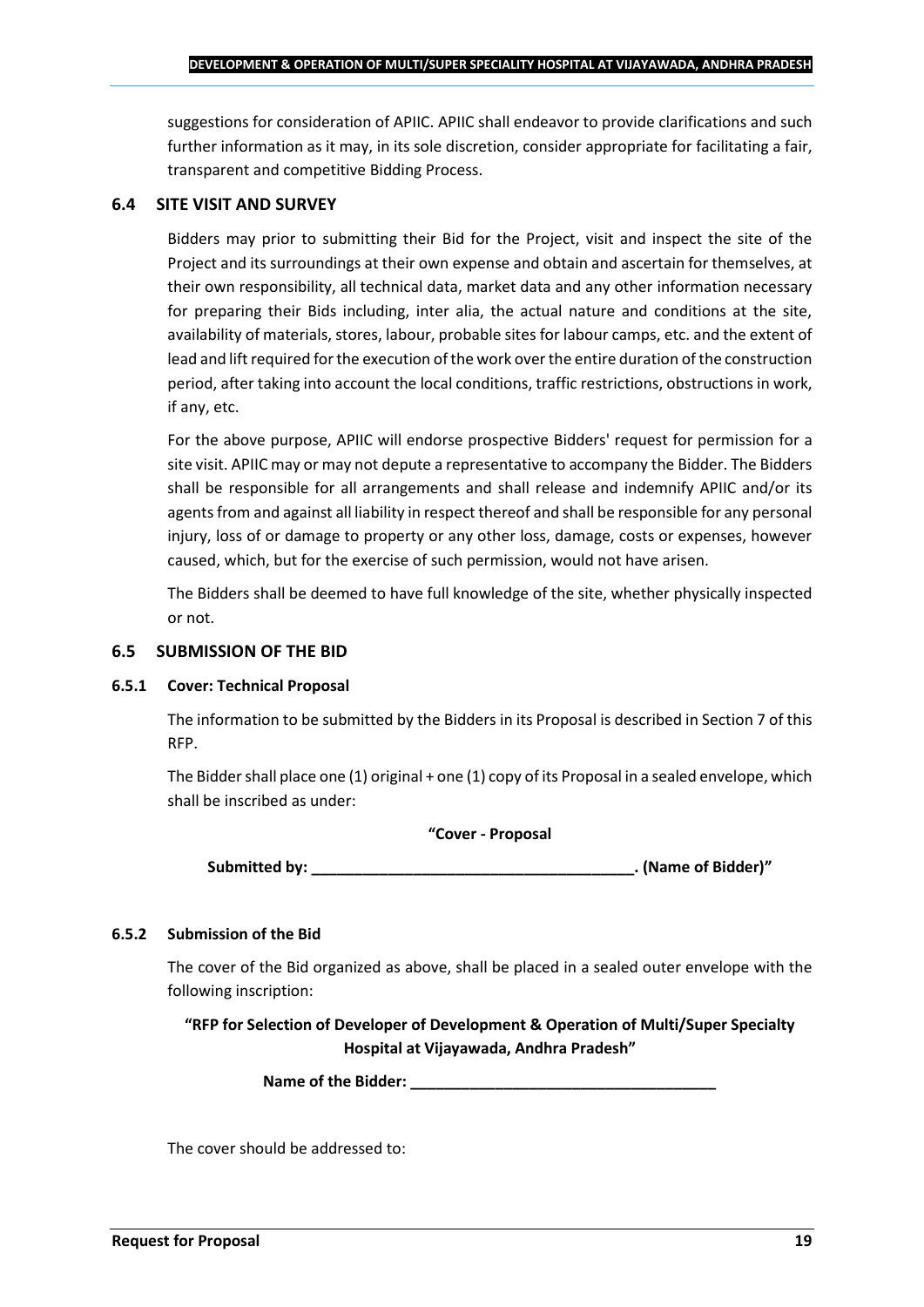suggestions for consideration of APIIC. APIIC shall endeavor to provide clarifications and such further information as it may, in its sole discretion, consider appropriate for facilitating a fair, transparent and competitive Bidding Process.

### 6.4 SITE VISIT AND SURVEY

Bidders may prior to submitting their Bid for the Project, visit and inspect the site of the Project and its surroundings at their own expense and obtain and ascertain for themselves, at their own responsibility, all technical data, market data and any other information necessary for preparing their Bids including, inter alia, the actual nature and conditions at the site, availability of materials, stores, labour, probable sites for labour camps, etc. and the extent of lead and lift required for the execution of the work over the entire duration of the construction period, after taking into account the local conditions, traffic restrictions, obstructions in work, if any, etc.

For the above purpose, APIIC will endorse prospective Bidders' request for permission for a site visit. APIIC may or may not depute a representative to accompany the Bidder. The Bidders shall be responsible for all arrangements and shall release and indemnify APIIC and/or its agents from and against all liability in respect thereof and shall be responsible for any personal injury, loss of or damage to property or any other loss, damage, costs or expenses, however caused, which, but for the exercise of such permission, would not have arisen.

The Bidders shall be deemed to have full knowledge of the site, whether physically inspected or not.

### 6.5 SUBMISSION OF THE BID

#### 6.5.1 Cover: Technical Proposal

The information to be submitted by the Bidders in its Proposal is described in Section 7 of this RFP.

The Bidder shall place one (1) original + one (1) copy of its Proposal in a sealed envelope, which shall be inscribed as under:

**"Cover - Proposal**

**Submitted by: ______________________________________. (Name of Bidder)"**

#### 6.5.2 Submission of the Bid

The cover of the Bid organized as above, shall be placed in a sealed outer envelope with the following inscription:

**"RFP for Selection of Developer of Development & Operation of Multi/Super Specialty Hospital at Vijayawada, Andhra Pradesh"**

**Name of the Bidder: ____________________________________**

The cover should be addressed to: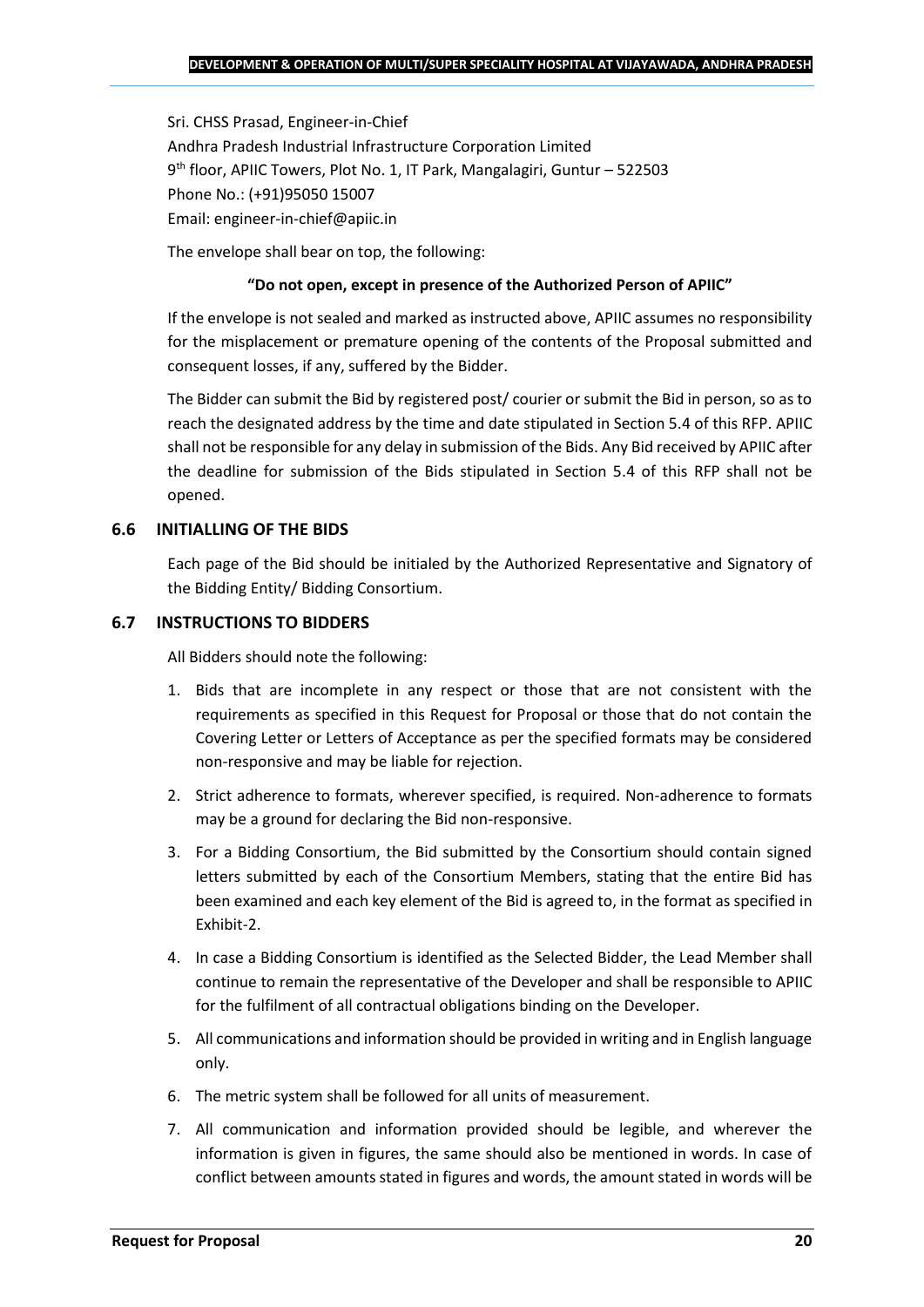Sri. CHSS Prasad, Engineer-in-Chief
Andhra Pradesh Industrial Infrastructure Corporation Limited
9th floor, APIIC Towers, Plot No. 1, IT Park, Mangalagiri, Guntur – 522503
Phone No.: (+91)95050 15007
Email: engineer-in-chief@apiic.in

The envelope shall bear on top, the following:

**"Do not open, except in presence of the Authorized Person of APIIC"**

If the envelope is not sealed and marked as instructed above, APIIC assumes no responsibility for the misplacement or premature opening of the contents of the Proposal submitted and consequent losses, if any, suffered by the Bidder.

The Bidder can submit the Bid by registered post/ courier or submit the Bid in person, so as to reach the designated address by the time and date stipulated in Section 5.4 of this RFP. APIIC shall not be responsible for any delay in submission of the Bids. Any Bid received by APIIC after the deadline for submission of the Bids stipulated in Section 5.4 of this RFP shall not be opened.

### 6.6 INITIALLING OF THE BIDS

Each page of the Bid should be initialed by the Authorized Representative and Signatory of the Bidding Entity/ Bidding Consortium.

### 6.7 INSTRUCTIONS TO BIDDERS

All Bidders should note the following:

1. Bids that are incomplete in any respect or those that are not consistent with the requirements as specified in this Request for Proposal or those that do not contain the Covering Letter or Letters of Acceptance as per the specified formats may be considered non-responsive and may be liable for rejection.
2. Strict adherence to formats, wherever specified, is required. Non-adherence to formats may be a ground for declaring the Bid non-responsive.
3. For a Bidding Consortium, the Bid submitted by the Consortium should contain signed letters submitted by each of the Consortium Members, stating that the entire Bid has been examined and each key element of the Bid is agreed to, in the format as specified in Exhibit-2.
4. In case a Bidding Consortium is identified as the Selected Bidder, the Lead Member shall continue to remain the representative of the Developer and shall be responsible to APIIC for the fulfilment of all contractual obligations binding on the Developer.
5. All communications and information should be provided in writing and in English language only.
6. The metric system shall be followed for all units of measurement.
7. All communication and information provided should be legible, and wherever the information is given in figures, the same should also be mentioned in words. In case of conflict between amounts stated in figures and words, the amount stated in words will be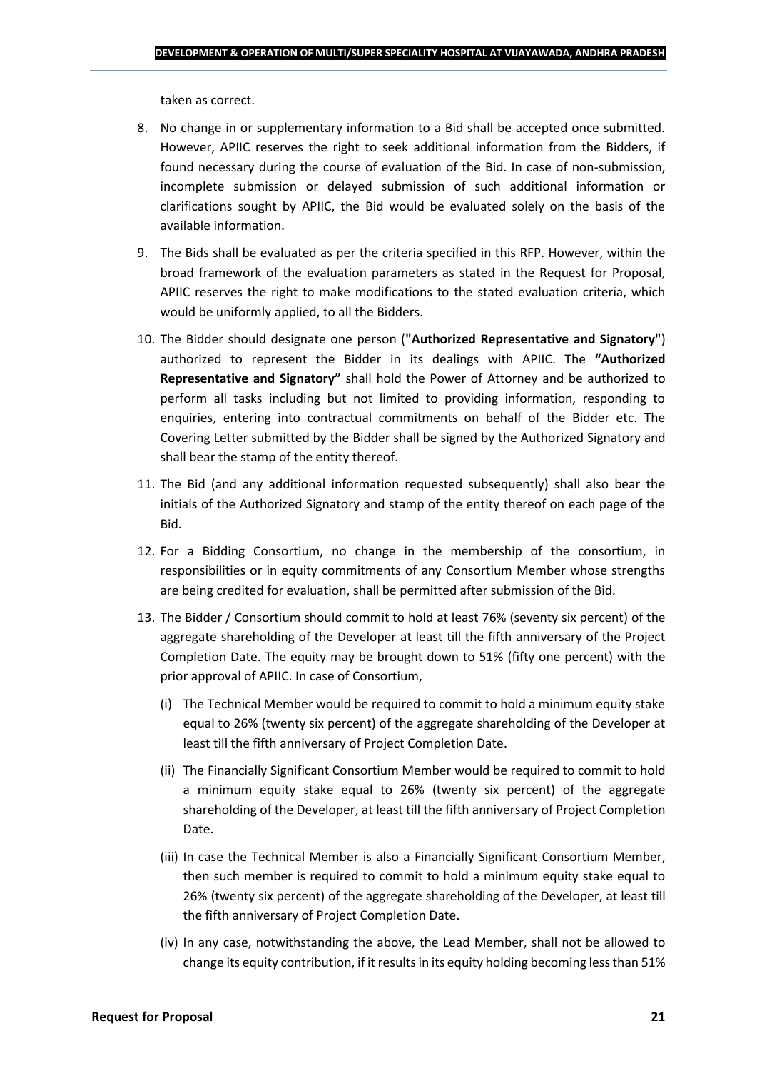taken as correct.

8. No change in or supplementary information to a Bid shall be accepted once submitted. However, APIIC reserves the right to seek additional information from the Bidders, if found necessary during the course of evaluation of the Bid. In case of non-submission, incomplete submission or delayed submission of such additional information or clarifications sought by APIIC, the Bid would be evaluated solely on the basis of the available information.
9. The Bids shall be evaluated as per the criteria specified in this RFP. However, within the broad framework of the evaluation parameters as stated in the Request for Proposal, APIIC reserves the right to make modifications to the stated evaluation criteria, which would be uniformly applied, to all the Bidders.
10. The Bidder should designate one person (**"Authorized Representative and Signatory"**) authorized to represent the Bidder in its dealings with APIIC. The **"Authorized Representative and Signatory"** shall hold the Power of Attorney and be authorized to perform all tasks including but not limited to providing information, responding to enquiries, entering into contractual commitments on behalf of the Bidder etc. The Covering Letter submitted by the Bidder shall be signed by the Authorized Signatory and shall bear the stamp of the entity thereof.
11. The Bid (and any additional information requested subsequently) shall also bear the initials of the Authorized Signatory and stamp of the entity thereof on each page of the Bid.
12. For a Bidding Consortium, no change in the membership of the consortium, in responsibilities or in equity commitments of any Consortium Member whose strengths are being credited for evaluation, shall be permitted after submission of the Bid.
13. The Bidder / Consortium should commit to hold at least 76% (seventy six percent) of the aggregate shareholding of the Developer at least till the fifth anniversary of the Project Completion Date. The equity may be brought down to 51% (fifty one percent) with the prior approval of APIIC. In case of Consortium,
    (i) The Technical Member would be required to commit to hold a minimum equity stake equal to 26% (twenty six percent) of the aggregate shareholding of the Developer at least till the fifth anniversary of Project Completion Date.
    (ii) The Financially Significant Consortium Member would be required to commit to hold a minimum equity stake equal to 26% (twenty six percent) of the aggregate shareholding of the Developer, at least till the fifth anniversary of Project Completion Date.
    (iii) In case the Technical Member is also a Financially Significant Consortium Member, then such member is required to commit to hold a minimum equity stake equal to 26% (twenty six percent) of the aggregate shareholding of the Developer, at least till the fifth anniversary of Project Completion Date.
    (iv) In any case, notwithstanding the above, the Lead Member, shall not be allowed to change its equity contribution, if it results in its equity holding becoming less than 51%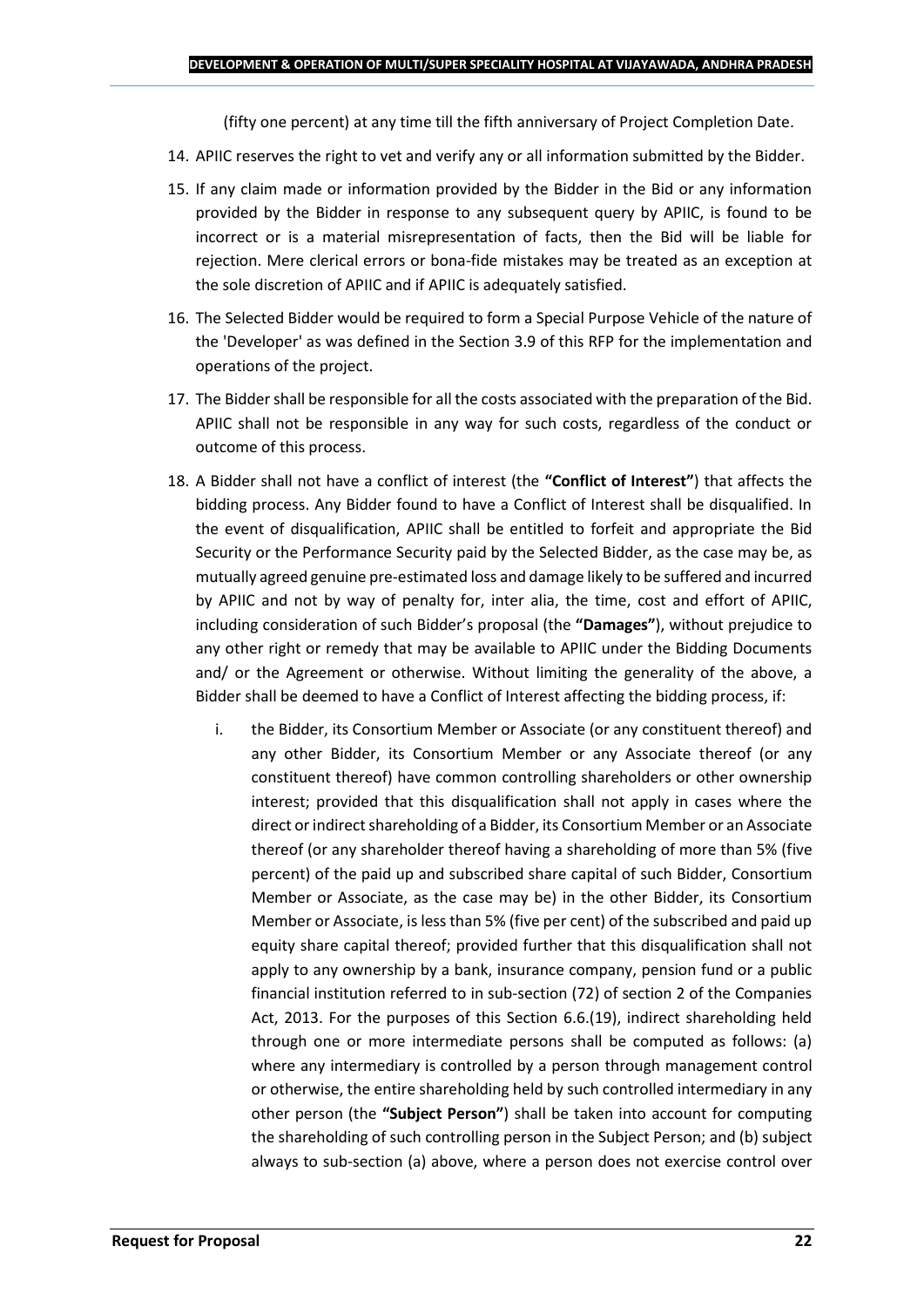(fifty one percent) at any time till the fifth anniversary of Project Completion Date.

14. APIIC reserves the right to vet and verify any or all information submitted by the Bidder.
15. If any claim made or information provided by the Bidder in the Bid or any information provided by the Bidder in response to any subsequent query by APIIC, is found to be incorrect or is a material misrepresentation of facts, then the Bid will be liable for rejection. Mere clerical errors or bona-fide mistakes may be treated as an exception at the sole discretion of APIIC and if APIIC is adequately satisfied.
16. The Selected Bidder would be required to form a Special Purpose Vehicle of the nature of the 'Developer' as was defined in the Section 3.9 of this RFP for the implementation and operations of the project.
17. The Bidder shall be responsible for all the costs associated with the preparation of the Bid. APIIC shall not be responsible in any way for such costs, regardless of the conduct or outcome of this process.
18. A Bidder shall not have a conflict of interest (the **"Conflict of Interest"**) that affects the bidding process. Any Bidder found to have a Conflict of Interest shall be disqualified. In the event of disqualification, APIIC shall be entitled to forfeit and appropriate the Bid Security or the Performance Security paid by the Selected Bidder, as the case may be, as mutually agreed genuine pre-estimated loss and damage likely to be suffered and incurred by APIIC and not by way of penalty for, inter alia, the time, cost and effort of APIIC, including consideration of such Bidder's proposal (the **"Damages"**), without prejudice to any other right or remedy that may be available to APIIC under the Bidding Documents and/ or the Agreement or otherwise. Without limiting the generality of the above, a Bidder shall be deemed to have a Conflict of Interest affecting the bidding process, if:
    i. the Bidder, its Consortium Member or Associate (or any constituent thereof) and any other Bidder, its Consortium Member or any Associate thereof (or any constituent thereof) have common controlling shareholders or other ownership interest; provided that this disqualification shall not apply in cases where the direct or indirect shareholding of a Bidder, its Consortium Member or an Associate thereof (or any shareholder thereof having a shareholding of more than 5% (five percent) of the paid up and subscribed share capital of such Bidder, Consortium Member or Associate, as the case may be) in the other Bidder, its Consortium Member or Associate, is less than 5% (five per cent) of the subscribed and paid up equity share capital thereof; provided further that this disqualification shall not apply to any ownership by a bank, insurance company, pension fund or a public financial institution referred to in sub-section (72) of section 2 of the Companies Act, 2013. For the purposes of this Section 6.6.(19), indirect shareholding held through one or more intermediate persons shall be computed as follows: (a) where any intermediary is controlled by a person through management control or otherwise, the entire shareholding held by such controlled intermediary in any other person (the **"Subject Person"**) shall be taken into account for computing the shareholding of such controlling person in the Subject Person; and (b) subject always to sub-section (a) above, where a person does not exercise control over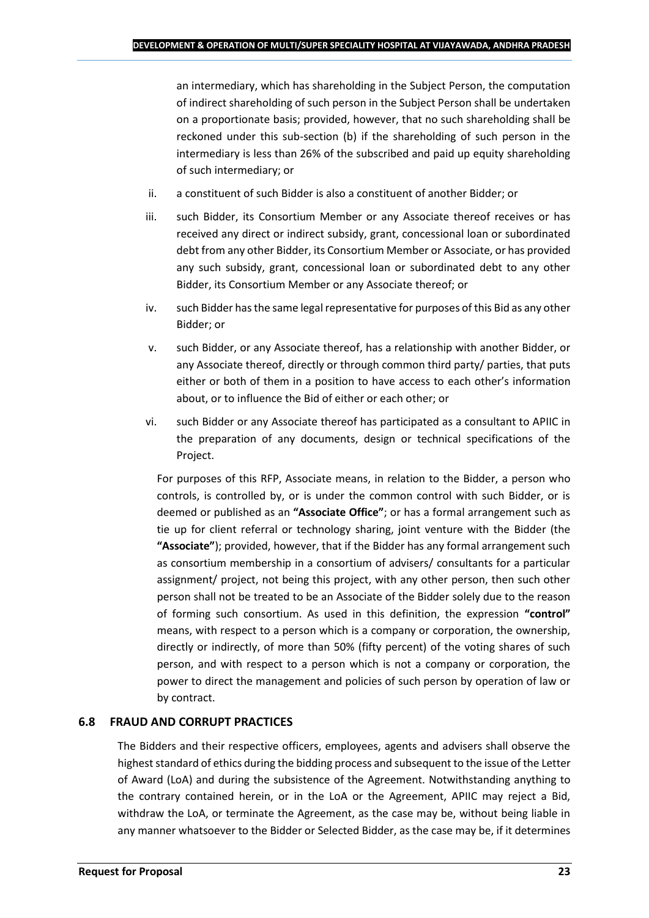an intermediary, which has shareholding in the Subject Person, the computation of indirect shareholding of such person in the Subject Person shall be undertaken on a proportionate basis; provided, however, that no such shareholding shall be reckoned under this sub-section (b) if the shareholding of such person in the intermediary is less than 26% of the subscribed and paid up equity shareholding of such intermediary; or

ii. a constituent of such Bidder is also a constituent of another Bidder; or

iii. such Bidder, its Consortium Member or any Associate thereof receives or has received any direct or indirect subsidy, grant, concessional loan or subordinated debt from any other Bidder, its Consortium Member or Associate, or has provided any such subsidy, grant, concessional loan or subordinated debt to any other Bidder, its Consortium Member or any Associate thereof; or

iv. such Bidder has the same legal representative for purposes of this Bid as any other Bidder; or

v. such Bidder, or any Associate thereof, has a relationship with another Bidder, or any Associate thereof, directly or through common third party/ parties, that puts either or both of them in a position to have access to each other's information about, or to influence the Bid of either or each other; or

vi. such Bidder or any Associate thereof has participated as a consultant to APIIC in the preparation of any documents, design or technical specifications of the Project.

For purposes of this RFP, Associate means, in relation to the Bidder, a person who controls, is controlled by, or is under the common control with such Bidder, or is deemed or published as an **"Associate Office"**; or has a formal arrangement such as tie up for client referral or technology sharing, joint venture with the Bidder (the **"Associate"**); provided, however, that if the Bidder has any formal arrangement such as consortium membership in a consortium of advisers/ consultants for a particular assignment/ project, not being this project, with any other person, then such other person shall not be treated to be an Associate of the Bidder solely due to the reason of forming such consortium. As used in this definition, the expression **"control"** means, with respect to a person which is a company or corporation, the ownership, directly or indirectly, of more than 50% (fifty percent) of the voting shares of such person, and with respect to a person which is not a company or corporation, the power to direct the management and policies of such person by operation of law or by contract.

### 6.8 FRAUD AND CORRUPT PRACTICES

The Bidders and their respective officers, employees, agents and advisers shall observe the highest standard of ethics during the bidding process and subsequent to the issue of the Letter of Award (LoA) and during the subsistence of the Agreement. Notwithstanding anything to the contrary contained herein, or in the LoA or the Agreement, APIIC may reject a Bid, withdraw the LoA, or terminate the Agreement, as the case may be, without being liable in any manner whatsoever to the Bidder or Selected Bidder, as the case may be, if it determines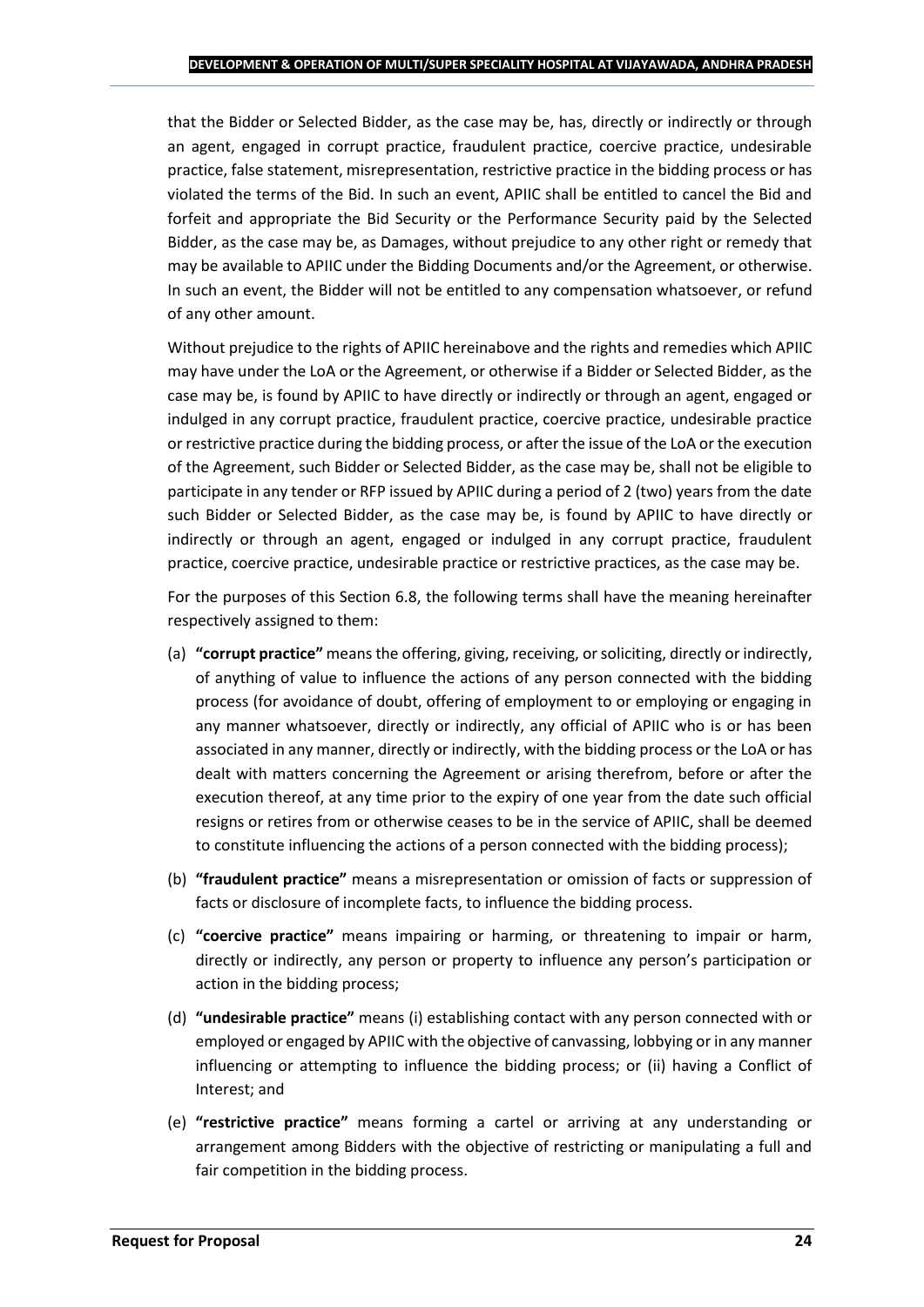that the Bidder or Selected Bidder, as the case may be, has, directly or indirectly or through an agent, engaged in corrupt practice, fraudulent practice, coercive practice, undesirable practice, false statement, misrepresentation, restrictive practice in the bidding process or has violated the terms of the Bid. In such an event, APIIC shall be entitled to cancel the Bid and forfeit and appropriate the Bid Security or the Performance Security paid by the Selected Bidder, as the case may be, as Damages, without prejudice to any other right or remedy that may be available to APIIC under the Bidding Documents and/or the Agreement, or otherwise. In such an event, the Bidder will not be entitled to any compensation whatsoever, or refund of any other amount.

Without prejudice to the rights of APIIC hereinabove and the rights and remedies which APIIC may have under the LoA or the Agreement, or otherwise if a Bidder or Selected Bidder, as the case may be, is found by APIIC to have directly or indirectly or through an agent, engaged or indulged in any corrupt practice, fraudulent practice, coercive practice, undesirable practice or restrictive practice during the bidding process, or after the issue of the LoA or the execution of the Agreement, such Bidder or Selected Bidder, as the case may be, shall not be eligible to participate in any tender or RFP issued by APIIC during a period of 2 (two) years from the date such Bidder or Selected Bidder, as the case may be, is found by APIIC to have directly or indirectly or through an agent, engaged or indulged in any corrupt practice, fraudulent practice, coercive practice, undesirable practice or restrictive practices, as the case may be.

For the purposes of this Section 6.8, the following terms shall have the meaning hereinafter respectively assigned to them:

(a) **"corrupt practice"** means the offering, giving, receiving, or soliciting, directly or indirectly, of anything of value to influence the actions of any person connected with the bidding process (for avoidance of doubt, offering of employment to or employing or engaging in any manner whatsoever, directly or indirectly, any official of APIIC who is or has been associated in any manner, directly or indirectly, with the bidding process or the LoA or has dealt with matters concerning the Agreement or arising therefrom, before or after the execution thereof, at any time prior to the expiry of one year from the date such official resigns or retires from or otherwise ceases to be in the service of APIIC, shall be deemed to constitute influencing the actions of a person connected with the bidding process);

(b) **"fraudulent practice"** means a misrepresentation or omission of facts or suppression of facts or disclosure of incomplete facts, to influence the bidding process.

(c) **"coercive practice"** means impairing or harming, or threatening to impair or harm, directly or indirectly, any person or property to influence any person's participation or action in the bidding process;

(d) **"undesirable practice"** means (i) establishing contact with any person connected with or employed or engaged by APIIC with the objective of canvassing, lobbying or in any manner influencing or attempting to influence the bidding process; or (ii) having a Conflict of Interest; and

(e) **"restrictive practice"** means forming a cartel or arriving at any understanding or arrangement among Bidders with the objective of restricting or manipulating a full and fair competition in the bidding process.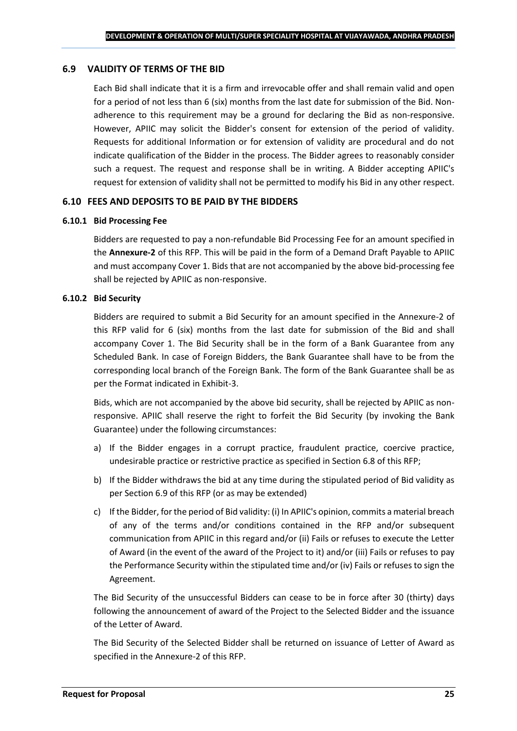## 6.9 VALIDITY OF TERMS OF THE BID

Each Bid shall indicate that it is a firm and irrevocable offer and shall remain valid and open for a period of not less than 6 (six) months from the last date for submission of the Bid. Non-adherence to this requirement may be a ground for declaring the Bid as non-responsive. However, APIIC may solicit the Bidder's consent for extension of the period of validity. Requests for additional Information or for extension of validity are procedural and do not indicate qualification of the Bidder in the process. The Bidder agrees to reasonably consider such a request. The request and response shall be in writing. A Bidder accepting APIIC's request for extension of validity shall not be permitted to modify his Bid in any other respect.

## 6.10 FEES AND DEPOSITS TO BE PAID BY THE BIDDERS

### 6.10.1 Bid Processing Fee

Bidders are requested to pay a non-refundable Bid Processing Fee for an amount specified in the **Annexure-2** of this RFP. This will be paid in the form of a Demand Draft Payable to APIIC and must accompany Cover 1. Bids that are not accompanied by the above bid-processing fee shall be rejected by APIIC as non-responsive.

### 6.10.2 Bid Security

Bidders are required to submit a Bid Security for an amount specified in the Annexure-2 of this RFP valid for 6 (six) months from the last date for submission of the Bid and shall accompany Cover 1. The Bid Security shall be in the form of a Bank Guarantee from any Scheduled Bank. In case of Foreign Bidders, the Bank Guarantee shall have to be from the corresponding local branch of the Foreign Bank. The form of the Bank Guarantee shall be as per the Format indicated in Exhibit-3.

Bids, which are not accompanied by the above bid security, shall be rejected by APIIC as non-responsive. APIIC shall reserve the right to forfeit the Bid Security (by invoking the Bank Guarantee) under the following circumstances:

a) If the Bidder engages in a corrupt practice, fraudulent practice, coercive practice, undesirable practice or restrictive practice as specified in Section 6.8 of this RFP;

b) If the Bidder withdraws the bid at any time during the stipulated period of Bid validity as per Section 6.9 of this RFP (or as may be extended)

c) If the Bidder, for the period of Bid validity: (i) In APIIC's opinion, commits a material breach of any of the terms and/or conditions contained in the RFP and/or subsequent communication from APIIC in this regard and/or (ii) Fails or refuses to execute the Letter of Award (in the event of the award of the Project to it) and/or (iii) Fails or refuses to pay the Performance Security within the stipulated time and/or (iv) Fails or refuses to sign the Agreement.

The Bid Security of the unsuccessful Bidders can cease to be in force after 30 (thirty) days following the announcement of award of the Project to the Selected Bidder and the issuance of the Letter of Award.

The Bid Security of the Selected Bidder shall be returned on issuance of Letter of Award as specified in the Annexure-2 of this RFP.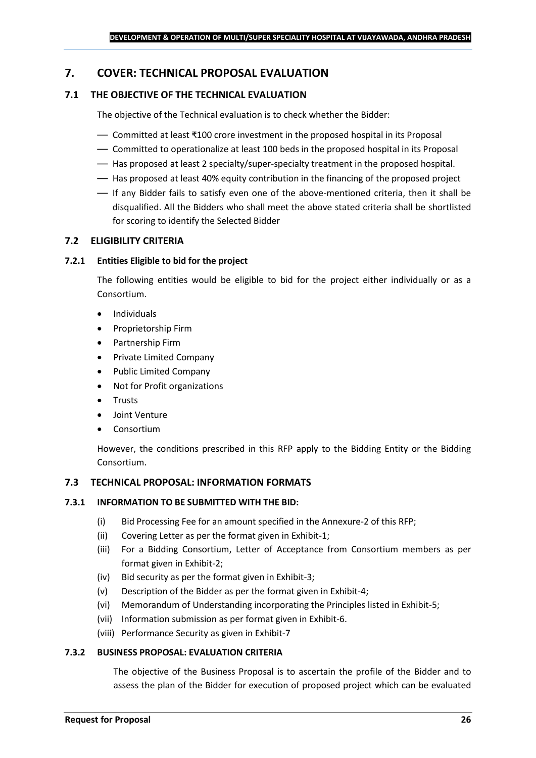## 7. COVER: TECHNICAL PROPOSAL EVALUATION

### 7.1 THE OBJECTIVE OF THE TECHNICAL EVALUATION

The objective of the Technical evaluation is to check whether the Bidder:

- Committed at least ₹100 crore investment in the proposed hospital in its Proposal
- Committed to operationalize at least 100 beds in the proposed hospital in its Proposal
- Has proposed at least 2 specialty/super-specialty treatment in the proposed hospital.
- Has proposed at least 40% equity contribution in the financing of the proposed project
- If any Bidder fails to satisfy even one of the above-mentioned criteria, then it shall be disqualified. All the Bidders who shall meet the above stated criteria shall be shortlisted for scoring to identify the Selected Bidder

### 7.2 ELIGIBILITY CRITERIA

#### 7.2.1 Entities Eligible to bid for the project

The following entities would be eligible to bid for the project either individually or as a Consortium.

- Individuals
- Proprietorship Firm
- Partnership Firm
- Private Limited Company
- Public Limited Company
- Not for Profit organizations
- Trusts
- Joint Venture
- Consortium

However, the conditions prescribed in this RFP apply to the Bidding Entity or the Bidding Consortium.

### 7.3 TECHNICAL PROPOSAL: INFORMATION FORMATS

#### 7.3.1 INFORMATION TO BE SUBMITTED WITH THE BID:

(i) Bid Processing Fee for an amount specified in the Annexure-2 of this RFP;

(ii) Covering Letter as per the format given in Exhibit-1;

(iii) For a Bidding Consortium, Letter of Acceptance from Consortium members as per format given in Exhibit-2;

(iv) Bid security as per the format given in Exhibit-3;

(v) Description of the Bidder as per the format given in Exhibit-4;

(vi) Memorandum of Understanding incorporating the Principles listed in Exhibit-5;

(vii) Information submission as per format given in Exhibit-6.

(viii) Performance Security as given in Exhibit-7

#### 7.3.2 BUSINESS PROPOSAL: EVALUATION CRITERIA

The objective of the Business Proposal is to ascertain the profile of the Bidder and to assess the plan of the Bidder for execution of proposed project which can be evaluated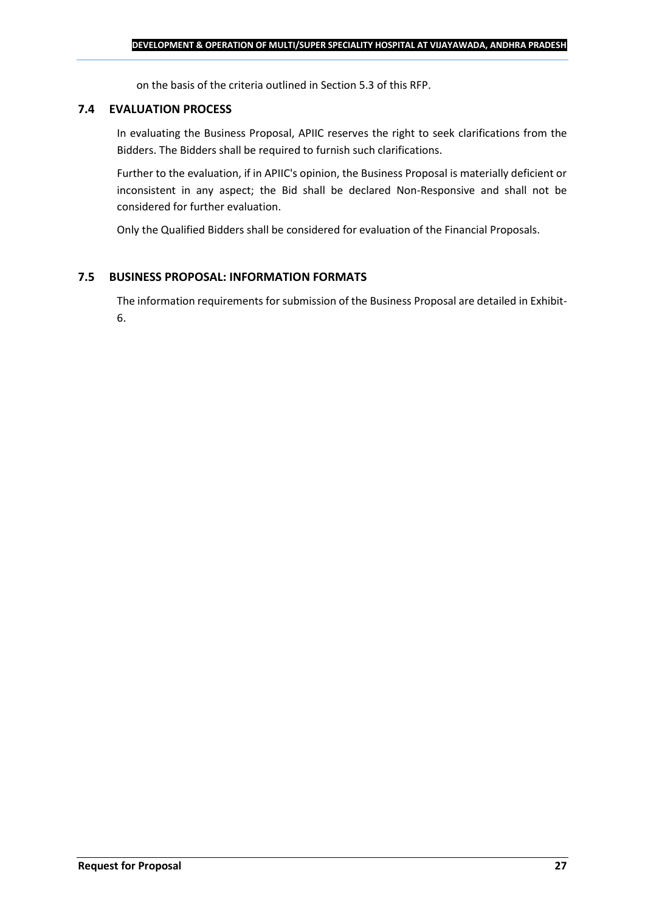on the basis of the criteria outlined in Section 5.3 of this RFP.

### 7.4 EVALUATION PROCESS

In evaluating the Business Proposal, APIIC reserves the right to seek clarifications from the Bidders. The Bidders shall be required to furnish such clarifications.

Further to the evaluation, if in APIIC's opinion, the Business Proposal is materially deficient or inconsistent in any aspect; the Bid shall be declared Non-Responsive and shall not be considered for further evaluation.

Only the Qualified Bidders shall be considered for evaluation of the Financial Proposals.

### 7.5 BUSINESS PROPOSAL: INFORMATION FORMATS

The information requirements for submission of the Business Proposal are detailed in Exhibit-6.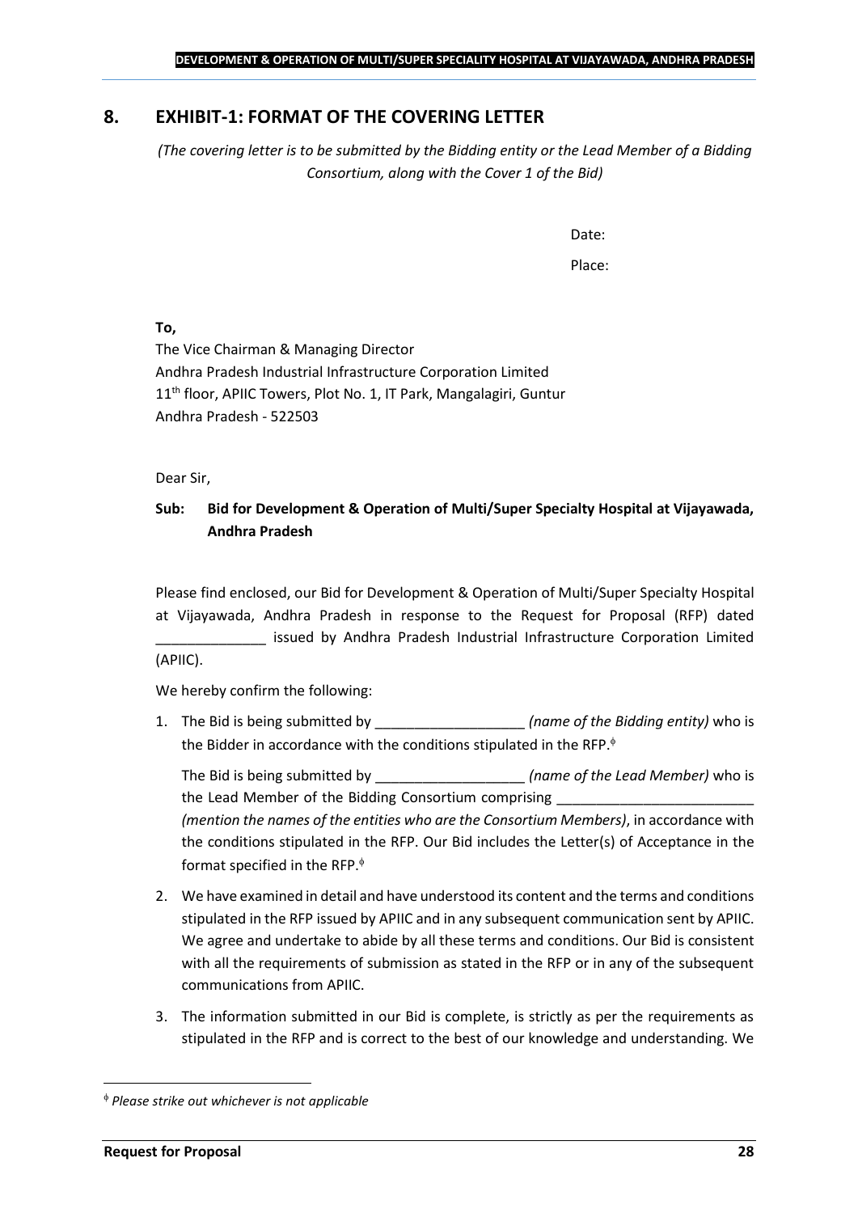## 8. EXHIBIT-1: FORMAT OF THE COVERING LETTER

*(The covering letter is to be submitted by the Bidding entity or the Lead Member of a Bidding Consortium, along with the Cover 1 of the Bid)*

Date:

Place:

**To,**

The Vice Chairman & Managing Director
Andhra Pradesh Industrial Infrastructure Corporation Limited
11th floor, APIIC Towers, Plot No. 1, IT Park, Mangalagiri, Guntur
Andhra Pradesh - 522503

Dear Sir,

**Sub: Bid for Development & Operation of Multi/Super Specialty Hospital at Vijayawada, Andhra Pradesh**

Please find enclosed, our Bid for Development & Operation of Multi/Super Specialty Hospital at Vijayawada, Andhra Pradesh in response to the Request for Proposal (RFP) dated ______________ issued by Andhra Pradesh Industrial Infrastructure Corporation Limited (APIIC).

We hereby confirm the following:

1. The Bid is being submitted by ___________________ *(name of the Bidding entity)* who is the Bidder in accordance with the conditions stipulated in the RFP.[ϕ]

   The Bid is being submitted by ___________________ *(name of the Lead Member)* who is the Lead Member of the Bidding Consortium comprising _________________________ *(mention the names of the entities who are the Consortium Members)*, in accordance with the conditions stipulated in the RFP. Our Bid includes the Letter(s) of Acceptance in the format specified in the RFP.[ϕ]

2. We have examined in detail and have understood its content and the terms and conditions stipulated in the RFP issued by APIIC and in any subsequent communication sent by APIIC. We agree and undertake to abide by all these terms and conditions. Our Bid is consistent with all the requirements of submission as stated in the RFP or in any of the subsequent communications from APIIC.

3. The information submitted in our Bid is complete, is strictly as per the requirements as stipulated in the RFP and is correct to the best of our knowledge and understanding. We

[ϕ] *Please strike out whichever is not applicable*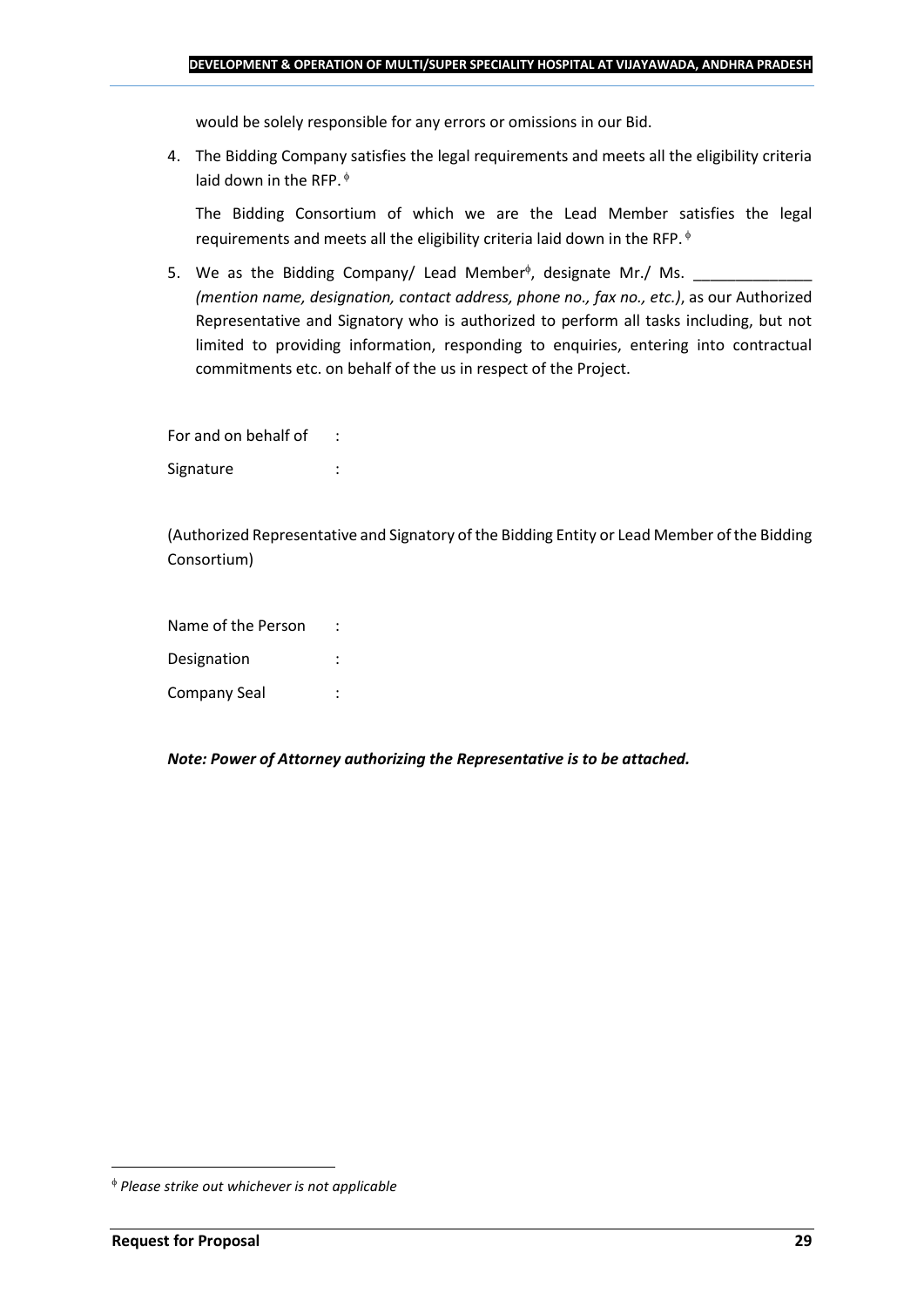would be solely responsible for any errors or omissions in our Bid.

4. The Bidding Company satisfies the legal requirements and meets all the eligibility criteria laid down in the RFP. [ɸ]

   The Bidding Consortium of which we are the Lead Member satisfies the legal requirements and meets all the eligibility criteria laid down in the RFP. [ɸ]

5. We as the Bidding Company/ Lead Member[ɸ], designate Mr./ Ms. ______________ *(mention name, designation, contact address, phone no., fax no., etc.)*, as our Authorized Representative and Signatory who is authorized to perform all tasks including, but not limited to providing information, responding to enquiries, entering into contractual commitments etc. on behalf of the us in respect of the Project.

For and on behalf of :

Signature :

(Authorized Representative and Signatory of the Bidding Entity or Lead Member of the Bidding Consortium)

Name of the Person :

Designation :

Company Seal :

***Note: Power of Attorney authorizing the Representative is to be attached.***

---

[ɸ] *Please strike out whichever is not applicable*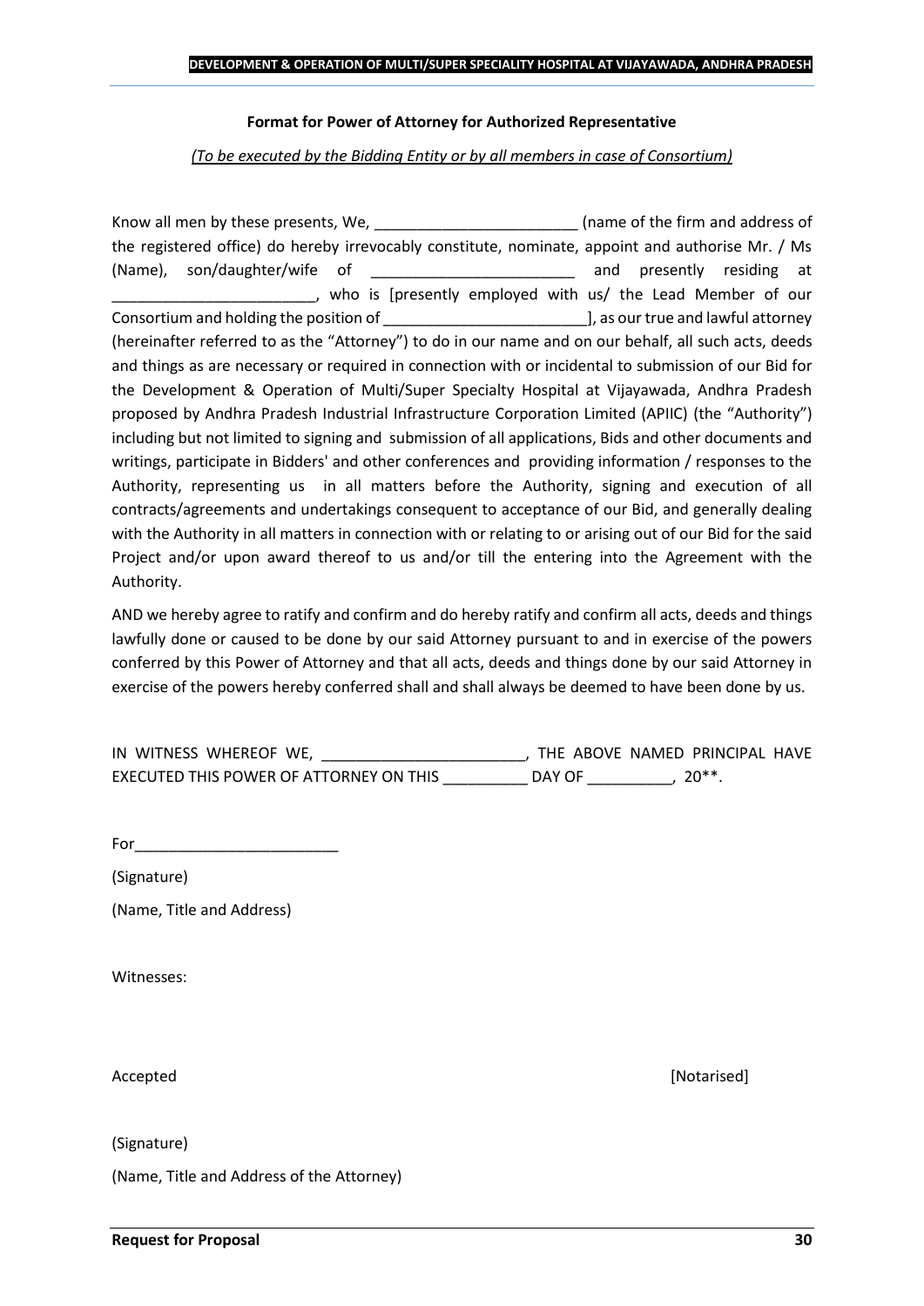**Format for Power of Attorney for Authorized Representative**

*(To be executed by the Bidding Entity or by all members in case of Consortium)*

Know all men by these presents, We, ________________________ (name of the firm and address of the registered office) do hereby irrevocably constitute, nominate, appoint and authorise Mr. / Ms (Name), son/daughter/wife of ________________________ and presently residing at ________________________, who is [presently employed with us/ the Lead Member of our Consortium and holding the position of ________________________], as our true and lawful attorney (hereinafter referred to as the "Attorney") to do in our name and on our behalf, all such acts, deeds and things as are necessary or required in connection with or incidental to submission of our Bid for the Development & Operation of Multi/Super Specialty Hospital at Vijayawada, Andhra Pradesh proposed by Andhra Pradesh Industrial Infrastructure Corporation Limited (APIIC) (the "Authority") including but not limited to signing and submission of all applications, Bids and other documents and writings, participate in Bidders' and other conferences and providing information / responses to the Authority, representing us in all matters before the Authority, signing and execution of all contracts/agreements and undertakings consequent to acceptance of our Bid, and generally dealing with the Authority in all matters in connection with or relating to or arising out of our Bid for the said Project and/or upon award thereof to us and/or till the entering into the Agreement with the Authority.

AND we hereby agree to ratify and confirm and do hereby ratify and confirm all acts, deeds and things lawfully done or caused to be done by our said Attorney pursuant to and in exercise of the powers conferred by this Power of Attorney and that all acts, deeds and things done by our said Attorney in exercise of the powers hereby conferred shall and shall always be deemed to have been done by us.

IN WITNESS WHEREOF WE, ________________________, THE ABOVE NAMED PRINCIPAL HAVE EXECUTED THIS POWER OF ATTORNEY ON THIS __________ DAY OF __________, 20**.

For________________________

(Signature)

(Name, Title and Address)

Witnesses:

Accepted [Notarised]

(Signature)

(Name, Title and Address of the Attorney)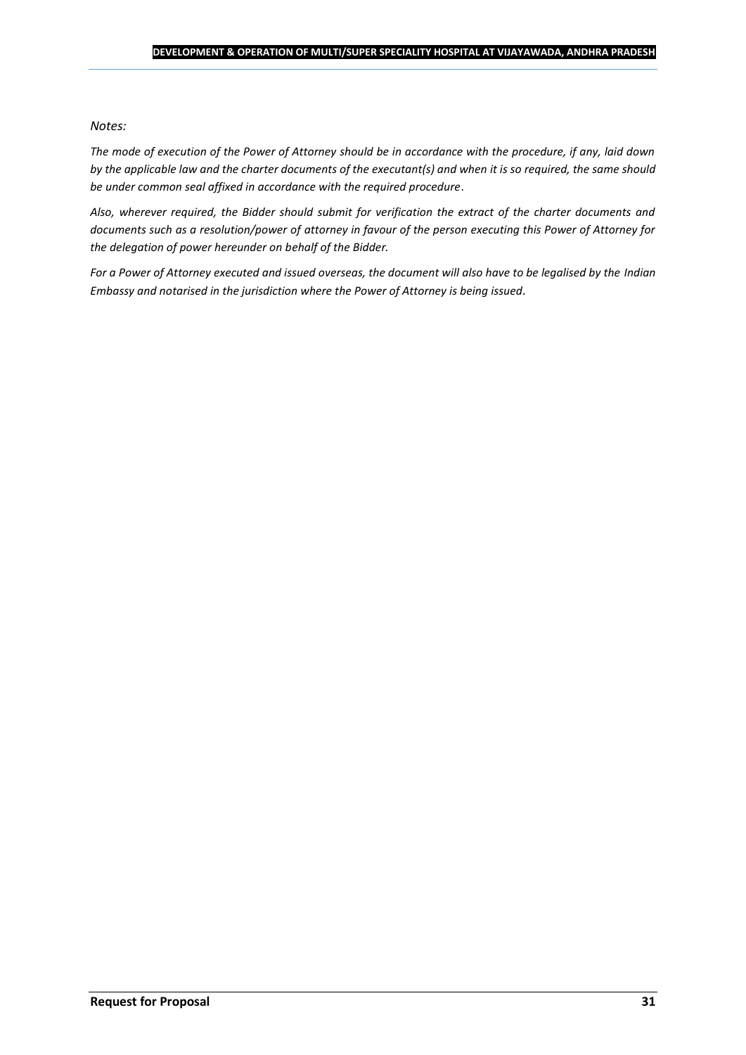*Notes:*

*The mode of execution of the Power of Attorney should be in accordance with the procedure, if any, laid down by the applicable law and the charter documents of the executant(s) and when it is so required, the same should be under common seal affixed in accordance with the required procedure*.

*Also, wherever required, the Bidder should submit for verification the extract of the charter documents and documents such as a resolution/power of attorney in favour of the person executing this Power of Attorney for the delegation of power hereunder on behalf of the Bidder.*

*For a Power of Attorney executed and issued overseas, the document will also have to be legalised by the Indian Embassy and notarised in the jurisdiction where the Power of Attorney is being issued*.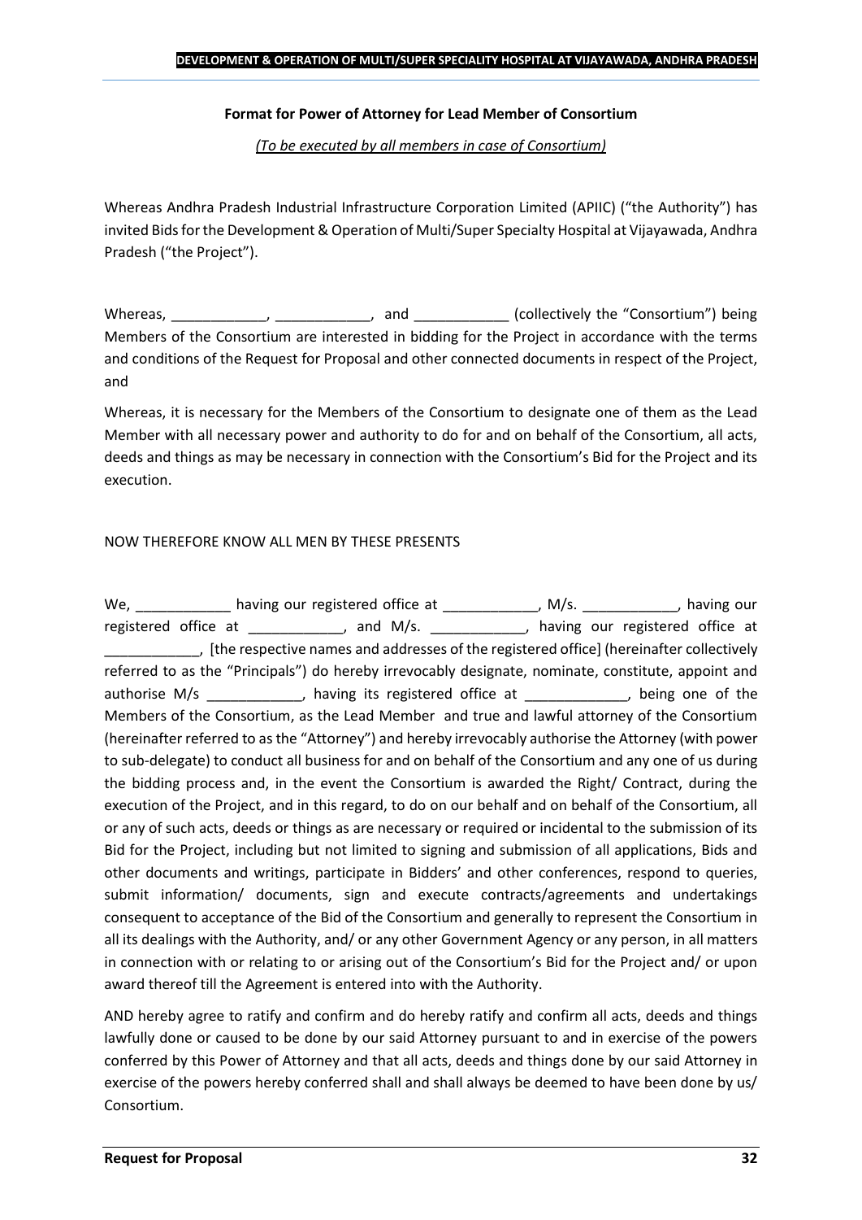**Format for Power of Attorney for Lead Member of Consortium**

*(To be executed by all members in case of Consortium)*

Whereas Andhra Pradesh Industrial Infrastructure Corporation Limited (APIIC) ("the Authority") has invited Bids for the Development & Operation of Multi/Super Specialty Hospital at Vijayawada, Andhra Pradesh ("the Project").

Whereas, ____________, ____________, and ____________ (collectively the "Consortium") being Members of the Consortium are interested in bidding for the Project in accordance with the terms and conditions of the Request for Proposal and other connected documents in respect of the Project, and

Whereas, it is necessary for the Members of the Consortium to designate one of them as the Lead Member with all necessary power and authority to do for and on behalf of the Consortium, all acts, deeds and things as may be necessary in connection with the Consortium's Bid for the Project and its execution.

NOW THEREFORE KNOW ALL MEN BY THESE PRESENTS

We, ____________ having our registered office at ____________, M/s. ____________, having our registered office at ____________, and M/s. ____________, having our registered office at ____________, [the respective names and addresses of the registered office] (hereinafter collectively referred to as the "Principals") do hereby irrevocably designate, nominate, constitute, appoint and authorise M/s ____________, having its registered office at _____________, being one of the Members of the Consortium, as the Lead Member and true and lawful attorney of the Consortium (hereinafter referred to as the "Attorney") and hereby irrevocably authorise the Attorney (with power to sub-delegate) to conduct all business for and on behalf of the Consortium and any one of us during the bidding process and, in the event the Consortium is awarded the Right/ Contract, during the execution of the Project, and in this regard, to do on our behalf and on behalf of the Consortium, all or any of such acts, deeds or things as are necessary or required or incidental to the submission of its Bid for the Project, including but not limited to signing and submission of all applications, Bids and other documents and writings, participate in Bidders' and other conferences, respond to queries, submit information/ documents, sign and execute contracts/agreements and undertakings consequent to acceptance of the Bid of the Consortium and generally to represent the Consortium in all its dealings with the Authority, and/ or any other Government Agency or any person, in all matters in connection with or relating to or arising out of the Consortium's Bid for the Project and/ or upon award thereof till the Agreement is entered into with the Authority.

AND hereby agree to ratify and confirm and do hereby ratify and confirm all acts, deeds and things lawfully done or caused to be done by our said Attorney pursuant to and in exercise of the powers conferred by this Power of Attorney and that all acts, deeds and things done by our said Attorney in exercise of the powers hereby conferred shall and shall always be deemed to have been done by us/ Consortium.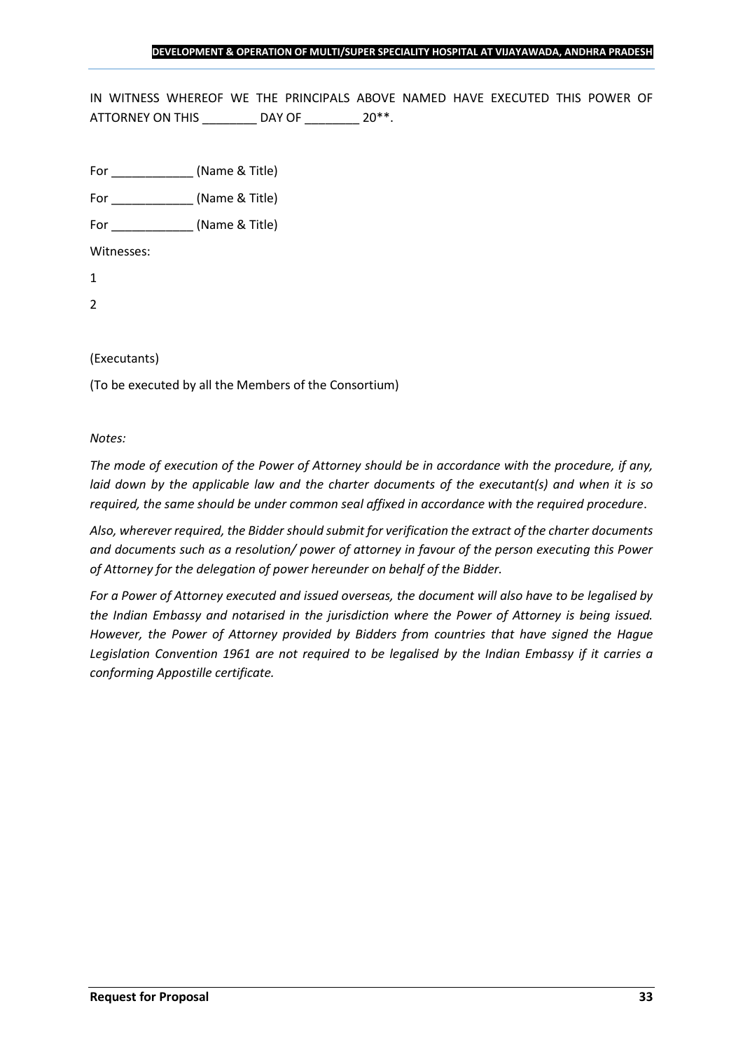IN WITNESS WHEREOF WE THE PRINCIPALS ABOVE NAMED HAVE EXECUTED THIS POWER OF ATTORNEY ON THIS ________ DAY OF ________ 20**.

For ____________ (Name & Title)

For ____________ (Name & Title)

For ____________ (Name & Title)

Witnesses:

1

2

(Executants)

(To be executed by all the Members of the Consortium)

*Notes:*

*The mode of execution of the Power of Attorney should be in accordance with the procedure, if any, laid down by the applicable law and the charter documents of the executant(s) and when it is so required, the same should be under common seal affixed in accordance with the required procedure.*

*Also, wherever required, the Bidder should submit for verification the extract of the charter documents and documents such as a resolution/ power of attorney in favour of the person executing this Power of Attorney for the delegation of power hereunder on behalf of the Bidder.*

*For a Power of Attorney executed and issued overseas, the document will also have to be legalised by the Indian Embassy and notarised in the jurisdiction where the Power of Attorney is being issued. However, the Power of Attorney provided by Bidders from countries that have signed the Hague Legislation Convention 1961 are not required to be legalised by the Indian Embassy if it carries a conforming Appostille certificate.*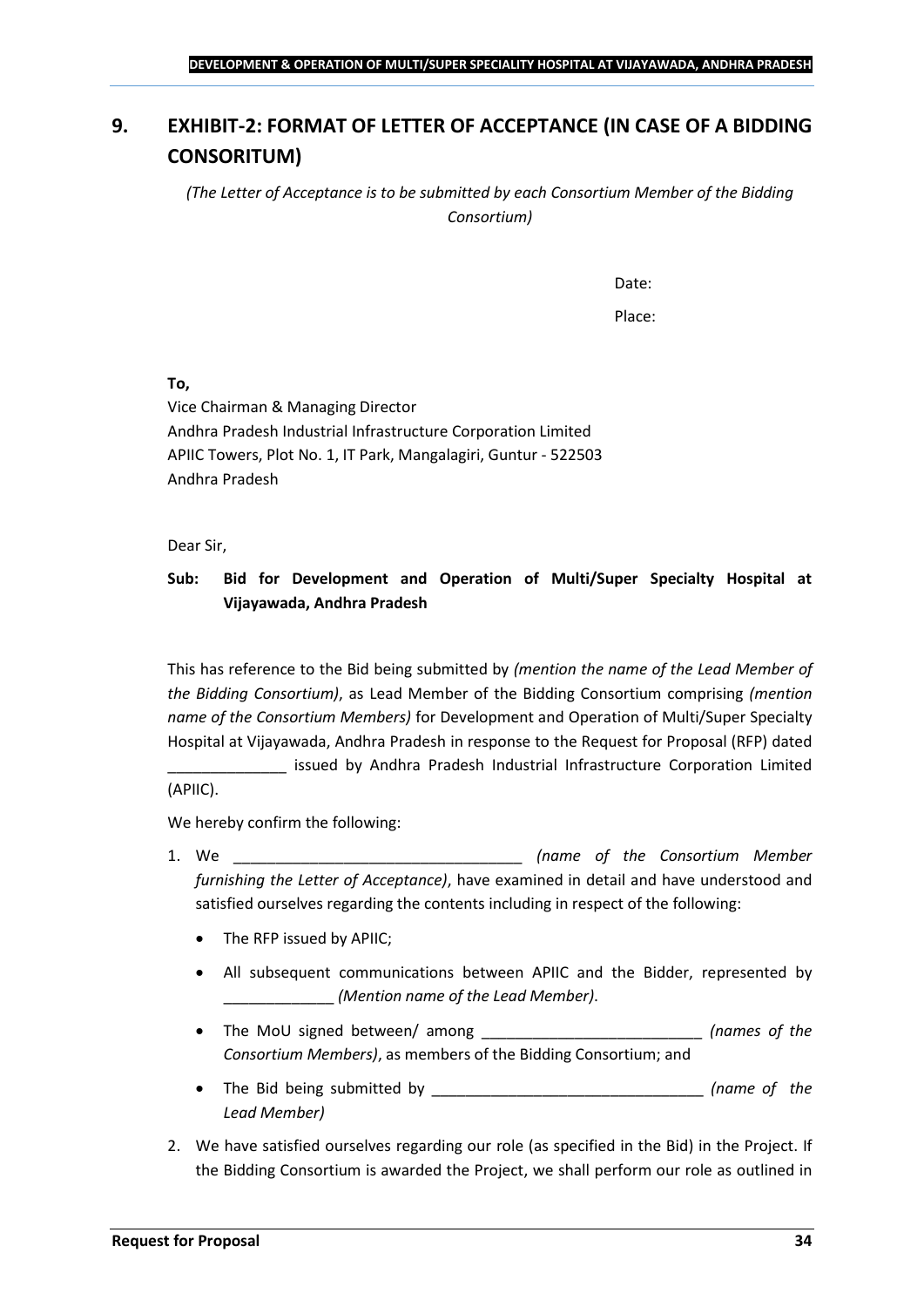## 9. EXHIBIT-2: FORMAT OF LETTER OF ACCEPTANCE (IN CASE OF A BIDDING CONSORITUM)

*(The Letter of Acceptance is to be submitted by each Consortium Member of the Bidding Consortium)*

Date:

Place:

**To,**

Vice Chairman & Managing Director
Andhra Pradesh Industrial Infrastructure Corporation Limited
APIIC Towers, Plot No. 1, IT Park, Mangalagiri, Guntur - 522503
Andhra Pradesh

Dear Sir,

**Sub: Bid for Development and Operation of Multi/Super Specialty Hospital at Vijayawada, Andhra Pradesh**

This has reference to the Bid being submitted by *(mention the name of the Lead Member of the Bidding Consortium)*, as Lead Member of the Bidding Consortium comprising *(mention name of the Consortium Members)* for Development and Operation of Multi/Super Specialty Hospital at Vijayawada, Andhra Pradesh in response to the Request for Proposal (RFP) dated ______________ issued by Andhra Pradesh Industrial Infrastructure Corporation Limited (APIIC).

We hereby confirm the following:

1. We __________________________________ *(name of the Consortium Member furnishing the Letter of Acceptance)*, have examined in detail and have understood and satisfied ourselves regarding the contents including in respect of the following:
   - The RFP issued by APIIC;
   - All subsequent communications between APIIC and the Bidder, represented by _____________ *(Mention name of the Lead Member)*.
   - The MoU signed between/ among __________________________ *(names of the Consortium Members)*, as members of the Bidding Consortium; and
   - The Bid being submitted by ________________________________ *(name of the Lead Member)*
2. We have satisfied ourselves regarding our role (as specified in the Bid) in the Project. If the Bidding Consortium is awarded the Project, we shall perform our role as outlined in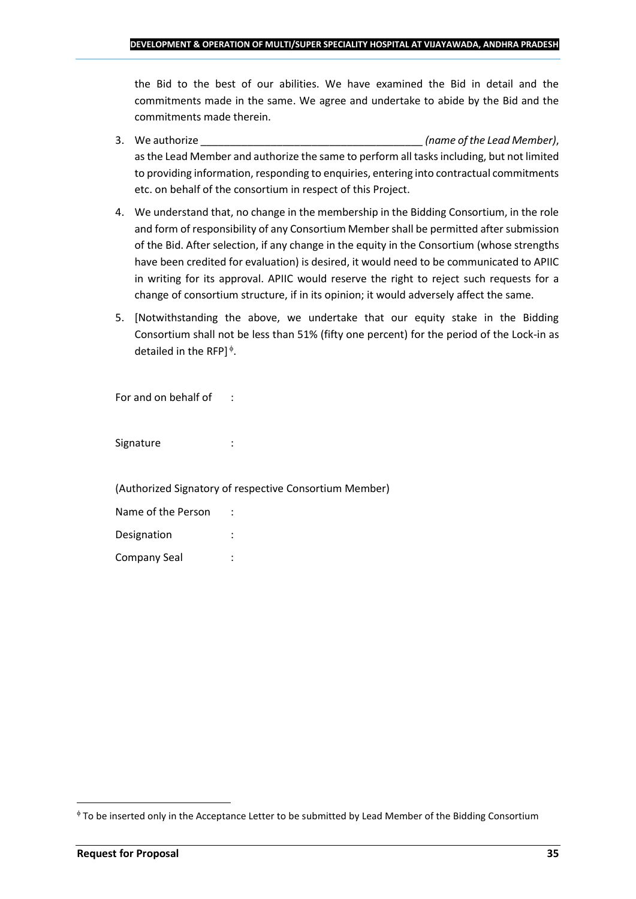the Bid to the best of our abilities. We have examined the Bid in detail and the commitments made in the same. We agree and undertake to abide by the Bid and the commitments made therein.

3. We authorize ______________________________________ *(name of the Lead Member)*, as the Lead Member and authorize the same to perform all tasks including, but not limited to providing information, responding to enquiries, entering into contractual commitments etc. on behalf of the consortium in respect of this Project.

4. We understand that, no change in the membership in the Bidding Consortium, in the role and form of responsibility of any Consortium Member shall be permitted after submission of the Bid. After selection, if any change in the equity in the Consortium (whose strengths have been credited for evaluation) is desired, it would need to be communicated to APIIC in writing for its approval. APIIC would reserve the right to reject such requests for a change of consortium structure, if in its opinion; it would adversely affect the same.

5. [Notwithstanding the above, we undertake that our equity stake in the Bidding Consortium shall not be less than 51% (fifty one percent) for the period of the Lock-in as detailed in the RFP][ϕ].

For and on behalf of :

Signature :

(Authorized Signatory of respective Consortium Member)

Name of the Person :

Designation :

Company Seal :

---

[ϕ] To be inserted only in the Acceptance Letter to be submitted by Lead Member of the Bidding Consortium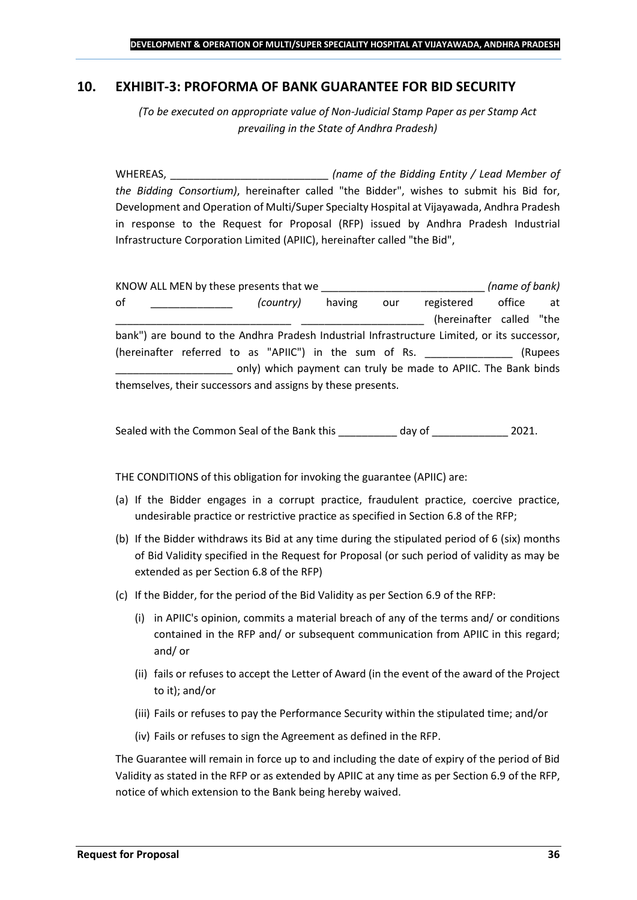## 10. EXHIBIT-3: PROFORMA OF BANK GUARANTEE FOR BID SECURITY

*(To be executed on appropriate value of Non-Judicial Stamp Paper as per Stamp Act prevailing in the State of Andhra Pradesh)*

WHEREAS, ___________________________ *(name of the Bidding Entity / Lead Member of the Bidding Consortium)*, hereinafter called "the Bidder", wishes to submit his Bid for, Development and Operation of Multi/Super Specialty Hospital at Vijayawada, Andhra Pradesh in response to the Request for Proposal (RFP) issued by Andhra Pradesh Industrial Infrastructure Corporation Limited (APIIC), hereinafter called "the Bid",

KNOW ALL MEN by these presents that we ____________________________ *(name of bank)* of ______________ *(country)* having our registered office at ______________________________ _____________________ (hereinafter called "the bank") are bound to the Andhra Pradesh Industrial Infrastructure Limited, or its successor, (hereinafter referred to as "APIIC") in the sum of Rs. _______________ (Rupees ____________________ only) which payment can truly be made to APIIC. The Bank binds themselves, their successors and assigns by these presents.

Sealed with the Common Seal of the Bank this __________ day of _____________ 2021.

THE CONDITIONS of this obligation for invoking the guarantee (APIIC) are:

(a) If the Bidder engages in a corrupt practice, fraudulent practice, coercive practice, undesirable practice or restrictive practice as specified in Section 6.8 of the RFP;

(b) If the Bidder withdraws its Bid at any time during the stipulated period of 6 (six) months of Bid Validity specified in the Request for Proposal (or such period of validity as may be extended as per Section 6.8 of the RFP)

(c) If the Bidder, for the period of the Bid Validity as per Section 6.9 of the RFP:

   (i) in APIIC's opinion, commits a material breach of any of the terms and/ or conditions contained in the RFP and/ or subsequent communication from APIIC in this regard; and/ or

   (ii) fails or refuses to accept the Letter of Award (in the event of the award of the Project to it); and/or

   (iii) Fails or refuses to pay the Performance Security within the stipulated time; and/or

   (iv) Fails or refuses to sign the Agreement as defined in the RFP.

The Guarantee will remain in force up to and including the date of expiry of the period of Bid Validity as stated in the RFP or as extended by APIIC at any time as per Section 6.9 of the RFP, notice of which extension to the Bank being hereby waived.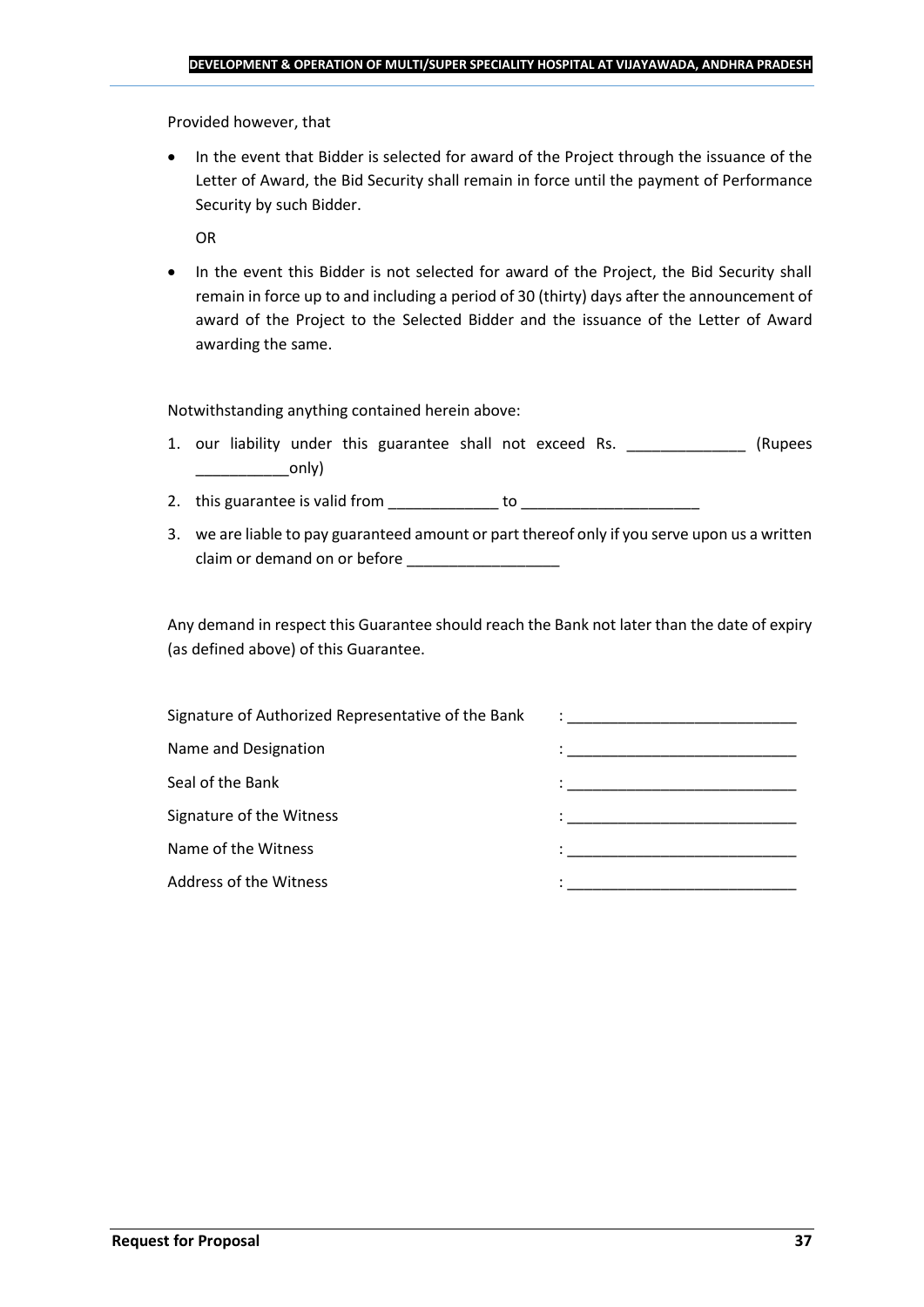Provided however, that

- In the event that Bidder is selected for award of the Project through the issuance of the Letter of Award, the Bid Security shall remain in force until the payment of Performance Security by such Bidder.

  OR

- In the event this Bidder is not selected for award of the Project, the Bid Security shall remain in force up to and including a period of 30 (thirty) days after the announcement of award of the Project to the Selected Bidder and the issuance of the Letter of Award awarding the same.

Notwithstanding anything contained herein above:

1. our liability under this guarantee shall not exceed Rs. ______________ (Rupees ___________only)
2. this guarantee is valid from _____________ to _____________________
3. we are liable to pay guaranteed amount or part thereof only if you serve upon us a written claim or demand on or before __________________

Any demand in respect this Guarantee should reach the Bank not later than the date of expiry (as defined above) of this Guarantee.

| | |
|---|---|
| Signature of Authorized Representative of the Bank | : ___________________________ |
| Name and Designation | : ___________________________ |
| Seal of the Bank | : ___________________________ |
| Signature of the Witness | : ___________________________ |
| Name of the Witness | : ___________________________ |
| Address of the Witness | : ___________________________ |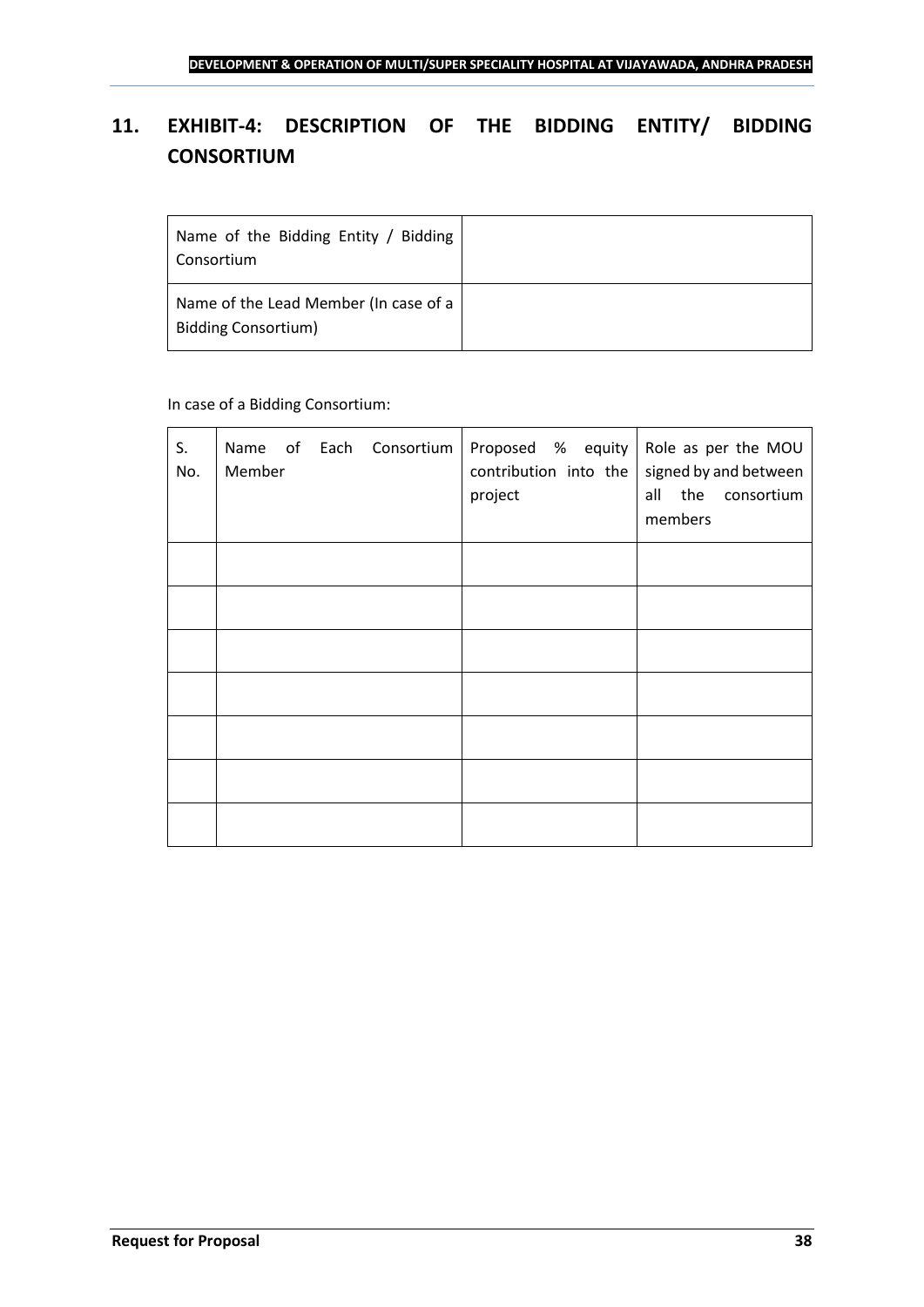## 11. EXHIBIT-4: DESCRIPTION OF THE BIDDING ENTITY/ BIDDING CONSORTIUM

| Name of the Bidding Entity / Bidding Consortium | |
|---|---|
| Name of the Lead Member (In case of a Bidding Consortium) | |

In case of a Bidding Consortium:

| S. No. | Name of Each Consortium Member | Proposed % equity contribution into the project | Role as per the MOU signed by and between all the consortium members |
|---|---|---|---|
| | | | |
| | | | |
| | | | |
| | | | |
| | | | |
| | | | |
| | | | |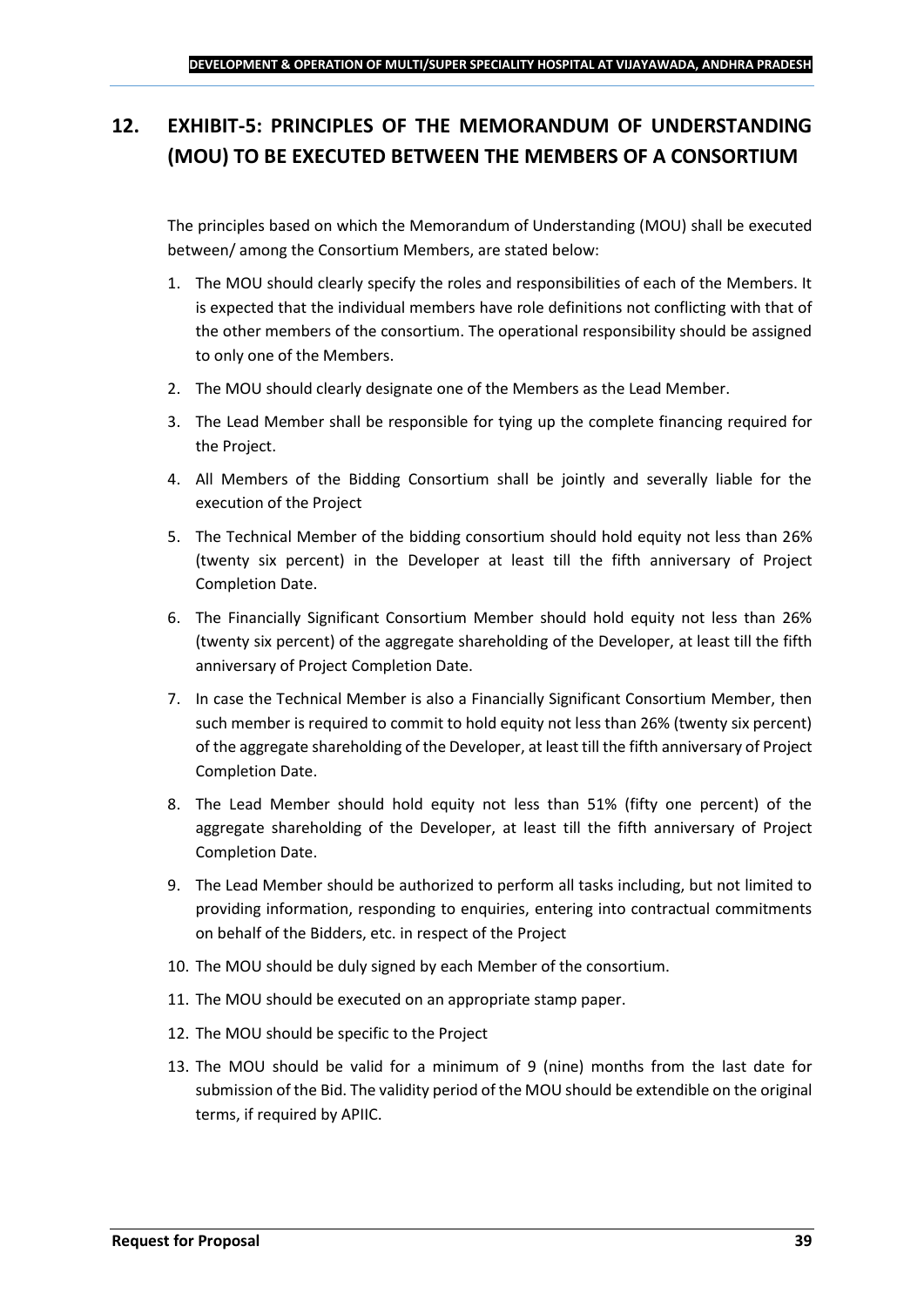## 12. EXHIBIT-5: PRINCIPLES OF THE MEMORANDUM OF UNDERSTANDING (MOU) TO BE EXECUTED BETWEEN THE MEMBERS OF A CONSORTIUM

The principles based on which the Memorandum of Understanding (MOU) shall be executed between/ among the Consortium Members, are stated below:

1. The MOU should clearly specify the roles and responsibilities of each of the Members. It is expected that the individual members have role definitions not conflicting with that of the other members of the consortium. The operational responsibility should be assigned to only one of the Members.
2. The MOU should clearly designate one of the Members as the Lead Member.
3. The Lead Member shall be responsible for tying up the complete financing required for the Project.
4. All Members of the Bidding Consortium shall be jointly and severally liable for the execution of the Project
5. The Technical Member of the bidding consortium should hold equity not less than 26% (twenty six percent) in the Developer at least till the fifth anniversary of Project Completion Date.
6. The Financially Significant Consortium Member should hold equity not less than 26% (twenty six percent) of the aggregate shareholding of the Developer, at least till the fifth anniversary of Project Completion Date.
7. In case the Technical Member is also a Financially Significant Consortium Member, then such member is required to commit to hold equity not less than 26% (twenty six percent) of the aggregate shareholding of the Developer, at least till the fifth anniversary of Project Completion Date.
8. The Lead Member should hold equity not less than 51% (fifty one percent) of the aggregate shareholding of the Developer, at least till the fifth anniversary of Project Completion Date.
9. The Lead Member should be authorized to perform all tasks including, but not limited to providing information, responding to enquiries, entering into contractual commitments on behalf of the Bidders, etc. in respect of the Project
10. The MOU should be duly signed by each Member of the consortium.
11. The MOU should be executed on an appropriate stamp paper.
12. The MOU should be specific to the Project
13. The MOU should be valid for a minimum of 9 (nine) months from the last date for submission of the Bid. The validity period of the MOU should be extendible on the original terms, if required by APIIC.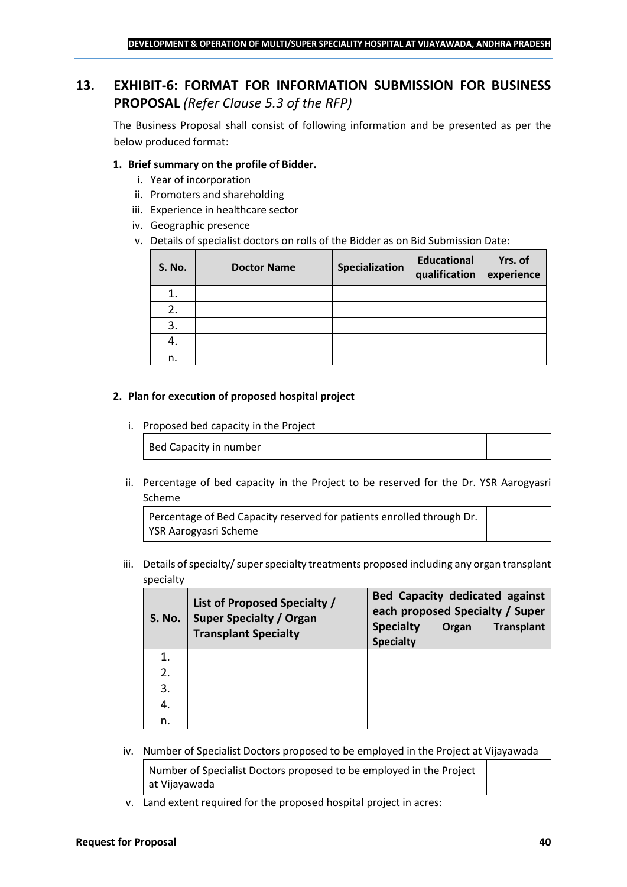## 13. EXHIBIT-6: FORMAT FOR INFORMATION SUBMISSION FOR BUSINESS PROPOSAL *(Refer Clause 5.3 of the RFP)*

The Business Proposal shall consist of following information and be presented as per the below produced format:

**1. Brief summary on the profile of Bidder.**

i. Year of incorporation
ii. Promoters and shareholding
iii. Experience in healthcare sector
iv. Geographic presence
v. Details of specialist doctors on rolls of the Bidder as on Bid Submission Date:

| S. No. | Doctor Name | Specialization | Educational qualification | Yrs. of experience |
|---|---|---|---|---|
| 1. | | | | |
| 2. | | | | |
| 3. | | | | |
| 4. | | | | |
| n. | | | | |

**2. Plan for execution of proposed hospital project**

i. Proposed bed capacity in the Project

| Bed Capacity in number | |
|---|---|

ii. Percentage of bed capacity in the Project to be reserved for the Dr. YSR Aarogyasri Scheme

| Percentage of Bed Capacity reserved for patients enrolled through Dr. YSR Aarogyasri Scheme | |
|---|---|

iii. Details of specialty/ super specialty treatments proposed including any organ transplant specialty

| S. No. | List of Proposed Specialty / Super Specialty / Organ Transplant Specialty | Bed Capacity dedicated against each proposed Specialty / Super Specialty Organ Transplant Specialty |
|---|---|---|
| 1. | | |
| 2. | | |
| 3. | | |
| 4. | | |
| n. | | |

iv. Number of Specialist Doctors proposed to be employed in the Project at Vijayawada

| Number of Specialist Doctors proposed to be employed in the Project at Vijayawada | |
|---|---|

v. Land extent required for the proposed hospital project in acres: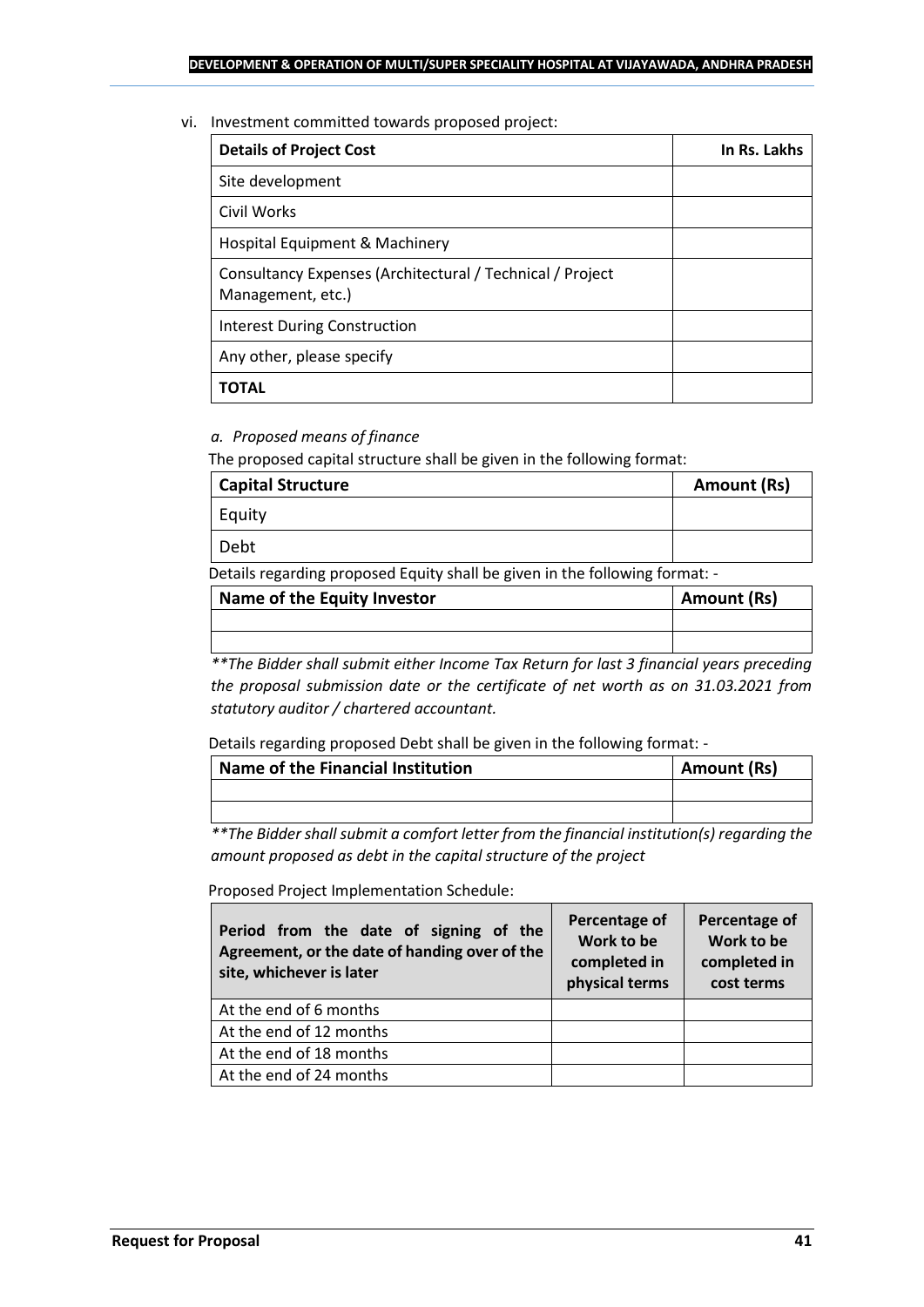vi. Investment committed towards proposed project:

| Details of Project Cost | In Rs. Lakhs |
|---|---|
| Site development | |
| Civil Works | |
| Hospital Equipment & Machinery | |
| Consultancy Expenses (Architectural / Technical / Project Management, etc.) | |
| Interest During Construction | |
| Any other, please specify | |
| **TOTAL** | |

*a. Proposed means of finance*

The proposed capital structure shall be given in the following format:

| Capital Structure | Amount (Rs) |
|---|---|
| Equity | |
| Debt | |

Details regarding proposed Equity shall be given in the following format: -

| Name of the Equity Investor | Amount (Rs) |
|---|---|
| | |
| | |

*\*\*The Bidder shall submit either Income Tax Return for last 3 financial years preceding the proposal submission date or the certificate of net worth as on 31.03.2021 from statutory auditor / chartered accountant.*

Details regarding proposed Debt shall be given in the following format: -

| Name of the Financial Institution | Amount (Rs) |
|---|---|
| | |
| | |

*\*\*The Bidder shall submit a comfort letter from the financial institution(s) regarding the amount proposed as debt in the capital structure of the project*

Proposed Project Implementation Schedule:

| Period from the date of signing of the Agreement, or the date of handing over of the site, whichever is later | Percentage of Work to be completed in physical terms | Percentage of Work to be completed in cost terms |
|---|---|---|
| At the end of 6 months | | |
| At the end of 12 months | | |
| At the end of 18 months | | |
| At the end of 24 months | | |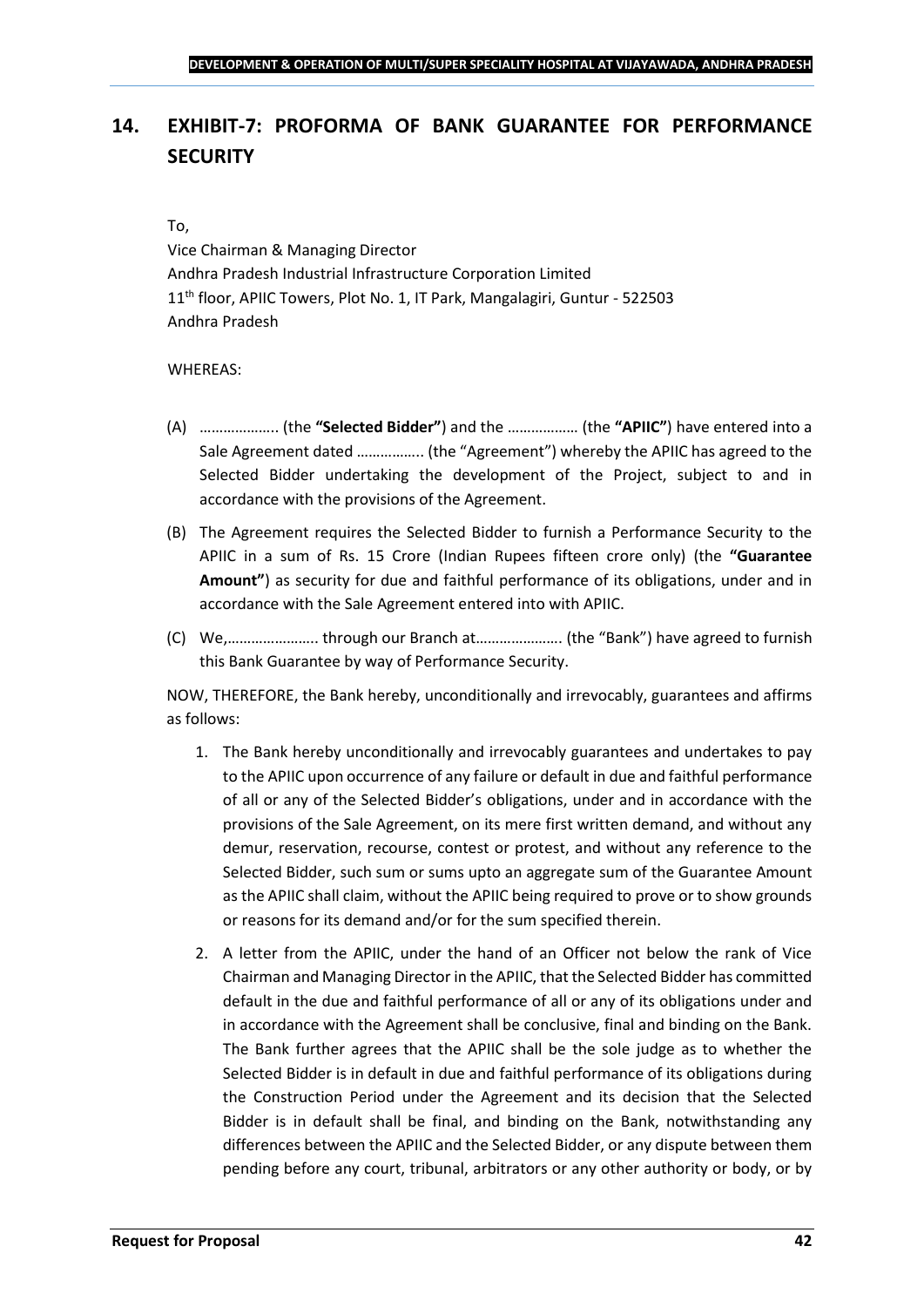## 14. EXHIBIT-7: PROFORMA OF BANK GUARANTEE FOR PERFORMANCE SECURITY

To,

Vice Chairman & Managing Director
Andhra Pradesh Industrial Infrastructure Corporation Limited
11th floor, APIIC Towers, Plot No. 1, IT Park, Mangalagiri, Guntur - 522503
Andhra Pradesh

WHEREAS:

(A) ……………….. (the **"Selected Bidder"**) and the ……………… (the **"APIIC"**) have entered into a Sale Agreement dated …………….. (the "Agreement") whereby the APIIC has agreed to the Selected Bidder undertaking the development of the Project, subject to and in accordance with the provisions of the Agreement.

(B) The Agreement requires the Selected Bidder to furnish a Performance Security to the APIIC in a sum of Rs. 15 Crore (Indian Rupees fifteen crore only) (the **"Guarantee Amount"**) as security for due and faithful performance of its obligations, under and in accordance with the Sale Agreement entered into with APIIC.

(C) We,………………….. through our Branch at…………………. (the "Bank") have agreed to furnish this Bank Guarantee by way of Performance Security.

NOW, THEREFORE, the Bank hereby, unconditionally and irrevocably, guarantees and affirms as follows:

1. The Bank hereby unconditionally and irrevocably guarantees and undertakes to pay to the APIIC upon occurrence of any failure or default in due and faithful performance of all or any of the Selected Bidder's obligations, under and in accordance with the provisions of the Sale Agreement, on its mere first written demand, and without any demur, reservation, recourse, contest or protest, and without any reference to the Selected Bidder, such sum or sums upto an aggregate sum of the Guarantee Amount as the APIIC shall claim, without the APIIC being required to prove or to show grounds or reasons for its demand and/or for the sum specified therein.

2. A letter from the APIIC, under the hand of an Officer not below the rank of Vice Chairman and Managing Director in the APIIC, that the Selected Bidder has committed default in the due and faithful performance of all or any of its obligations under and in accordance with the Agreement shall be conclusive, final and binding on the Bank. The Bank further agrees that the APIIC shall be the sole judge as to whether the Selected Bidder is in default in due and faithful performance of its obligations during the Construction Period under the Agreement and its decision that the Selected Bidder is in default shall be final, and binding on the Bank, notwithstanding any differences between the APIIC and the Selected Bidder, or any dispute between them pending before any court, tribunal, arbitrators or any other authority or body, or by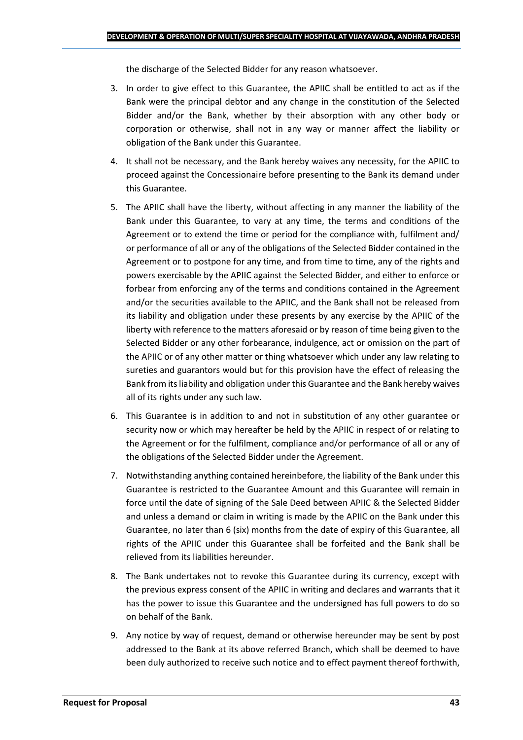the discharge of the Selected Bidder for any reason whatsoever.

3. In order to give effect to this Guarantee, the APIIC shall be entitled to act as if the Bank were the principal debtor and any change in the constitution of the Selected Bidder and/or the Bank, whether by their absorption with any other body or corporation or otherwise, shall not in any way or manner affect the liability or obligation of the Bank under this Guarantee.

4. It shall not be necessary, and the Bank hereby waives any necessity, for the APIIC to proceed against the Concessionaire before presenting to the Bank its demand under this Guarantee.

5. The APIIC shall have the liberty, without affecting in any manner the liability of the Bank under this Guarantee, to vary at any time, the terms and conditions of the Agreement or to extend the time or period for the compliance with, fulfilment and/ or performance of all or any of the obligations of the Selected Bidder contained in the Agreement or to postpone for any time, and from time to time, any of the rights and powers exercisable by the APIIC against the Selected Bidder, and either to enforce or forbear from enforcing any of the terms and conditions contained in the Agreement and/or the securities available to the APIIC, and the Bank shall not be released from its liability and obligation under these presents by any exercise by the APIIC of the liberty with reference to the matters aforesaid or by reason of time being given to the Selected Bidder or any other forbearance, indulgence, act or omission on the part of the APIIC or of any other matter or thing whatsoever which under any law relating to sureties and guarantors would but for this provision have the effect of releasing the Bank from its liability and obligation under this Guarantee and the Bank hereby waives all of its rights under any such law.

6. This Guarantee is in addition to and not in substitution of any other guarantee or security now or which may hereafter be held by the APIIC in respect of or relating to the Agreement or for the fulfilment, compliance and/or performance of all or any of the obligations of the Selected Bidder under the Agreement.

7. Notwithstanding anything contained hereinbefore, the liability of the Bank under this Guarantee is restricted to the Guarantee Amount and this Guarantee will remain in force until the date of signing of the Sale Deed between APIIC & the Selected Bidder and unless a demand or claim in writing is made by the APIIC on the Bank under this Guarantee, no later than 6 (six) months from the date of expiry of this Guarantee, all rights of the APIIC under this Guarantee shall be forfeited and the Bank shall be relieved from its liabilities hereunder.

8. The Bank undertakes not to revoke this Guarantee during its currency, except with the previous express consent of the APIIC in writing and declares and warrants that it has the power to issue this Guarantee and the undersigned has full powers to do so on behalf of the Bank.

9. Any notice by way of request, demand or otherwise hereunder may be sent by post addressed to the Bank at its above referred Branch, which shall be deemed to have been duly authorized to receive such notice and to effect payment thereof forthwith,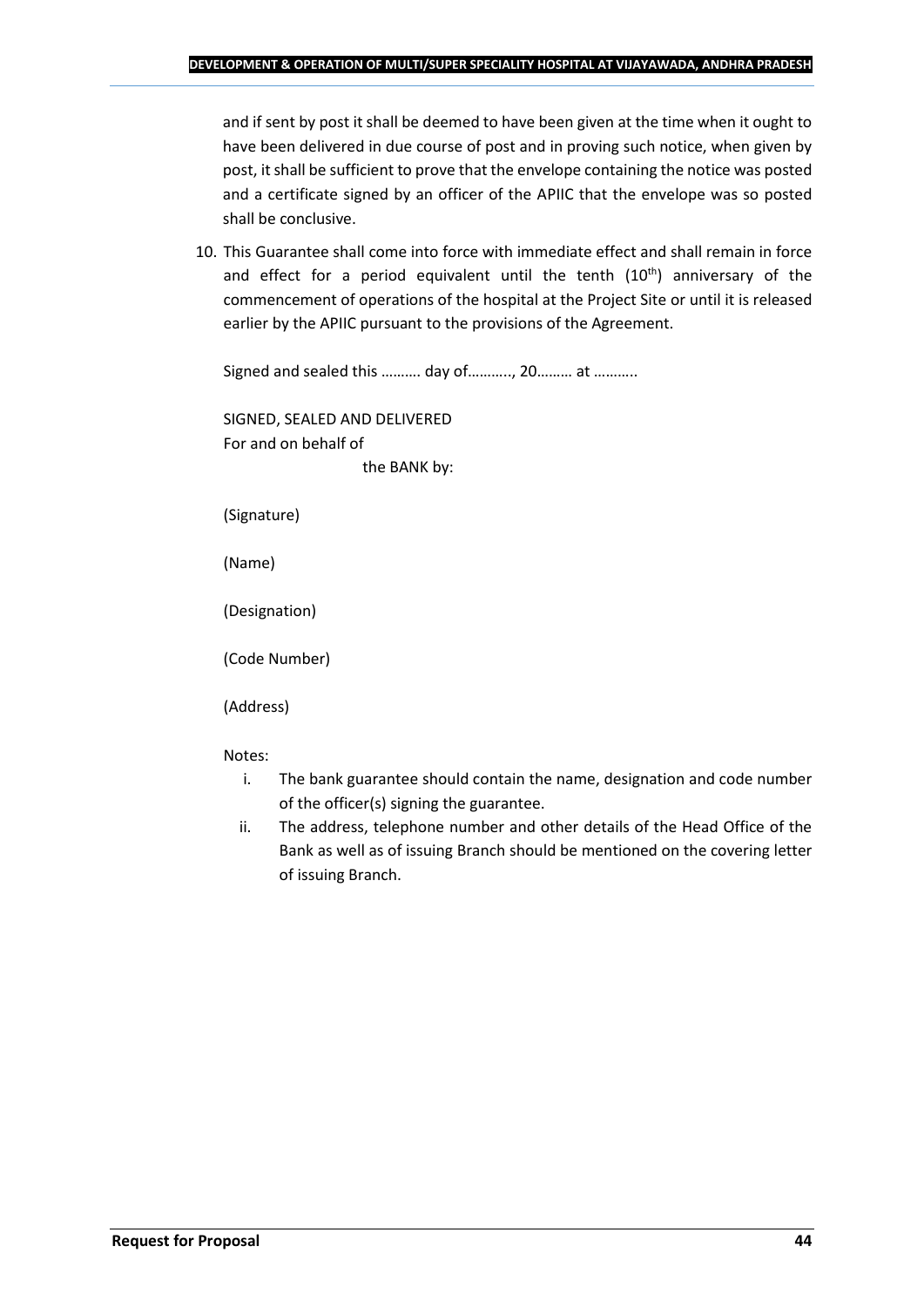and if sent by post it shall be deemed to have been given at the time when it ought to have been delivered in due course of post and in proving such notice, when given by post, it shall be sufficient to prove that the envelope containing the notice was posted and a certificate signed by an officer of the APIIC that the envelope was so posted shall be conclusive.

10. This Guarantee shall come into force with immediate effect and shall remain in force and effect for a period equivalent until the tenth (10th) anniversary of the commencement of operations of the hospital at the Project Site or until it is released earlier by the APIIC pursuant to the provisions of the Agreement.

Signed and sealed this ………. day of……….., 20……… at ………..

SIGNED, SEALED AND DELIVERED
For and on behalf of
the BANK by:

(Signature)

(Name)

(Designation)

(Code Number)

(Address)

Notes:

i. The bank guarantee should contain the name, designation and code number of the officer(s) signing the guarantee.
ii. The address, telephone number and other details of the Head Office of the Bank as well as of issuing Branch should be mentioned on the covering letter of issuing Branch.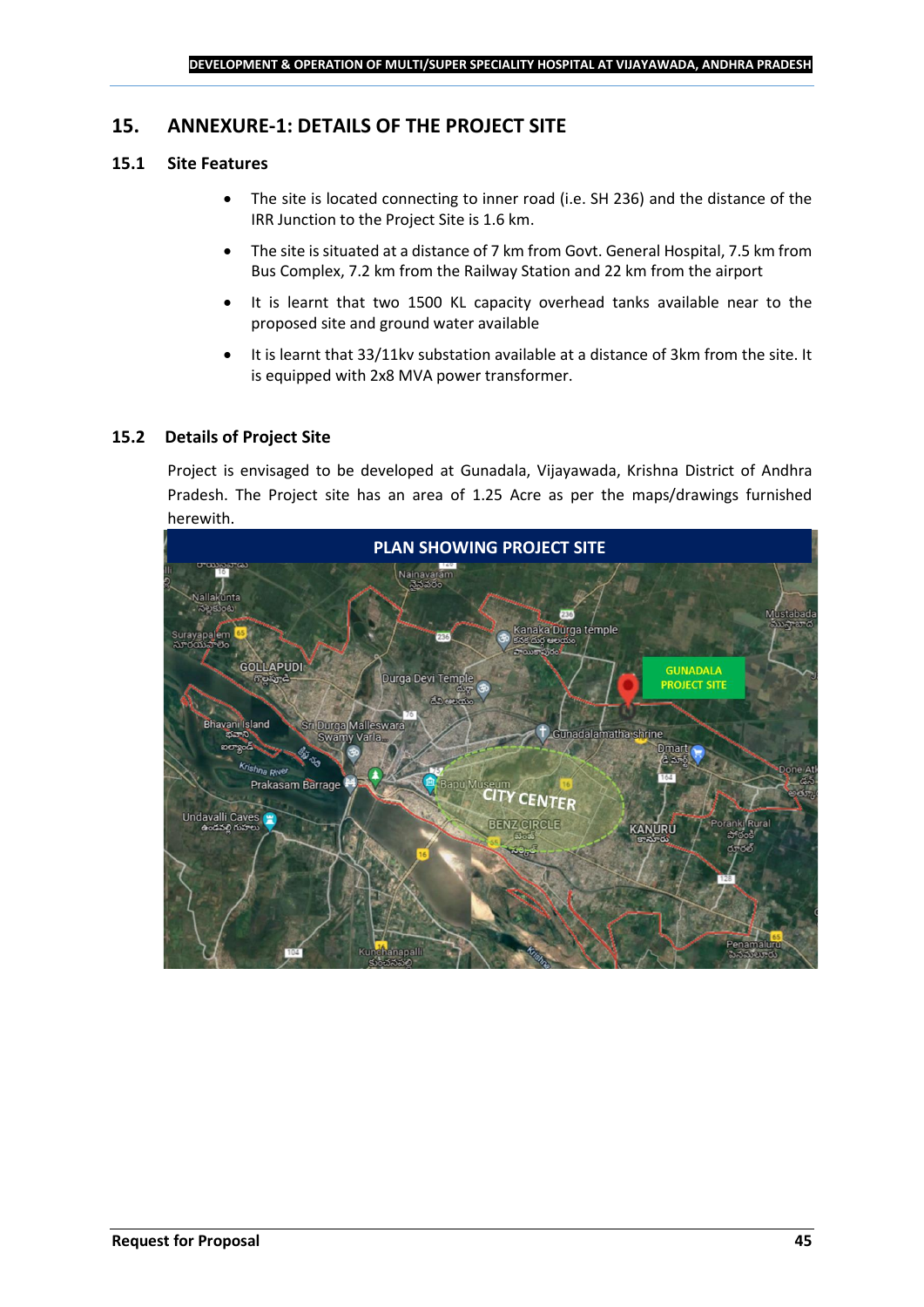## 15. ANNEXURE-1: DETAILS OF THE PROJECT SITE

### 15.1 Site Features

- The site is located connecting to inner road (i.e. SH 236) and the distance of the IRR Junction to the Project Site is 1.6 km.
- The site is situated at a distance of 7 km from Govt. General Hospital, 7.5 km from Bus Complex, 7.2 km from the Railway Station and 22 km from the airport
- It is learnt that two 1500 KL capacity overhead tanks available near to the proposed site and ground water available
- It is learnt that 33/11kv substation available at a distance of 3km from the site. It is equipped with 2x8 MVA power transformer.

### 15.2 Details of Project Site

Project is envisaged to be developed at Gunadala, Vijayawada, Krishna District of Andhra Pradesh. The Project site has an area of 1.25 Acre as per the maps/drawings furnished herewith.

PLAN SHOWING PROJECT SITE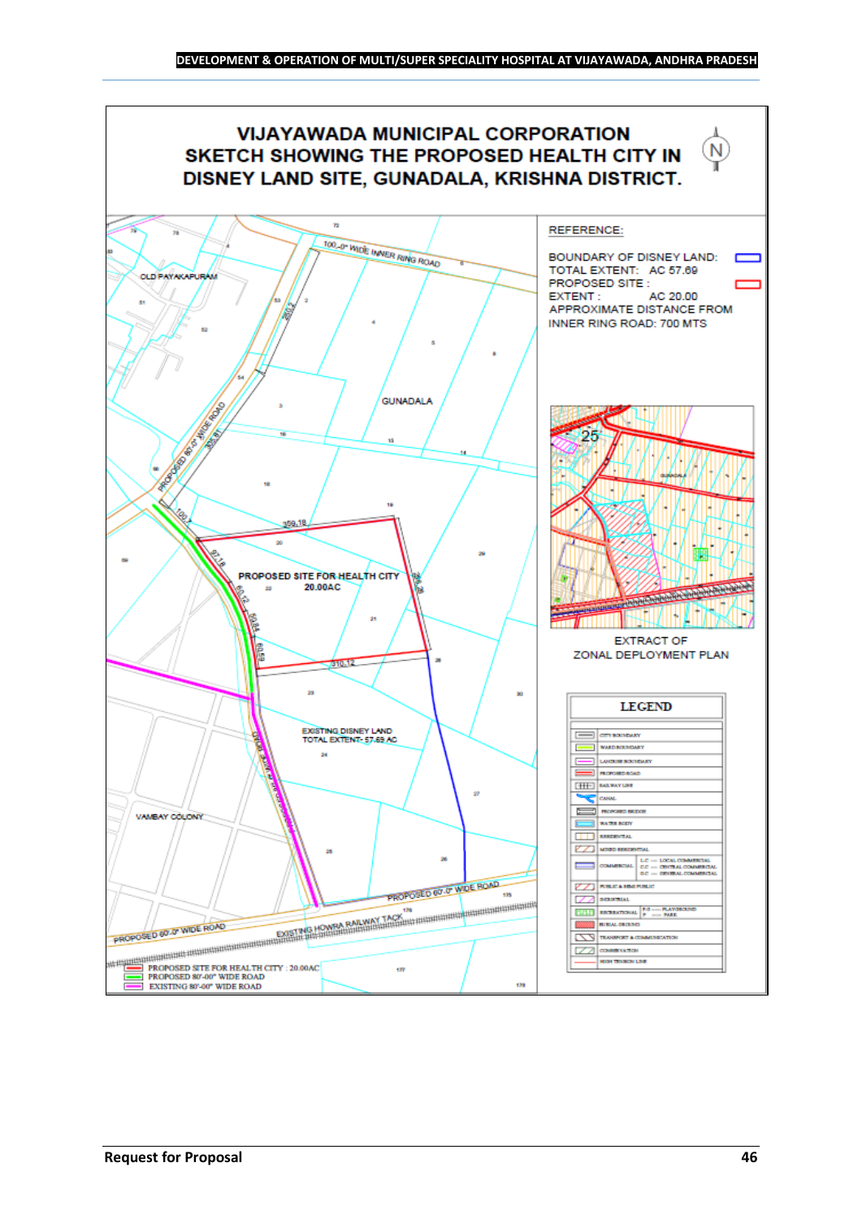# VIJAYAWADA MUNICIPAL CORPORATION SKETCH SHOWING THE PROPOSED HEALTH CITY IN DISNEY LAND SITE, GUNADALA, KRISHNA DISTRICT.

REFERENCE:

BOUNDARY OF DISNEY LAND:
TOTAL EXTENT: AC 57.69
PROPOSED SITE :
EXTENT : AC 20.00
APPROXIMATE DISTANCE FROM INNER RING ROAD: 700 MTS

100.-0" WIDE INNER RING ROAD

OLD PAYAKAPURAM

GUNADALA

PROPOSED 80.0" WIDE ROAD

PROPOSED SITE FOR HEALTH CITY 20.00AC

EXISTING DISNEY LAND TOTAL EXTENT- 57.69 AC

VAMBAY COLONY

PROPOSED 60'-0" WIDE ROAD

EXISTING HOWRA RAILWAY TACK

- PROPOSED SITE FOR HEALTH CITY : 20.00AC
- PROPOSED 80'-00" WIDE ROAD
- EXISTING 80'-00" WIDE ROAD

EXTRACT OF ZONAL DEPLOYMENT PLAN

**LEGEND**

| | |
|---|---|
| | CITY BOUNDARY |
| | WARD BOUNDARY |
| | LANDUSE BOUNDARY |
| | PROPOSED ROAD |
| | RAILWAY LINE |
| | CANAL |
| | PROPOSED BRIDGE |
| | WATER BODY |
| | RESIDENTIAL |
| | MIXED RESIDENTIAL |
| | COMMERCIAL: L.C — LOCAL COMMERCIAL, C.C — CENTRAL COMMERCIAL, G.C — GENERAL COMMERCIAL |
| | PUBLIC & SEMI PUBLIC |
| | INDUSTRIAL |
| | RECREATIONAL: P.G — PLAYGROUND, P — PARK |
| | BURIAL GROUND |
| | TRANSPORT & COMMUNICATION |
| | CONSERVATION |
| | HIGH TENSION LINE |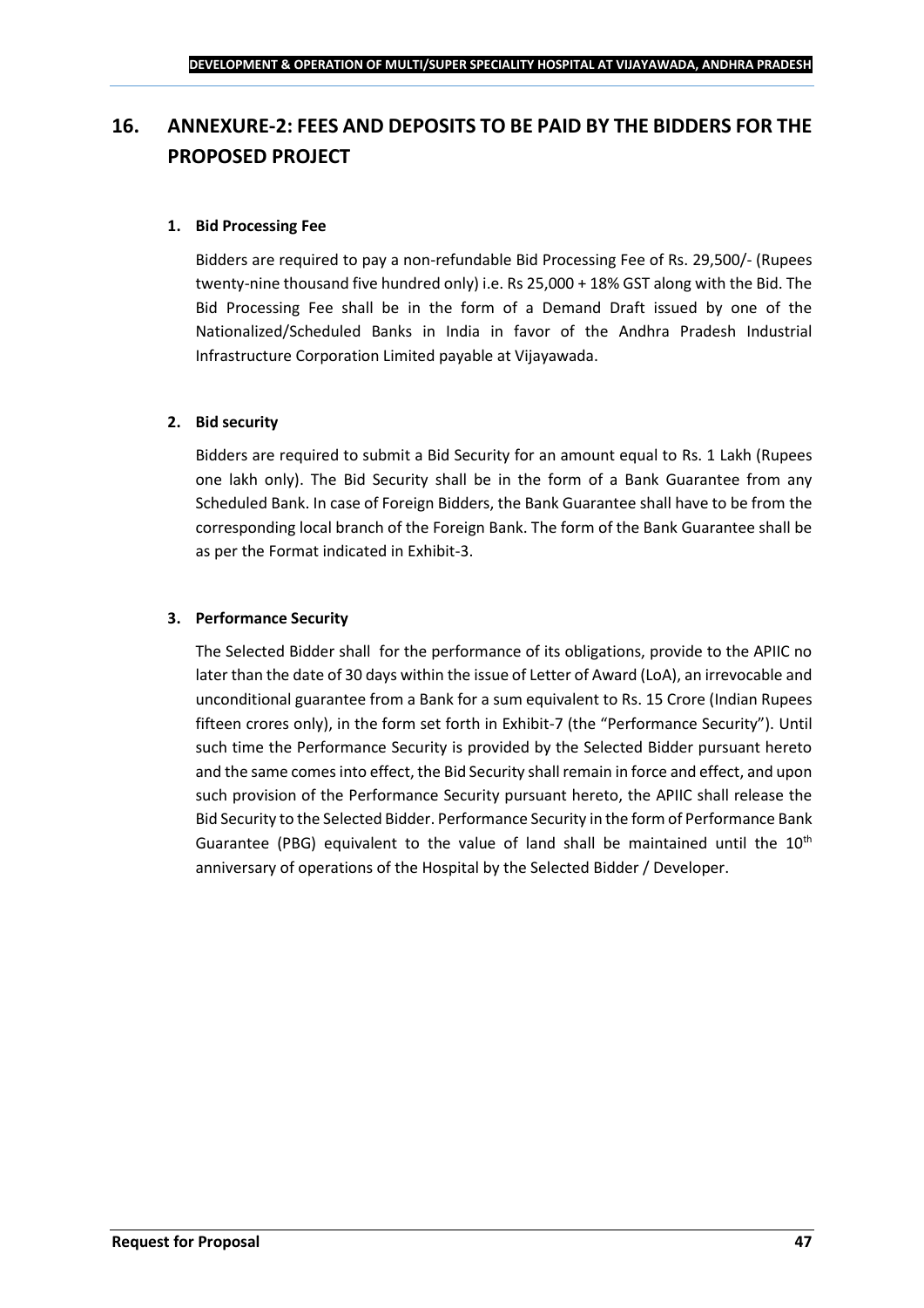# 16. ANNEXURE-2: FEES AND DEPOSITS TO BE PAID BY THE BIDDERS FOR THE PROPOSED PROJECT

**1. Bid Processing Fee**

Bidders are required to pay a non-refundable Bid Processing Fee of Rs. 29,500/- (Rupees twenty-nine thousand five hundred only) i.e. Rs 25,000 + 18% GST along with the Bid. The Bid Processing Fee shall be in the form of a Demand Draft issued by one of the Nationalized/Scheduled Banks in India in favor of the Andhra Pradesh Industrial Infrastructure Corporation Limited payable at Vijayawada.

**2. Bid security**

Bidders are required to submit a Bid Security for an amount equal to Rs. 1 Lakh (Rupees one lakh only). The Bid Security shall be in the form of a Bank Guarantee from any Scheduled Bank. In case of Foreign Bidders, the Bank Guarantee shall have to be from the corresponding local branch of the Foreign Bank. The form of the Bank Guarantee shall be as per the Format indicated in Exhibit-3.

**3. Performance Security**

The Selected Bidder shall for the performance of its obligations, provide to the APIIC no later than the date of 30 days within the issue of Letter of Award (LoA), an irrevocable and unconditional guarantee from a Bank for a sum equivalent to Rs. 15 Crore (Indian Rupees fifteen crores only), in the form set forth in Exhibit-7 (the "Performance Security"). Until such time the Performance Security is provided by the Selected Bidder pursuant hereto and the same comes into effect, the Bid Security shall remain in force and effect, and upon such provision of the Performance Security pursuant hereto, the APIIC shall release the Bid Security to the Selected Bidder. Performance Security in the form of Performance Bank Guarantee (PBG) equivalent to the value of land shall be maintained until the 10th anniversary of operations of the Hospital by the Selected Bidder / Developer.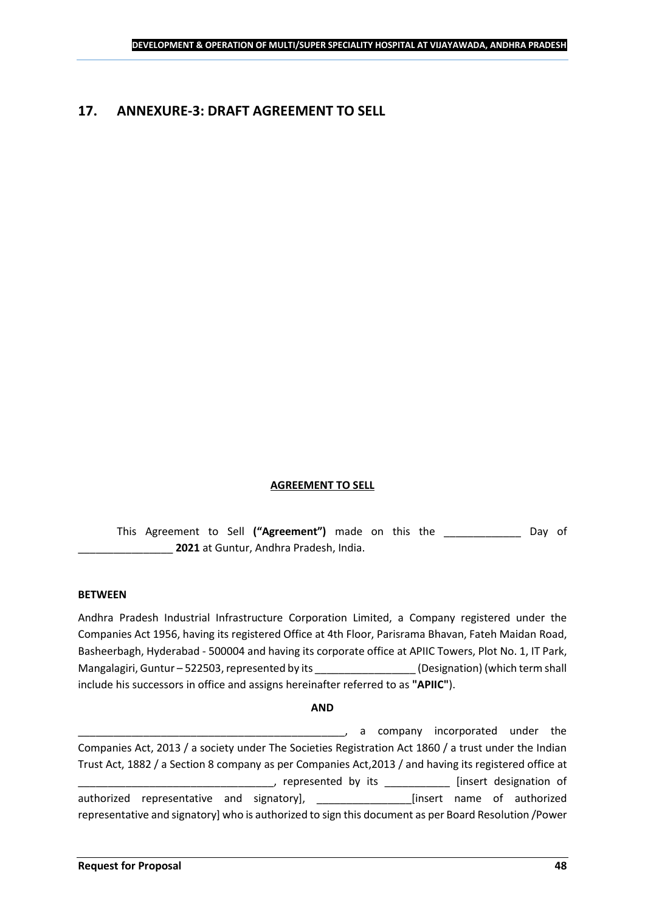# 17. ANNEXURE-3: DRAFT AGREEMENT TO SELL

**AGREEMENT TO SELL**

This Agreement to Sell **("Agreement")** made on this the _____________ Day of ________________ **2021** at Guntur, Andhra Pradesh, India.

**BETWEEN**

Andhra Pradesh Industrial Infrastructure Corporation Limited, a Company registered under the Companies Act 1956, having its registered Office at 4th Floor, Parisrama Bhavan, Fateh Maidan Road, Basheerbagh, Hyderabad - 500004 and having its corporate office at APIIC Towers, Plot No. 1, IT Park, Mangalagiri, Guntur – 522503, represented by its _________________ (Designation) (which term shall include his successors in office and assigns hereinafter referred to as **"APIIC"**).

**AND**

_______________________________________________, a company incorporated under the Companies Act, 2013 / a society under The Societies Registration Act 1860 / a trust under the Indian Trust Act, 1882 / a Section 8 company as per Companies Act,2013 / and having its registered office at __________________________________, represented by its ___________ [insert designation of authorized representative and signatory], ________________[insert name of authorized representative and signatory] who is authorized to sign this document as per Board Resolution /Power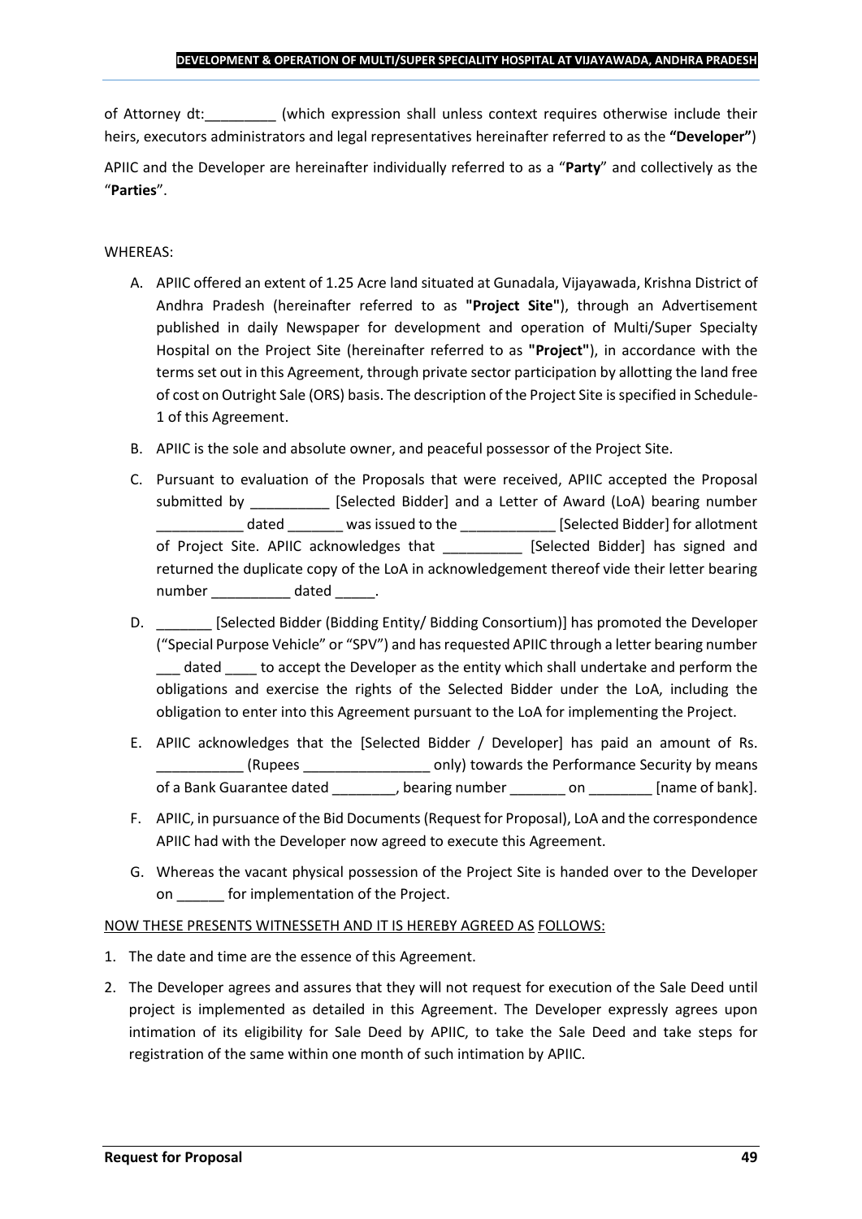of Attorney dt:_________ (which expression shall unless context requires otherwise include their heirs, executors administrators and legal representatives hereinafter referred to as the **"Developer"**)

APIIC and the Developer are hereinafter individually referred to as a "**Party**" and collectively as the "**Parties**".

WHEREAS:

A. APIIC offered an extent of 1.25 Acre land situated at Gunadala, Vijayawada, Krishna District of Andhra Pradesh (hereinafter referred to as **"Project Site"**), through an Advertisement published in daily Newspaper for development and operation of Multi/Super Specialty Hospital on the Project Site (hereinafter referred to as **"Project"**), in accordance with the terms set out in this Agreement, through private sector participation by allotting the land free of cost on Outright Sale (ORS) basis. The description of the Project Site is specified in Schedule-1 of this Agreement.

B. APIIC is the sole and absolute owner, and peaceful possessor of the Project Site.

C. Pursuant to evaluation of the Proposals that were received, APIIC accepted the Proposal submitted by __________ [Selected Bidder] and a Letter of Award (LoA) bearing number ___________ dated _______ was issued to the ____________ [Selected Bidder] for allotment of Project Site. APIIC acknowledges that __________ [Selected Bidder] has signed and returned the duplicate copy of the LoA in acknowledgement thereof vide their letter bearing number __________ dated _____.

D. _______ [Selected Bidder (Bidding Entity/ Bidding Consortium)] has promoted the Developer ("Special Purpose Vehicle" or "SPV") and has requested APIIC through a letter bearing number ___ dated ____ to accept the Developer as the entity which shall undertake and perform the obligations and exercise the rights of the Selected Bidder under the LoA, including the obligation to enter into this Agreement pursuant to the LoA for implementing the Project.

E. APIIC acknowledges that the [Selected Bidder / Developer] has paid an amount of Rs. ___________ (Rupees ________________ only) towards the Performance Security by means of a Bank Guarantee dated ________, bearing number _______ on ________ [name of bank].

F. APIIC, in pursuance of the Bid Documents (Request for Proposal), LoA and the correspondence APIIC had with the Developer now agreed to execute this Agreement.

G. Whereas the vacant physical possession of the Project Site is handed over to the Developer on ______ for implementation of the Project.

NOW THESE PRESENTS WITNESSETH AND IT IS HEREBY AGREED AS FOLLOWS:

1. The date and time are the essence of this Agreement.

2. The Developer agrees and assures that they will not request for execution of the Sale Deed until project is implemented as detailed in this Agreement. The Developer expressly agrees upon intimation of its eligibility for Sale Deed by APIIC, to take the Sale Deed and take steps for registration of the same within one month of such intimation by APIIC.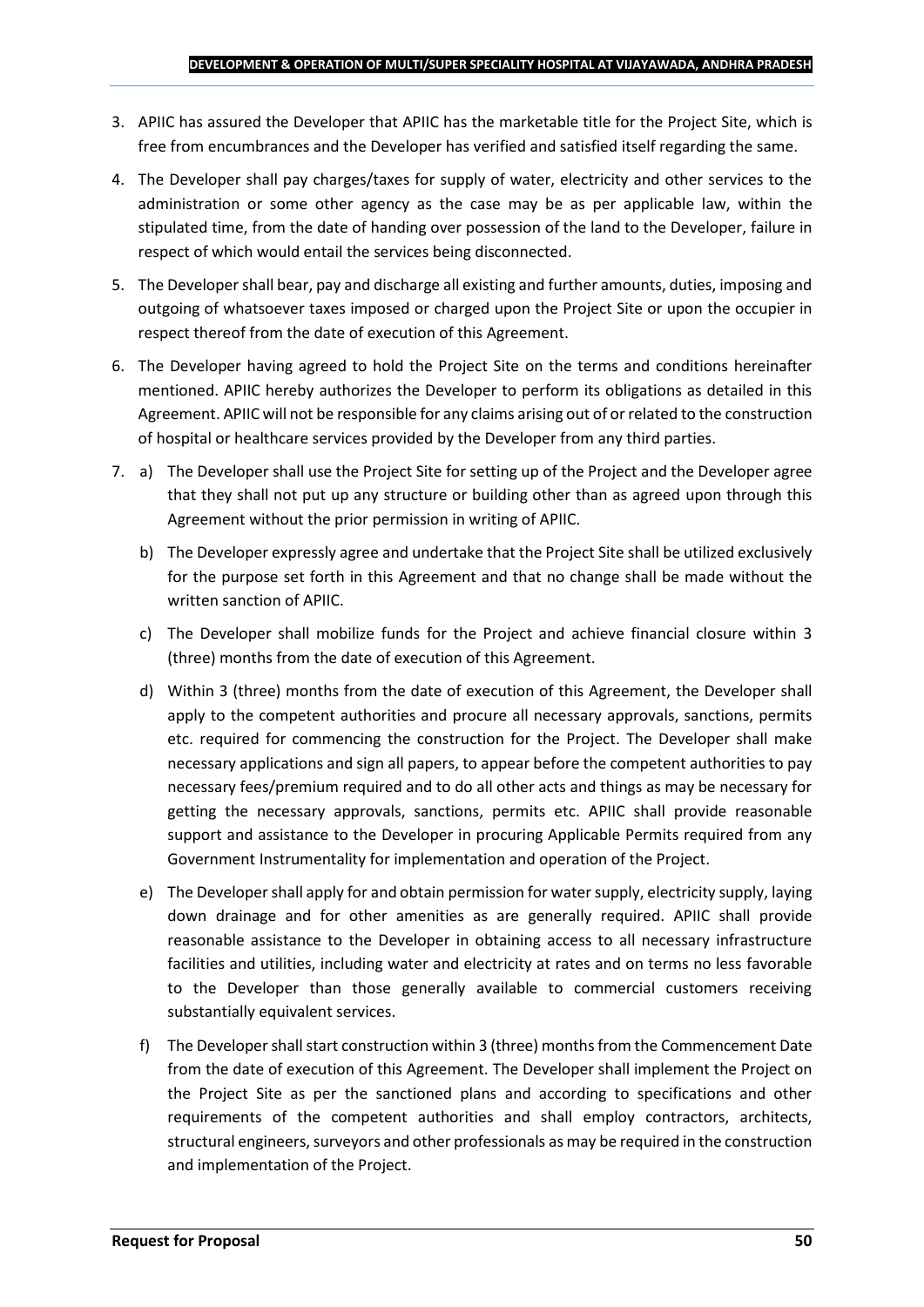3. APIIC has assured the Developer that APIIC has the marketable title for the Project Site, which is free from encumbrances and the Developer has verified and satisfied itself regarding the same.

4. The Developer shall pay charges/taxes for supply of water, electricity and other services to the administration or some other agency as the case may be as per applicable law, within the stipulated time, from the date of handing over possession of the land to the Developer, failure in respect of which would entail the services being disconnected.

5. The Developer shall bear, pay and discharge all existing and further amounts, duties, imposing and outgoing of whatsoever taxes imposed or charged upon the Project Site or upon the occupier in respect thereof from the date of execution of this Agreement.

6. The Developer having agreed to hold the Project Site on the terms and conditions hereinafter mentioned. APIIC hereby authorizes the Developer to perform its obligations as detailed in this Agreement. APIIC will not be responsible for any claims arising out of or related to the construction of hospital or healthcare services provided by the Developer from any third parties.

7. a) The Developer shall use the Project Site for setting up of the Project and the Developer agree that they shall not put up any structure or building other than as agreed upon through this Agreement without the prior permission in writing of APIIC.

   b) The Developer expressly agree and undertake that the Project Site shall be utilized exclusively for the purpose set forth in this Agreement and that no change shall be made without the written sanction of APIIC.

   c) The Developer shall mobilize funds for the Project and achieve financial closure within 3 (three) months from the date of execution of this Agreement.

   d) Within 3 (three) months from the date of execution of this Agreement, the Developer shall apply to the competent authorities and procure all necessary approvals, sanctions, permits etc. required for commencing the construction for the Project. The Developer shall make necessary applications and sign all papers, to appear before the competent authorities to pay necessary fees/premium required and to do all other acts and things as may be necessary for getting the necessary approvals, sanctions, permits etc. APIIC shall provide reasonable support and assistance to the Developer in procuring Applicable Permits required from any Government Instrumentality for implementation and operation of the Project.

   e) The Developer shall apply for and obtain permission for water supply, electricity supply, laying down drainage and for other amenities as are generally required. APIIC shall provide reasonable assistance to the Developer in obtaining access to all necessary infrastructure facilities and utilities, including water and electricity at rates and on terms no less favorable to the Developer than those generally available to commercial customers receiving substantially equivalent services.

   f) The Developer shall start construction within 3 (three) months from the Commencement Date from the date of execution of this Agreement. The Developer shall implement the Project on the Project Site as per the sanctioned plans and according to specifications and other requirements of the competent authorities and shall employ contractors, architects, structural engineers, surveyors and other professionals as may be required in the construction and implementation of the Project.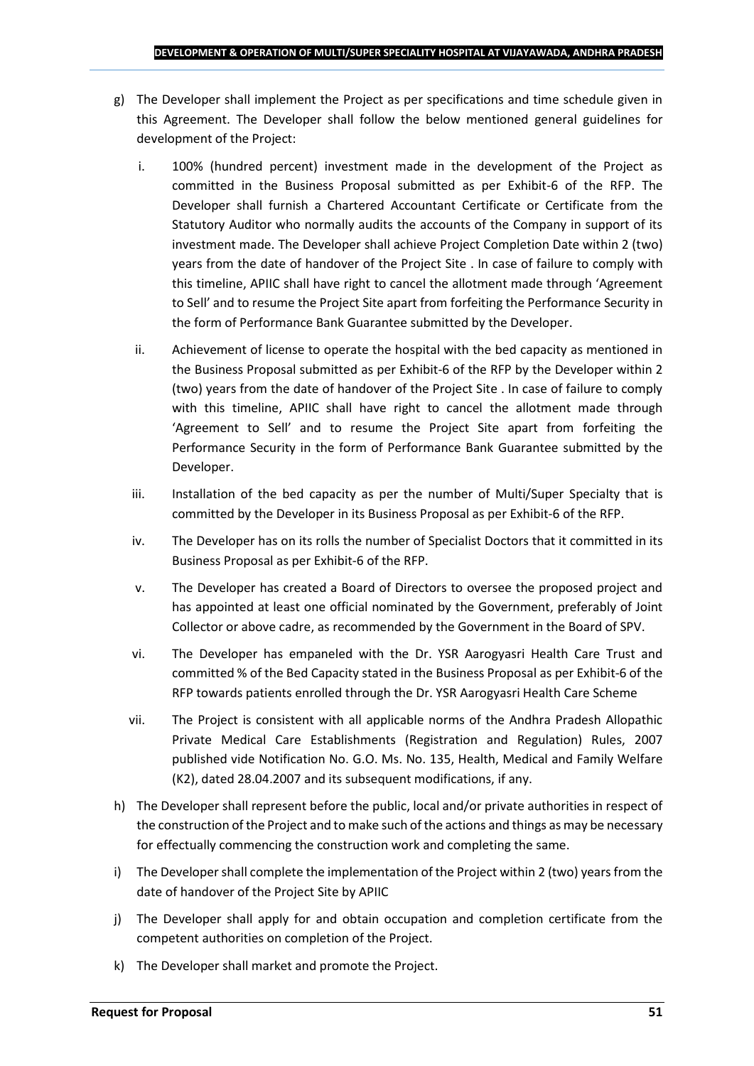g) The Developer shall implement the Project as per specifications and time schedule given in this Agreement. The Developer shall follow the below mentioned general guidelines for development of the Project:

   i. 100% (hundred percent) investment made in the development of the Project as committed in the Business Proposal submitted as per Exhibit-6 of the RFP. The Developer shall furnish a Chartered Accountant Certificate or Certificate from the Statutory Auditor who normally audits the accounts of the Company in support of its investment made. The Developer shall achieve Project Completion Date within 2 (two) years from the date of handover of the Project Site . In case of failure to comply with this timeline, APIIC shall have right to cancel the allotment made through 'Agreement to Sell' and to resume the Project Site apart from forfeiting the Performance Security in the form of Performance Bank Guarantee submitted by the Developer.

   ii. Achievement of license to operate the hospital with the bed capacity as mentioned in the Business Proposal submitted as per Exhibit-6 of the RFP by the Developer within 2 (two) years from the date of handover of the Project Site . In case of failure to comply with this timeline, APIIC shall have right to cancel the allotment made through 'Agreement to Sell' and to resume the Project Site apart from forfeiting the Performance Security in the form of Performance Bank Guarantee submitted by the Developer.

   iii. Installation of the bed capacity as per the number of Multi/Super Specialty that is committed by the Developer in its Business Proposal as per Exhibit-6 of the RFP.

   iv. The Developer has on its rolls the number of Specialist Doctors that it committed in its Business Proposal as per Exhibit-6 of the RFP.

   v. The Developer has created a Board of Directors to oversee the proposed project and has appointed at least one official nominated by the Government, preferably of Joint Collector or above cadre, as recommended by the Government in the Board of SPV.

   vi. The Developer has empaneled with the Dr. YSR Aarogyasri Health Care Trust and committed % of the Bed Capacity stated in the Business Proposal as per Exhibit-6 of the RFP towards patients enrolled through the Dr. YSR Aarogyasri Health Care Scheme

   vii. The Project is consistent with all applicable norms of the Andhra Pradesh Allopathic Private Medical Care Establishments (Registration and Regulation) Rules, 2007 published vide Notification No. G.O. Ms. No. 135, Health, Medical and Family Welfare (K2), dated 28.04.2007 and its subsequent modifications, if any.

h) The Developer shall represent before the public, local and/or private authorities in respect of the construction of the Project and to make such of the actions and things as may be necessary for effectually commencing the construction work and completing the same.

i) The Developer shall complete the implementation of the Project within 2 (two) years from the date of handover of the Project Site by APIIC

j) The Developer shall apply for and obtain occupation and completion certificate from the competent authorities on completion of the Project.

k) The Developer shall market and promote the Project.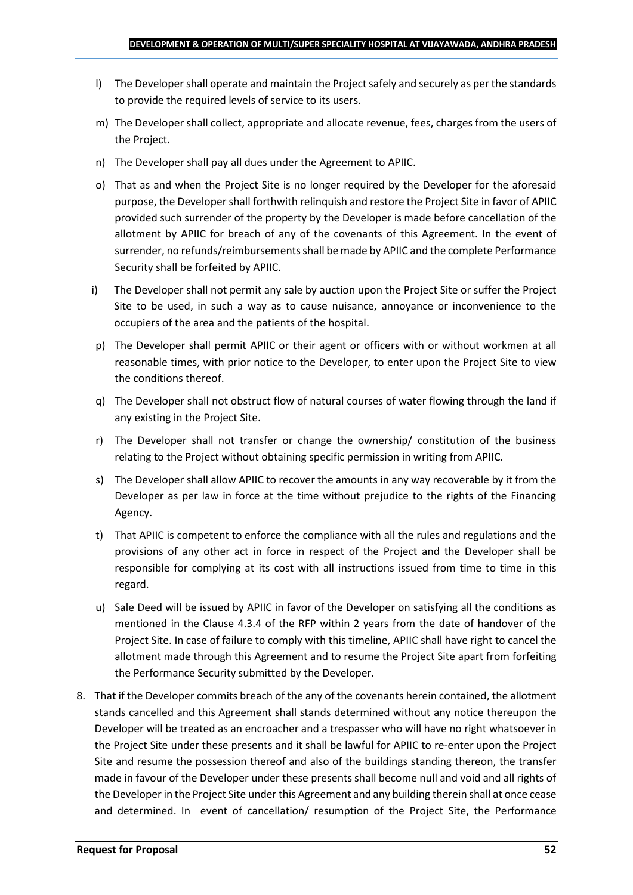l) The Developer shall operate and maintain the Project safely and securely as per the standards to provide the required levels of service to its users.

m) The Developer shall collect, appropriate and allocate revenue, fees, charges from the users of the Project.

n) The Developer shall pay all dues under the Agreement to APIIC.

o) That as and when the Project Site is no longer required by the Developer for the aforesaid purpose, the Developer shall forthwith relinquish and restore the Project Site in favor of APIIC provided such surrender of the property by the Developer is made before cancellation of the allotment by APIIC for breach of any of the covenants of this Agreement. In the event of surrender, no refunds/reimbursements shall be made by APIIC and the complete Performance Security shall be forfeited by APIIC.

i) The Developer shall not permit any sale by auction upon the Project Site or suffer the Project Site to be used, in such a way as to cause nuisance, annoyance or inconvenience to the occupiers of the area and the patients of the hospital.

p) The Developer shall permit APIIC or their agent or officers with or without workmen at all reasonable times, with prior notice to the Developer, to enter upon the Project Site to view the conditions thereof.

q) The Developer shall not obstruct flow of natural courses of water flowing through the land if any existing in the Project Site.

r) The Developer shall not transfer or change the ownership/ constitution of the business relating to the Project without obtaining specific permission in writing from APIIC.

s) The Developer shall allow APIIC to recover the amounts in any way recoverable by it from the Developer as per law in force at the time without prejudice to the rights of the Financing Agency.

t) That APIIC is competent to enforce the compliance with all the rules and regulations and the provisions of any other act in force in respect of the Project and the Developer shall be responsible for complying at its cost with all instructions issued from time to time in this regard.

u) Sale Deed will be issued by APIIC in favor of the Developer on satisfying all the conditions as mentioned in the Clause 4.3.4 of the RFP within 2 years from the date of handover of the Project Site. In case of failure to comply with this timeline, APIIC shall have right to cancel the allotment made through this Agreement and to resume the Project Site apart from forfeiting the Performance Security submitted by the Developer.

8. That if the Developer commits breach of the any of the covenants herein contained, the allotment stands cancelled and this Agreement shall stands determined without any notice thereupon the Developer will be treated as an encroacher and a trespasser who will have no right whatsoever in the Project Site under these presents and it shall be lawful for APIIC to re-enter upon the Project Site and resume the possession thereof and also of the buildings standing thereon, the transfer made in favour of the Developer under these presents shall become null and void and all rights of the Developer in the Project Site under this Agreement and any building therein shall at once cease and determined. In event of cancellation/ resumption of the Project Site, the Performance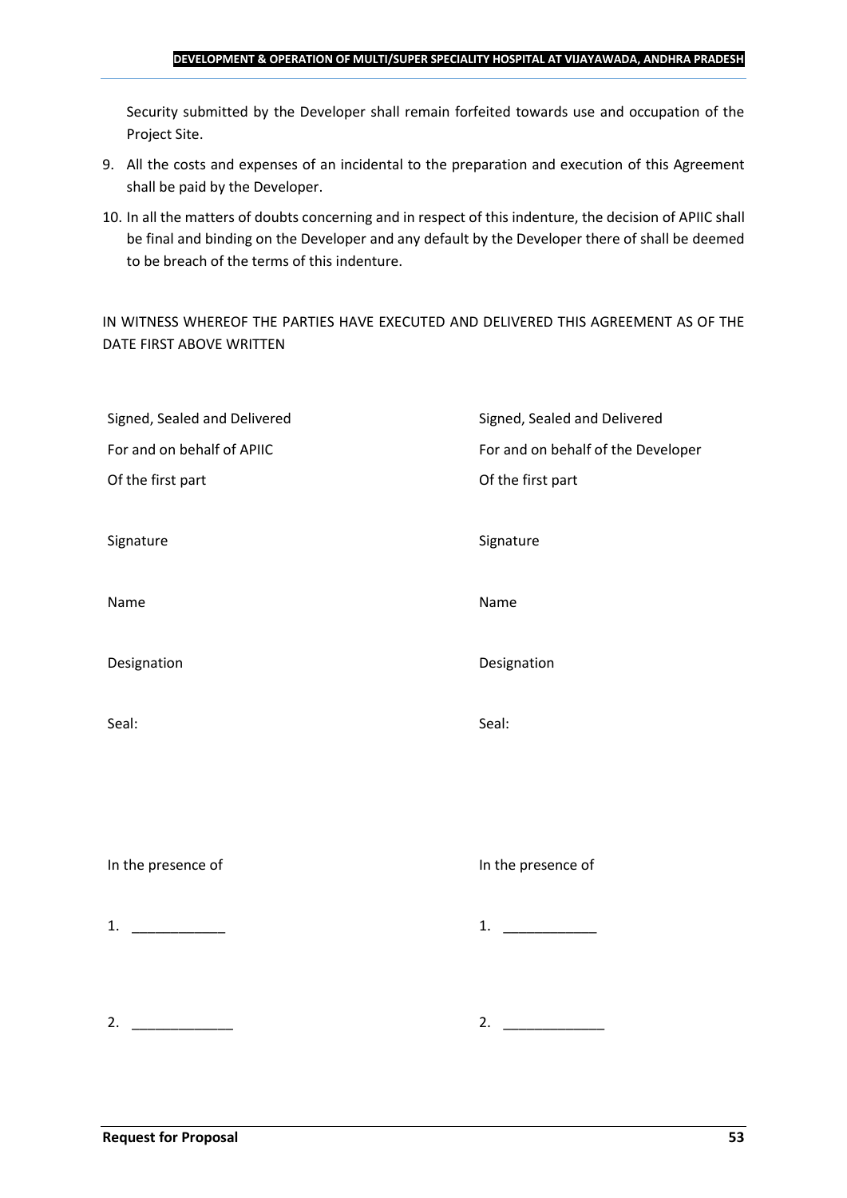Security submitted by the Developer shall remain forfeited towards use and occupation of the Project Site.

9. All the costs and expenses of an incidental to the preparation and execution of this Agreement shall be paid by the Developer.
10. In all the matters of doubts concerning and in respect of this indenture, the decision of APIIC shall be final and binding on the Developer and any default by the Developer there of shall be deemed to be breach of the terms of this indenture.

IN WITNESS WHEREOF THE PARTIES HAVE EXECUTED AND DELIVERED THIS AGREEMENT AS OF THE DATE FIRST ABOVE WRITTEN

| | |
|---|---|
| Signed, Sealed and Delivered | Signed, Sealed and Delivered |
| For and on behalf of APIIC | For and on behalf of the Developer |
| Of the first part | Of the first part |
| Signature | Signature |
| Name | Name |
| Designation | Designation |
| Seal: | Seal: |
| In the presence of | In the presence of |
| 1. ____________ | 1. ____________ |
| 2. _____________ | 2. _____________ |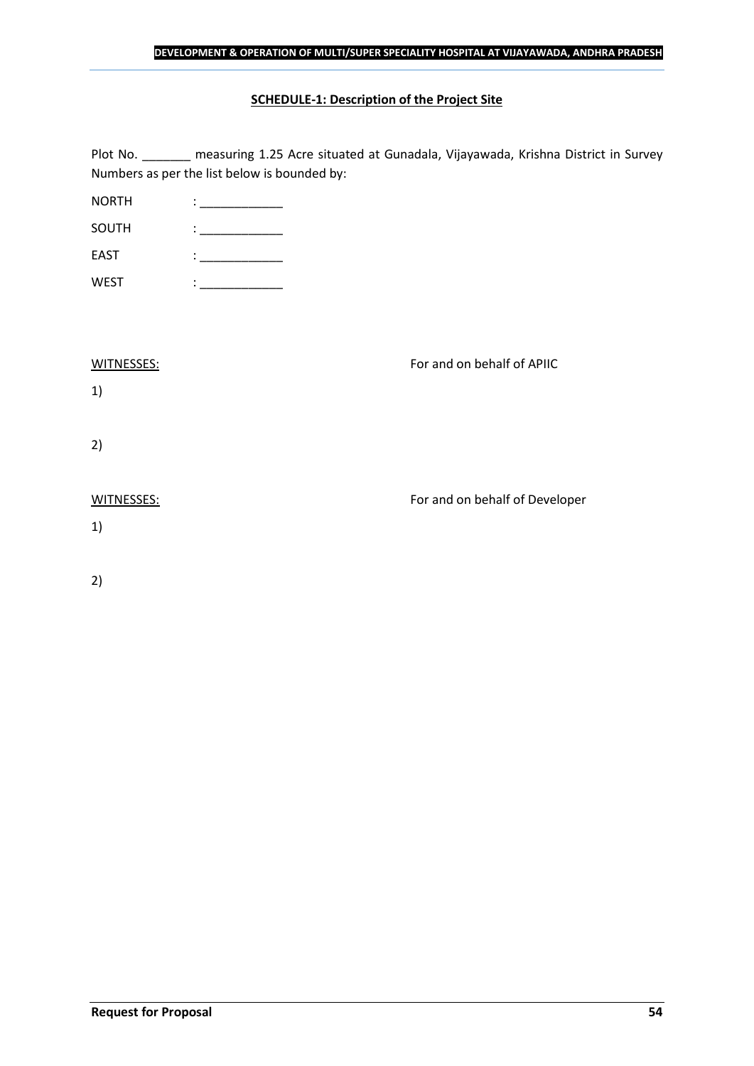**SCHEDULE-1: Description of the Project Site**

Plot No. _______ measuring 1.25 Acre situated at Gunadala, Vijayawada, Krishna District in Survey Numbers as per the list below is bounded by:

NORTH : ____________

SOUTH : ____________

EAST : ____________

WEST : ____________

WITNESSES: For and on behalf of APIIC

1)

2)

WITNESSES: For and on behalf of Developer

1)

2)